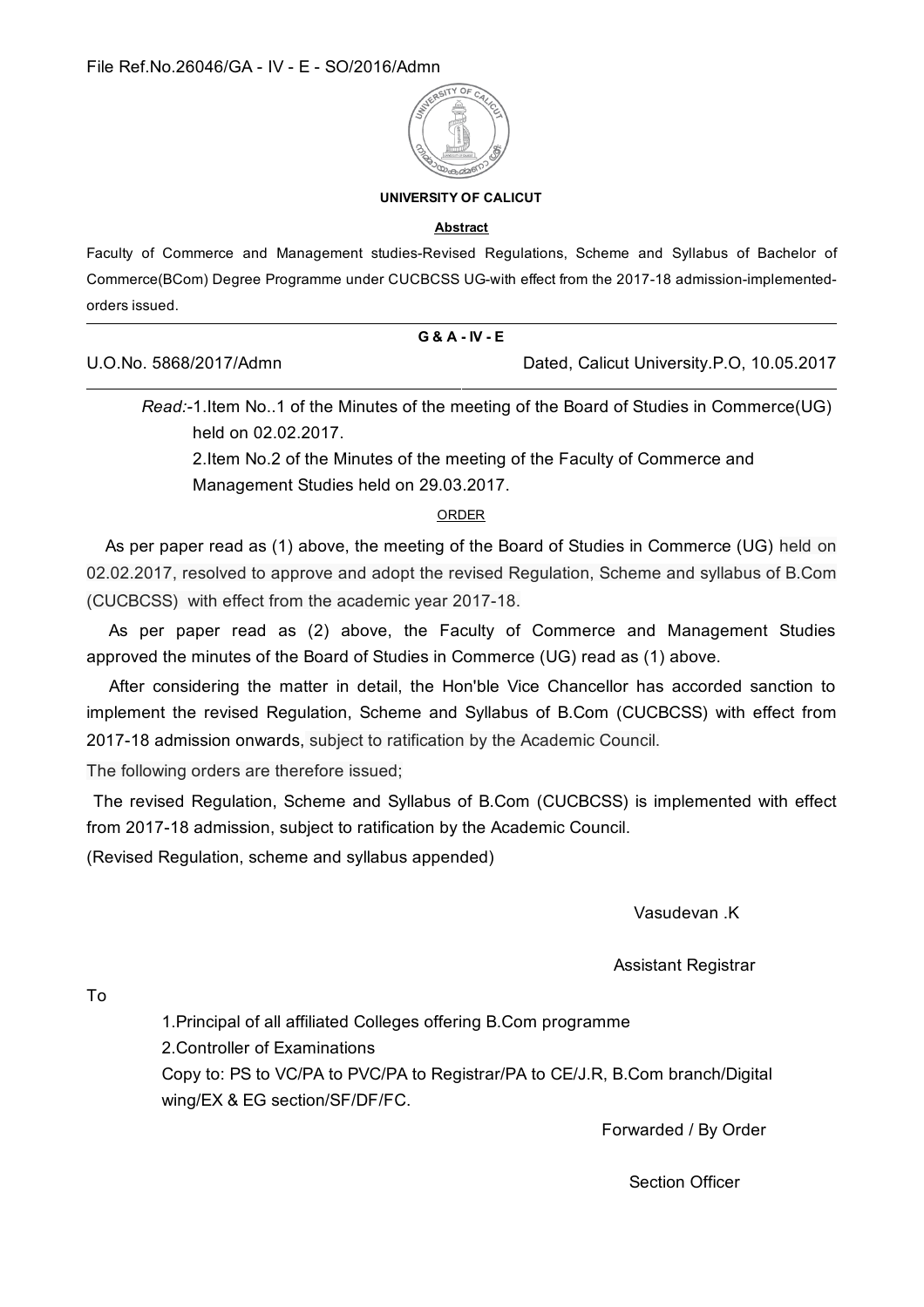File Ref.No.26046/GA - IV - E - SO/2016/Admn

**UNIVERSITY OF CALICUT**

**Abstract**

Faculty of Commerce and Management studies-Revised Regulations, Scheme and Syllabus of Bachelor of Commerce(BCom) Degree Programme under CUCBCSS UG-with effect from the 2017-18 admission-implemented-orders issued.

**G & A - IV - E**

U.O.No. 5868/2017/Admn                                        Dated, Calicut University.P.O, 10.05.2017

*Read:*-1.Item No..1 of the Minutes of the meeting of the Board of Studies in Commerce(UG) held on 02.02.2017.

2.Item No.2 of the Minutes of the meeting of the Faculty of Commerce and Management Studies held on 29.03.2017.

ORDER

As per paper read as (1) above, the meeting of the Board of Studies in Commerce (UG) held on 02.02.2017, resolved to approve and adopt the revised Regulation, Scheme and syllabus of B.Com (CUCBCSS) with effect from the academic year 2017-18.

As per paper read as (2) above, the Faculty of Commerce and Management Studies approved the minutes of the Board of Studies in Commerce (UG) read as (1) above.

After considering the matter in detail, the Hon'ble Vice Chancellor has accorded sanction to implement the revised Regulation, Scheme and Syllabus of B.Com (CUCBCSS) with effect from 2017-18 admission onwards, subject to ratification by the Academic Council.

The following orders are therefore issued;

The revised Regulation, Scheme and Syllabus of B.Com (CUCBCSS) is implemented with effect from 2017-18 admission, subject to ratification by the Academic Council.

(Revised Regulation, scheme and syllabus appended)

Vasudevan .K

Assistant Registrar

To

1.Principal of all affiliated Colleges offering B.Com programme

2.Controller of Examinations

Copy to: PS to VC/PA to PVC/PA to Registrar/PA to CE/J.R, B.Com branch/Digital wing/EX & EG section/SF/DF/FC.

Forwarded / By Order

Section Officer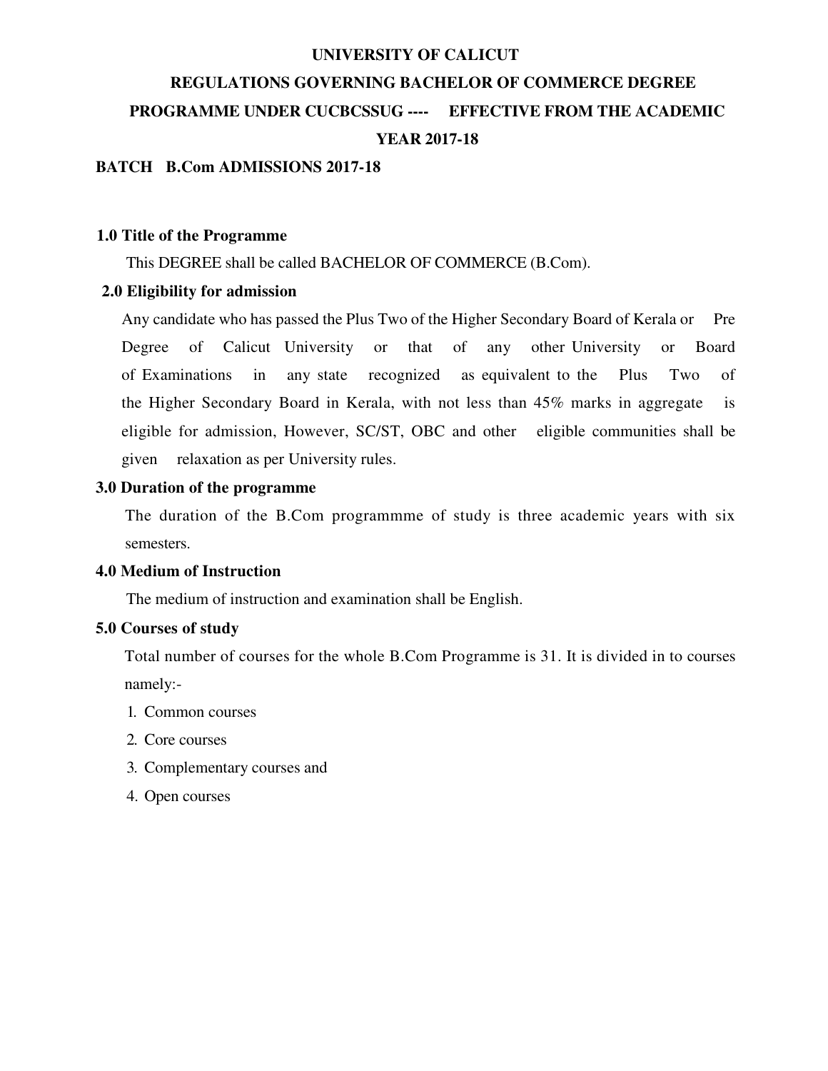# UNIVERSITY OF CALICUT

## REGULATIONS GOVERNING BACHELOR OF COMMERCE DEGREE PROGRAMME UNDER CUCBCSSUG ---- EFFECTIVE FROM THE ACADEMIC YEAR 2017-18

**BATCH B.Com ADMISSIONS 2017-18**

### 1.0 Title of the Programme

This DEGREE shall be called BACHELOR OF COMMERCE (B.Com).

### 2.0 Eligibility for admission

Any candidate who has passed the Plus Two of the Higher Secondary Board of Kerala or Pre Degree of Calicut University or that of any other University or Board of Examinations in any state recognized as equivalent to the Plus Two of the Higher Secondary Board in Kerala, with not less than 45% marks in aggregate is eligible for admission, However, SC/ST, OBC and other eligible communities shall be given relaxation as per University rules.

### 3.0 Duration of the programme

The duration of the B.Com programmme of study is three academic years with six semesters.

### 4.0 Medium of Instruction

The medium of instruction and examination shall be English.

### 5.0 Courses of study

Total number of courses for the whole B.Com Programme is 31. It is divided in to courses namely:-

1. Common courses
2. Core courses
3. Complementary courses and
4. Open courses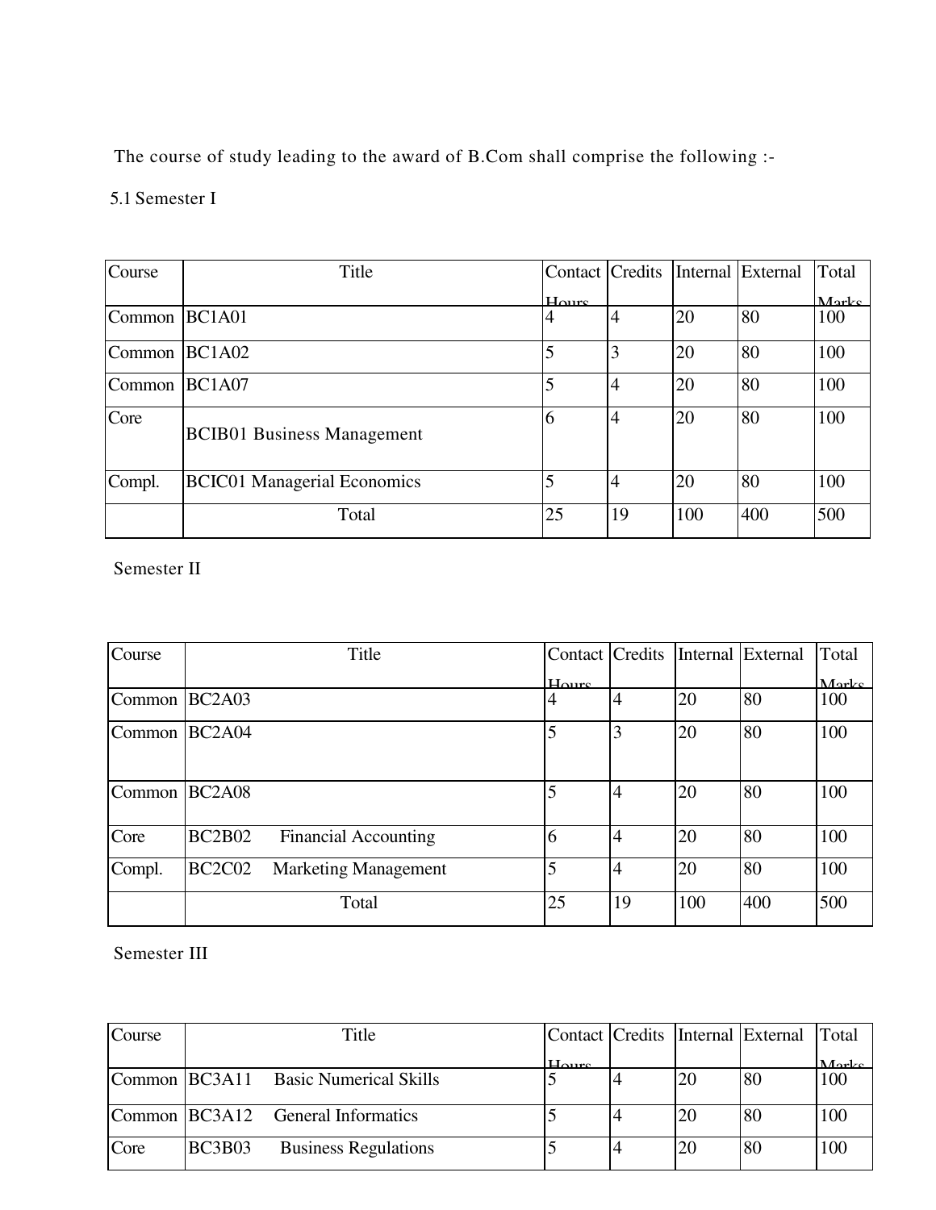The course of study leading to the award of B.Com shall comprise the following :-

5.1 Semester I

| Course | Title | Contact Hours | Credits | Internal | External | Total Marks |
|---|---|---|---|---|---|---|
| Common | BC1A01 | 4 | 4 | 20 | 80 | 100 |
| Common | BC1A02 | 5 | 3 | 20 | 80 | 100 |
| Common | BC1A07 | 5 | 4 | 20 | 80 | 100 |
| Core | BCIB01 Business Management | 6 | 4 | 20 | 80 | 100 |
| Compl. | BCIC01 Managerial Economics | 5 | 4 | 20 | 80 | 100 |
| | Total | 25 | 19 | 100 | 400 | 500 |

Semester II

| Course | Title | Contact Hours | Credits | Internal | External | Total Marks |
|---|---|---|---|---|---|---|
| Common | BC2A03 | 4 | 4 | 20 | 80 | 100 |
| Common | BC2A04 | 5 | 3 | 20 | 80 | 100 |
| Common | BC2A08 | 5 | 4 | 20 | 80 | 100 |
| Core | BC2B02 Financial Accounting | 6 | 4 | 20 | 80 | 100 |
| Compl. | BC2C02 Marketing Management | 5 | 4 | 20 | 80 | 100 |
| | Total | 25 | 19 | 100 | 400 | 500 |

Semester III

| Course | Title | Contact Hours | Credits | Internal | External | Total Marks |
|---|---|---|---|---|---|---|
| Common | BC3A11 Basic Numerical Skills | 5 | 4 | 20 | 80 | 100 |
| Common | BC3A12 General Informatics | 5 | 4 | 20 | 80 | 100 |
| Core | BC3B03 Business Regulations | 5 | 4 | 20 | 80 | 100 |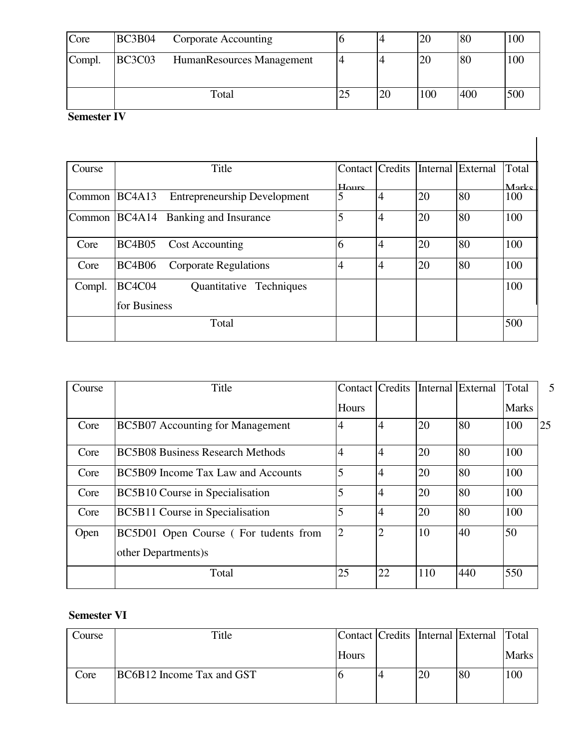| Core | BC3B04 Corporate Accounting | 6 | 4 | 20 | 80 | 100 |
|---|---|---|---|---|---|---|
| Compl. | BC3C03 HumanResources Management | 4 | 4 | 20 | 80 | 100 |
| | Total | 25 | 20 | 100 | 400 | 500 |

**Semester IV**

| Course | Title | Contact Hours | Credits | Internal | External | Total Marks |
|---|---|---|---|---|---|---|
| Common | BC4A13 Entrepreneurship Development | 5 | 4 | 20 | 80 | 100 |
| Common | BC4A14 Banking and Insurance | 5 | 4 | 20 | 80 | 100 |
| Core | BC4B05 Cost Accounting | 6 | 4 | 20 | 80 | 100 |
| Core | BC4B06 Corporate Regulations | 4 | 4 | 20 | 80 | 100 |
| Compl. | BC4C04 Quantitative Techniques for Business | | | | | 100 |
| | Total | | | | | 500 |

| Course | Title | Contact Hours | Credits | Internal | External | Total Marks |
|---|---|---|---|---|---|---|
| Core | BC5B07 Accounting for Management | 4 | 4 | 20 | 80 | 100 |
| Core | BC5B08 Business Research Methods | 4 | 4 | 20 | 80 | 100 |
| Core | BC5B09 Income Tax Law and Accounts | 5 | 4 | 20 | 80 | 100 |
| Core | BC5B10 Course in Specialisation | 5 | 4 | 20 | 80 | 100 |
| Core | BC5B11 Course in Specialisation | 5 | 4 | 20 | 80 | 100 |
| Open | BC5D01 Open Course ( For tudents from other Departments)s | 2 | 2 | 10 | 40 | 50 |
| | Total | 25 | 22 | 110 | 440 | 550 |

**Semester VI**

| Course | Title | Contact Hours | Credits | Internal | External | Total Marks |
|---|---|---|---|---|---|---|
| Core | BC6B12 Income Tax and GST | 6 | 4 | 20 | 80 | 100 |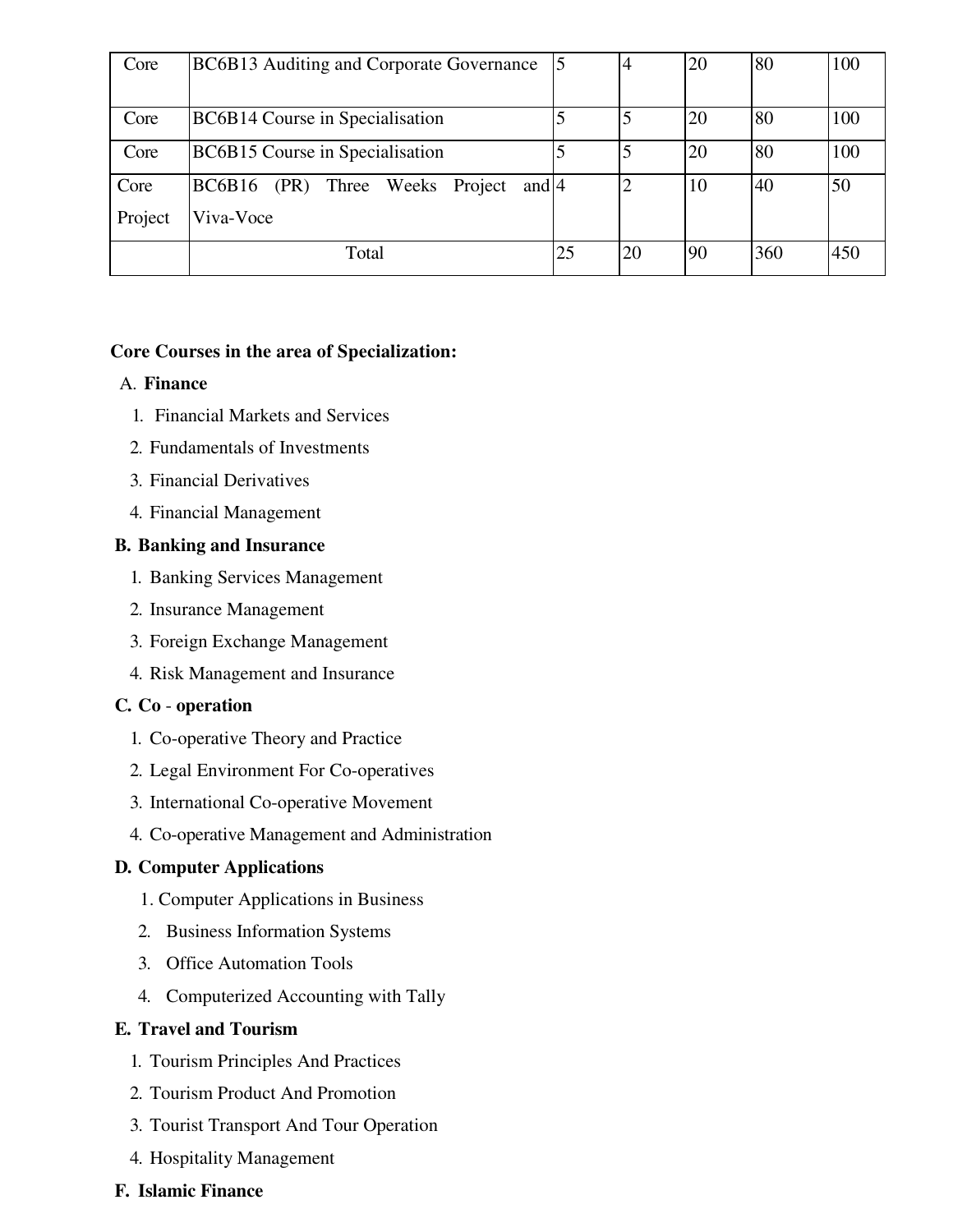| Core | BC6B13 Auditing and Corporate Governance | 5 | 4 | 20 | 80 | 100 |
|---|---|---|---|---|---|---|
| Core | BC6B14 Course in Specialisation | 5 | 5 | 20 | 80 | 100 |
| Core | BC6B15 Course in Specialisation | 5 | 5 | 20 | 80 | 100 |
| Core Project | BC6B16 (PR) Three Weeks Project and Viva-Voce | 4 | 2 | 10 | 40 | 50 |
| | Total | 25 | 20 | 90 | 360 | 450 |

**Core Courses in the area of Specialization:**

A. **Finance**

1. Financial Markets and Services
2. Fundamentals of Investments
3. Financial Derivatives
4. Financial Management

**B. Banking and Insurance**

1. Banking Services Management
2. Insurance Management
3. Foreign Exchange Management
4. Risk Management and Insurance

**C. Co - operation**

1. Co-operative Theory and Practice
2. Legal Environment For Co-operatives
3. International Co-operative Movement
4. Co-operative Management and Administration

**D. Computer Applications**

1. Computer Applications in Business
2. Business Information Systems
3. Office Automation Tools
4. Computerized Accounting with Tally

**E. Travel and Tourism**

1. Tourism Principles And Practices
2. Tourism Product And Promotion
3. Tourist Transport And Tour Operation
4. Hospitality Management

**F. Islamic Finance**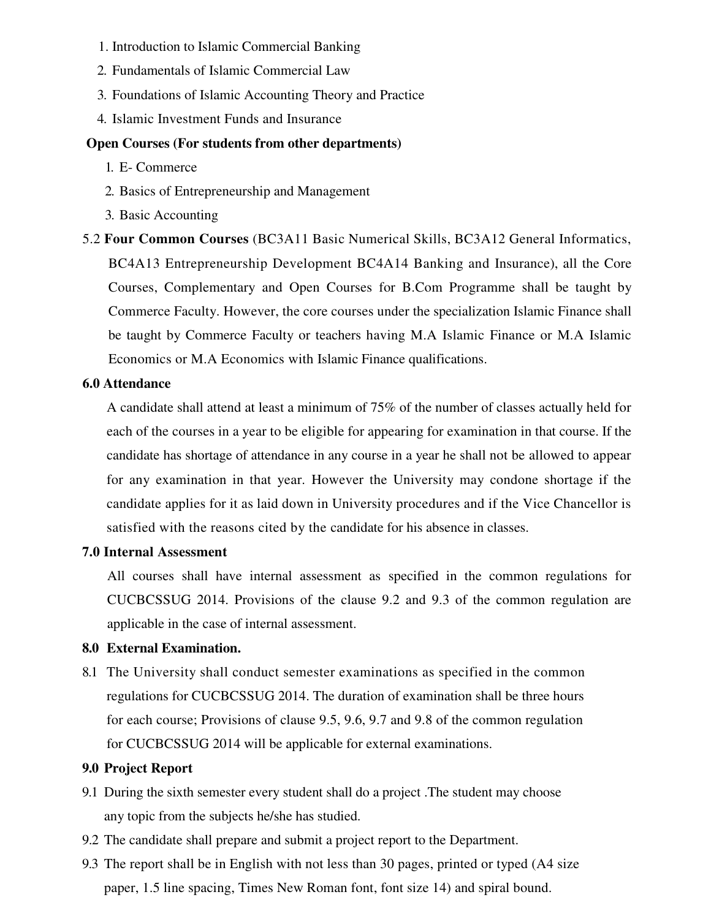1. Introduction to Islamic Commercial Banking
2. Fundamentals of Islamic Commercial Law
3. Foundations of Islamic Accounting Theory and Practice
4. Islamic Investment Funds and Insurance

**Open Courses (For students from other departments)**

1. E- Commerce
2. Basics of Entrepreneurship and Management
3. Basic Accounting

5.2 **Four Common Courses** (BC3A11 Basic Numerical Skills, BC3A12 General Informatics, BC4A13 Entrepreneurship Development BC4A14 Banking and Insurance), all the Core Courses, Complementary and Open Courses for B.Com Programme shall be taught by Commerce Faculty. However, the core courses under the specialization Islamic Finance shall be taught by Commerce Faculty or teachers having M.A Islamic Finance or M.A Islamic Economics or M.A Economics with Islamic Finance qualifications.

**6.0 Attendance**

A candidate shall attend at least a minimum of 75% of the number of classes actually held for each of the courses in a year to be eligible for appearing for examination in that course. If the candidate has shortage of attendance in any course in a year he shall not be allowed to appear for any examination in that year. However the University may condone shortage if the candidate applies for it as laid down in University procedures and if the Vice Chancellor is satisfied with the reasons cited by the candidate for his absence in classes.

**7.0 Internal Assessment**

All courses shall have internal assessment as specified in the common regulations for CUCBCSSUG 2014. Provisions of the clause 9.2 and 9.3 of the common regulation are applicable in the case of internal assessment.

**8.0 External Examination.**

8.1 The University shall conduct semester examinations as specified in the common regulations for CUCBCSSUG 2014. The duration of examination shall be three hours for each course; Provisions of clause 9.5, 9.6, 9.7 and 9.8 of the common regulation for CUCBCSSUG 2014 will be applicable for external examinations.

**9.0 Project Report**

9.1 During the sixth semester every student shall do a project .The student may choose any topic from the subjects he/she has studied.

9.2 The candidate shall prepare and submit a project report to the Department.

9.3 The report shall be in English with not less than 30 pages, printed or typed (A4 size paper, 1.5 line spacing, Times New Roman font, font size 14) and spiral bound.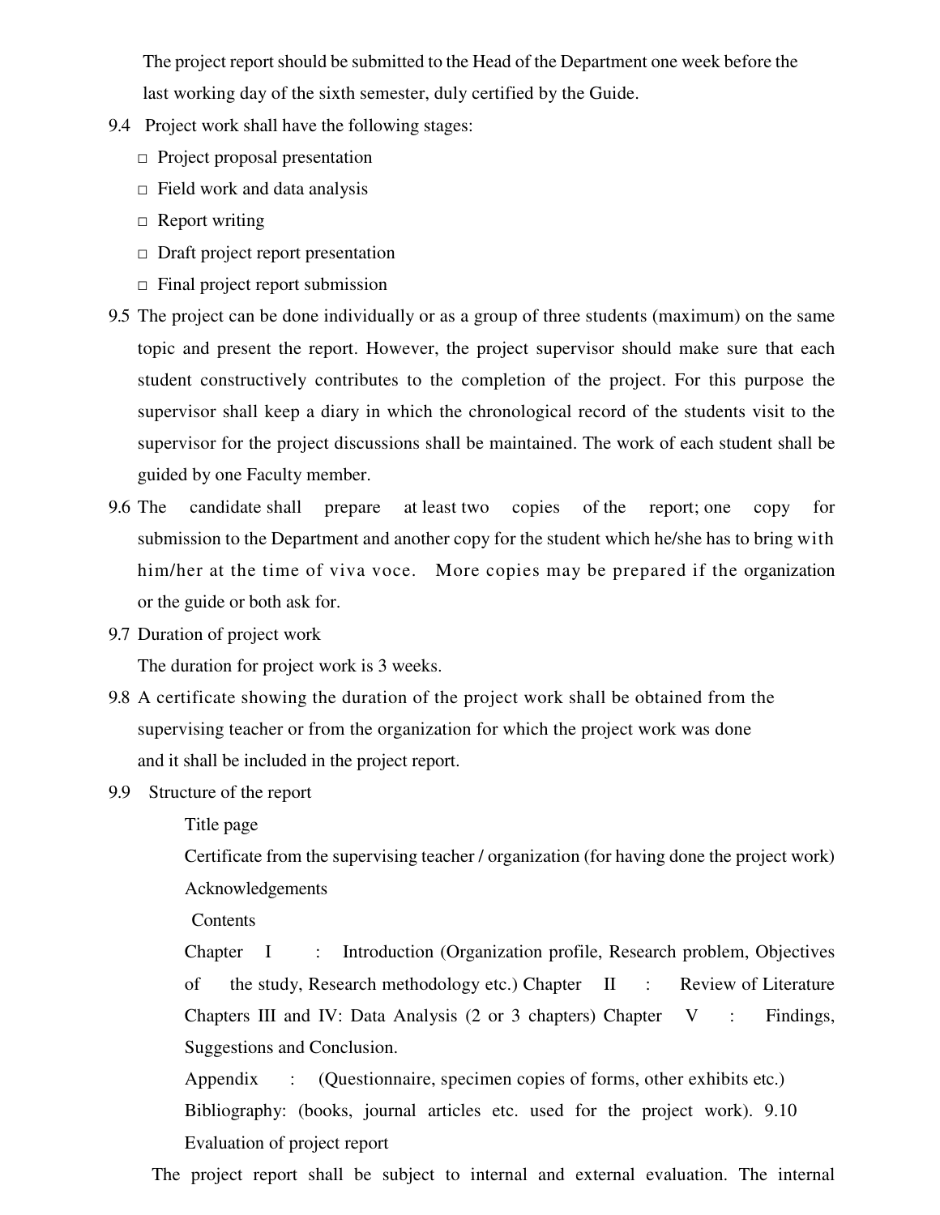The project report should be submitted to the Head of the Department one week before the last working day of the sixth semester, duly certified by the Guide.

9.4 Project work shall have the following stages:

- □ Project proposal presentation
- □ Field work and data analysis
- □ Report writing
- □ Draft project report presentation
- □ Final project report submission

9.5 The project can be done individually or as a group of three students (maximum) on the same topic and present the report. However, the project supervisor should make sure that each student constructively contributes to the completion of the project. For this purpose the supervisor shall keep a diary in which the chronological record of the students visit to the supervisor for the project discussions shall be maintained. The work of each student shall be guided by one Faculty member.

9.6 The candidate shall prepare at least two copies of the report; one copy for submission to the Department and another copy for the student which he/she has to bring with him/her at the time of viva voce. More copies may be prepared if the organization or the guide or both ask for.

9.7 Duration of project work

The duration for project work is 3 weeks.

9.8 A certificate showing the duration of the project work shall be obtained from the supervising teacher or from the organization for which the project work was done and it shall be included in the project report.

9.9 Structure of the report

Title page

Certificate from the supervising teacher / organization (for having done the project work)

Acknowledgements

Contents

Chapter I : Introduction (Organization profile, Research problem, Objectives of the study, Research methodology etc.) Chapter II : Review of Literature Chapters III and IV: Data Analysis (2 or 3 chapters) Chapter V : Findings, Suggestions and Conclusion.

Appendix : (Questionnaire, specimen copies of forms, other exhibits etc.)

Bibliography: (books, journal articles etc. used for the project work).

9.10 Evaluation of project report

The project report shall be subject to internal and external evaluation. The internal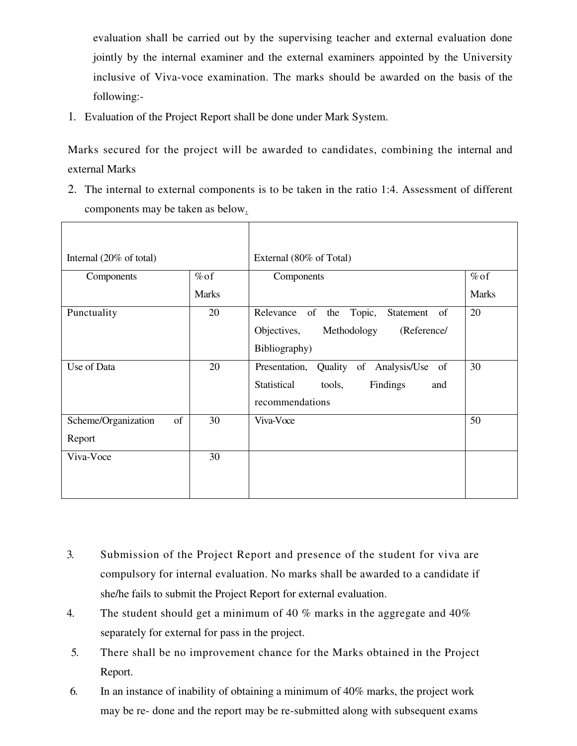evaluation shall be carried out by the supervising teacher and external evaluation done jointly by the internal examiner and the external examiners appointed by the University inclusive of Viva-voce examination. The marks should be awarded on the basis of the following:-

1. Evaluation of the Project Report shall be done under Mark System.

Marks secured for the project will be awarded to candidates, combining the internal and external Marks

2. The internal to external components is to be taken in the ratio 1:4. Assessment of different components may be taken as below.

| Internal (20% of total) | | External (80% of Total) | |
|---|---|---|---|
| Components | % of Marks | Components | % of Marks |
| Punctuality | 20 | Relevance of the Topic, Statement of Objectives, Methodology (Reference/ Bibliography) | 20 |
| Use of Data | 20 | Presentation, Quality of Analysis/Use of Statistical tools, Findings and recommendations | 30 |
| Scheme/Organization of Report | 30 | Viva-Voce | 50 |
| Viva-Voce | 30 | | |

3. Submission of the Project Report and presence of the student for viva are compulsory for internal evaluation. No marks shall be awarded to a candidate if she/he fails to submit the Project Report for external evaluation.
4. The student should get a minimum of 40 % marks in the aggregate and 40% separately for external for pass in the project.
5. There shall be no improvement chance for the Marks obtained in the Project Report.
6. In an instance of inability of obtaining a minimum of 40% marks, the project work may be re- done and the report may be re-submitted along with subsequent exams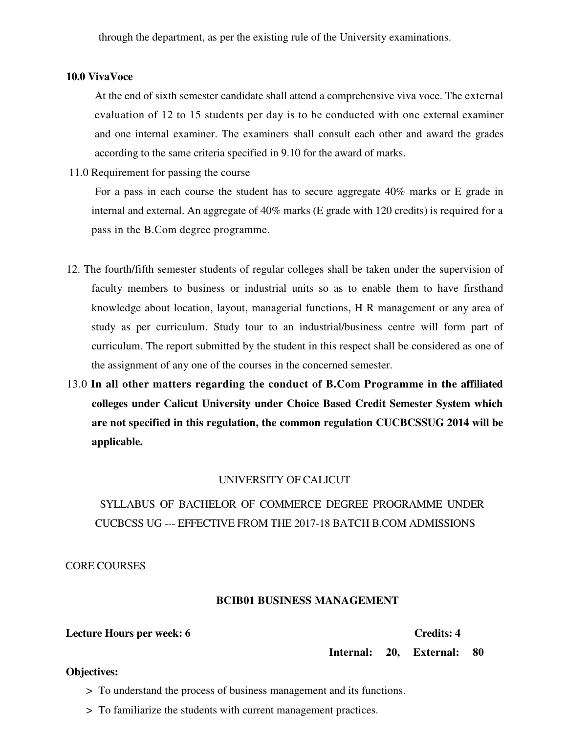through the department, as per the existing rule of the University examinations.

**10.0 VivaVoce**

At the end of sixth semester candidate shall attend a comprehensive viva voce. The external evaluation of 12 to 15 students per day is to be conducted with one external examiner and one internal examiner. The examiners shall consult each other and award the grades according to the same criteria specified in 9.10 for the award of marks.

11.0 Requirement for passing the course

For a pass in each course the student has to secure aggregate 40% marks or E grade in internal and external. An aggregate of 40% marks (E grade with 120 credits) is required for a pass in the B.Com degree programme.

12. The fourth/fifth semester students of regular colleges shall be taken under the supervision of faculty members to business or industrial units so as to enable them to have firsthand knowledge about location, layout, managerial functions, H R management or any area of study as per curriculum. Study tour to an industrial/business centre will form part of curriculum. The report submitted by the student in this respect shall be considered as one of the assignment of any one of the courses in the concerned semester.

13.0 **In all other matters regarding the conduct of B.Com Programme in the affiliated colleges under Calicut University under Choice Based Credit Semester System which are not specified in this regulation, the common regulation CUCBCSSUG 2014 will be applicable.**

UNIVERSITY OF CALICUT

SYLLABUS OF BACHELOR OF COMMERCE DEGREE PROGRAMME UNDER CUCBCSS UG --- EFFECTIVE FROM THE 2017-18 BATCH B.COM ADMISSIONS

CORE COURSES

## BCIB01 BUSINESS MANAGEMENT

**Lecture Hours per week: 6** **Credits: 4**

**Internal: 20, External: 80**

**Objectives:**

> To understand the process of business management and its functions.

> To familiarize the students with current management practices.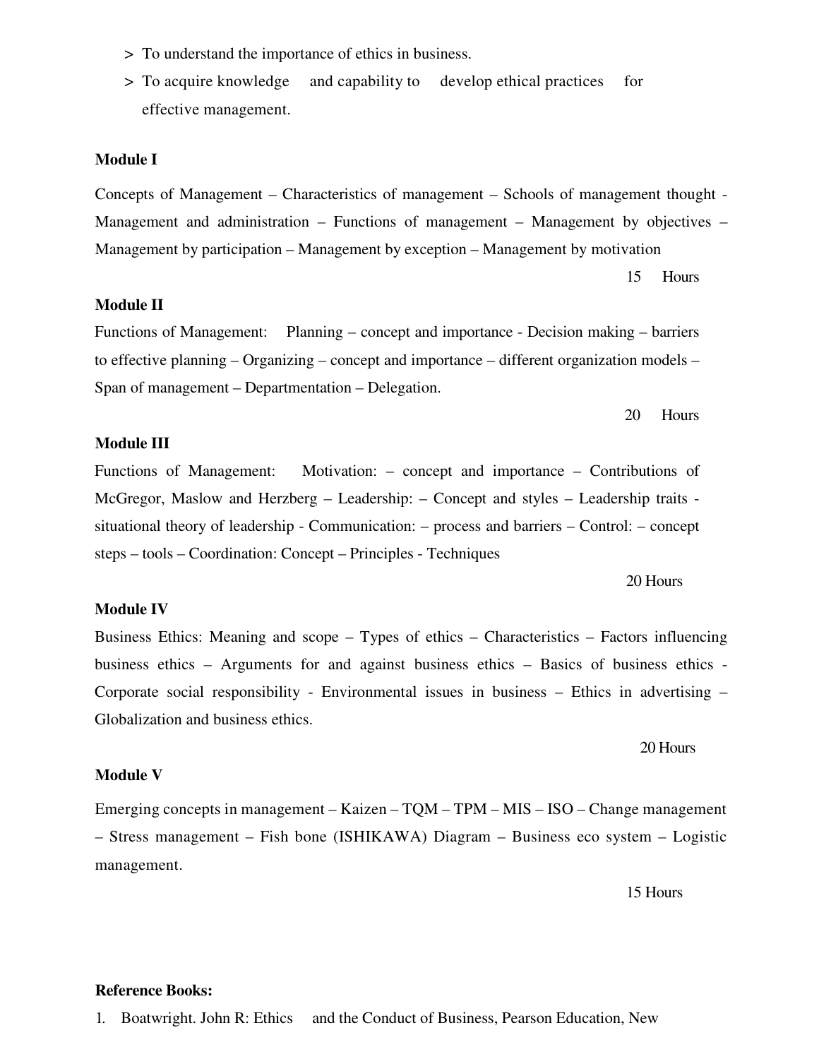- To understand the importance of ethics in business.
- To acquire knowledge and capability to develop ethical practices for effective management.

**Module I**

Concepts of Management – Characteristics of management – Schools of management thought - Management and administration – Functions of management – Management by objectives – Management by participation – Management by exception – Management by motivation

15 Hours

**Module II**

Functions of Management: Planning – concept and importance - Decision making – barriers to effective planning – Organizing – concept and importance – different organization models – Span of management – Departmentation – Delegation.

20 Hours

**Module III**

Functions of Management: Motivation: – concept and importance – Contributions of McGregor, Maslow and Herzberg – Leadership: – Concept and styles – Leadership traits - situational theory of leadership - Communication: – process and barriers – Control: – concept steps – tools – Coordination: Concept – Principles - Techniques

20 Hours

**Module IV**

Business Ethics: Meaning and scope – Types of ethics – Characteristics – Factors influencing business ethics – Arguments for and against business ethics – Basics of business ethics - Corporate social responsibility - Environmental issues in business – Ethics in advertising – Globalization and business ethics.

20 Hours

**Module V**

Emerging concepts in management – Kaizen – TQM – TPM – MIS – ISO – Change management – Stress management – Fish bone (ISHIKAWA) Diagram – Business eco system – Logistic management.

15 Hours

**Reference Books:**

1. Boatwright. John R: Ethics and the Conduct of Business, Pearson Education, New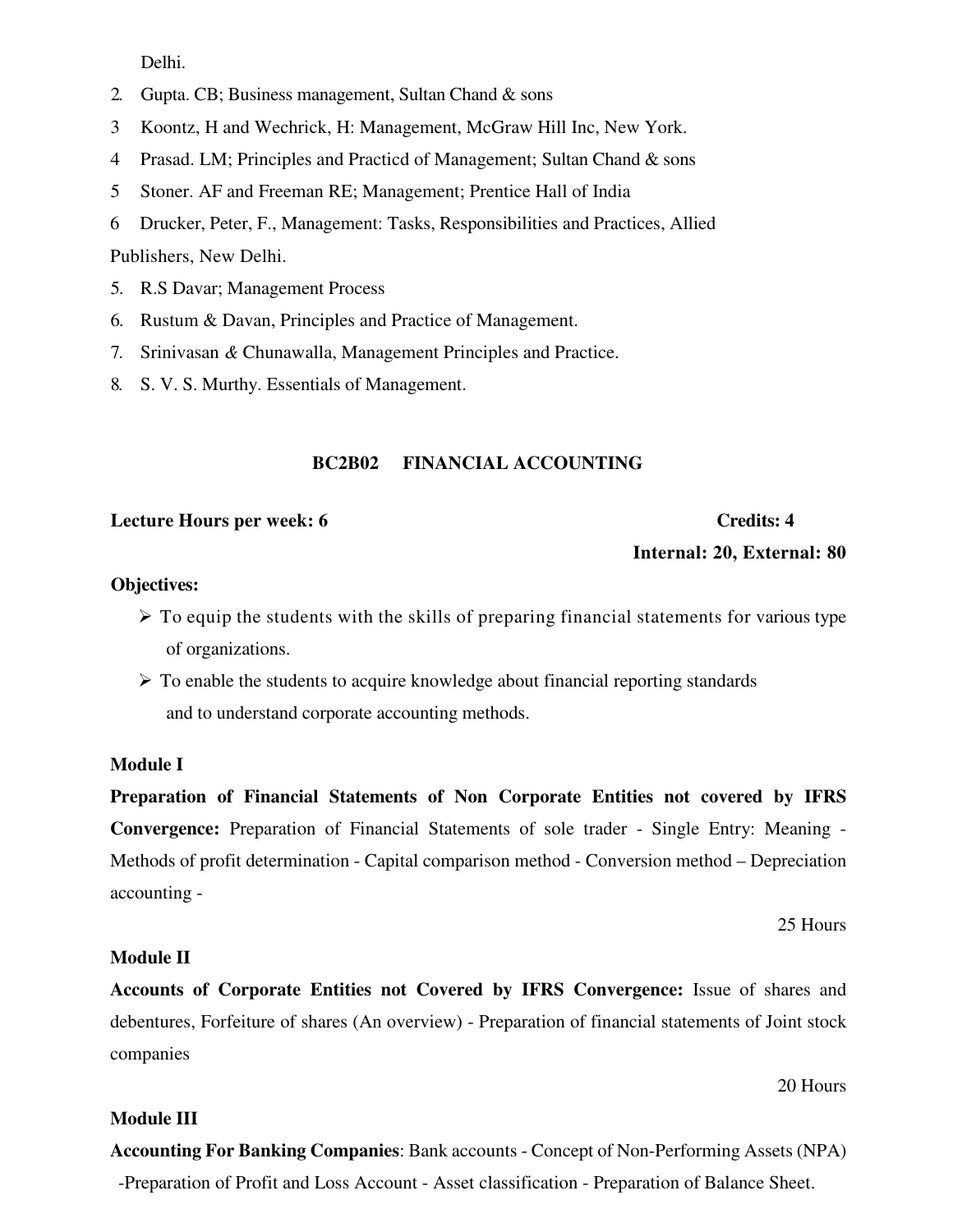Delhi.

2. Gupta. CB; Business management, Sultan Chand & sons
3 Koontz, H and Wechrick, H: Management, McGraw Hill Inc, New York.
4 Prasad. LM; Principles and Practicd of Management; Sultan Chand & sons
5 Stoner. AF and Freeman RE; Management; Prentice Hall of India
6 Drucker, Peter, F., Management: Tasks, Responsibilities and Practices, Allied Publishers, New Delhi.
5. R.S Davar; Management Process
6. Rustum & Davan, Principles and Practice of Management.
7. Srinivasan & Chunawalla, Management Principles and Practice.
8. S. V. S. Murthy. Essentials of Management.

## BC2B02 FINANCIAL ACCOUNTING

**Lecture Hours per week: 6** **Credits: 4**

**Internal: 20, External: 80**

**Objectives:**

- To equip the students with the skills of preparing financial statements for various type of organizations.
- To enable the students to acquire knowledge about financial reporting standards and to understand corporate accounting methods.

**Module I**

**Preparation of Financial Statements of Non Corporate Entities not covered by IFRS Convergence:** Preparation of Financial Statements of sole trader - Single Entry: Meaning - Methods of profit determination - Capital comparison method - Conversion method – Depreciation accounting -

25 Hours

**Module II**

**Accounts of Corporate Entities not Covered by IFRS Convergence:** Issue of shares and debentures, Forfeiture of shares (An overview) - Preparation of financial statements of Joint stock companies

20 Hours

**Module III**

**Accounting For Banking Companies**: Bank accounts - Concept of Non-Performing Assets (NPA) -Preparation of Profit and Loss Account - Asset classification - Preparation of Balance Sheet.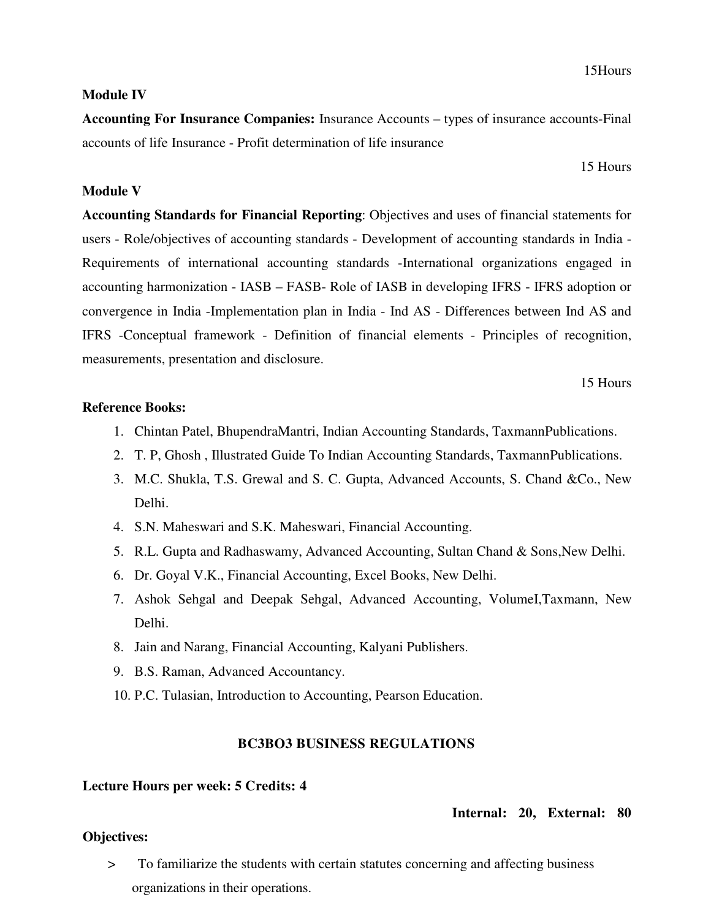15Hours

**Module IV**

**Accounting For Insurance Companies:** Insurance Accounts – types of insurance accounts-Final accounts of life Insurance - Profit determination of life insurance

15 Hours

**Module V**

**Accounting Standards for Financial Reporting**: Objectives and uses of financial statements for users - Role/objectives of accounting standards - Development of accounting standards in India - Requirements of international accounting standards -International organizations engaged in accounting harmonization - IASB – FASB- Role of IASB in developing IFRS - IFRS adoption or convergence in India -Implementation plan in India - Ind AS - Differences between Ind AS and IFRS -Conceptual framework - Definition of financial elements - Principles of recognition, measurements, presentation and disclosure.

15 Hours

**Reference Books:**

1. Chintan Patel, BhupendraMantri, Indian Accounting Standards, TaxmannPublications.
2. T. P, Ghosh , Illustrated Guide To Indian Accounting Standards, TaxmannPublications.
3. M.C. Shukla, T.S. Grewal and S. C. Gupta, Advanced Accounts, S. Chand &Co., New Delhi.
4. S.N. Maheswari and S.K. Maheswari, Financial Accounting.
5. R.L. Gupta and Radhaswamy, Advanced Accounting, Sultan Chand & Sons,New Delhi.
6. Dr. Goyal V.K., Financial Accounting, Excel Books, New Delhi.
7. Ashok Sehgal and Deepak Sehgal, Advanced Accounting, VolumeI,Taxmann, New Delhi.
8. Jain and Narang, Financial Accounting, Kalyani Publishers.
9. B.S. Raman, Advanced Accountancy.
10. P.C. Tulasian, Introduction to Accounting, Pearson Education.

## BC3BO3 BUSINESS REGULATIONS

**Lecture Hours per week: 5 Credits: 4**

**Internal: 20, External: 80**

**Objectives:**

> To familiarize the students with certain statutes concerning and affecting business organizations in their operations.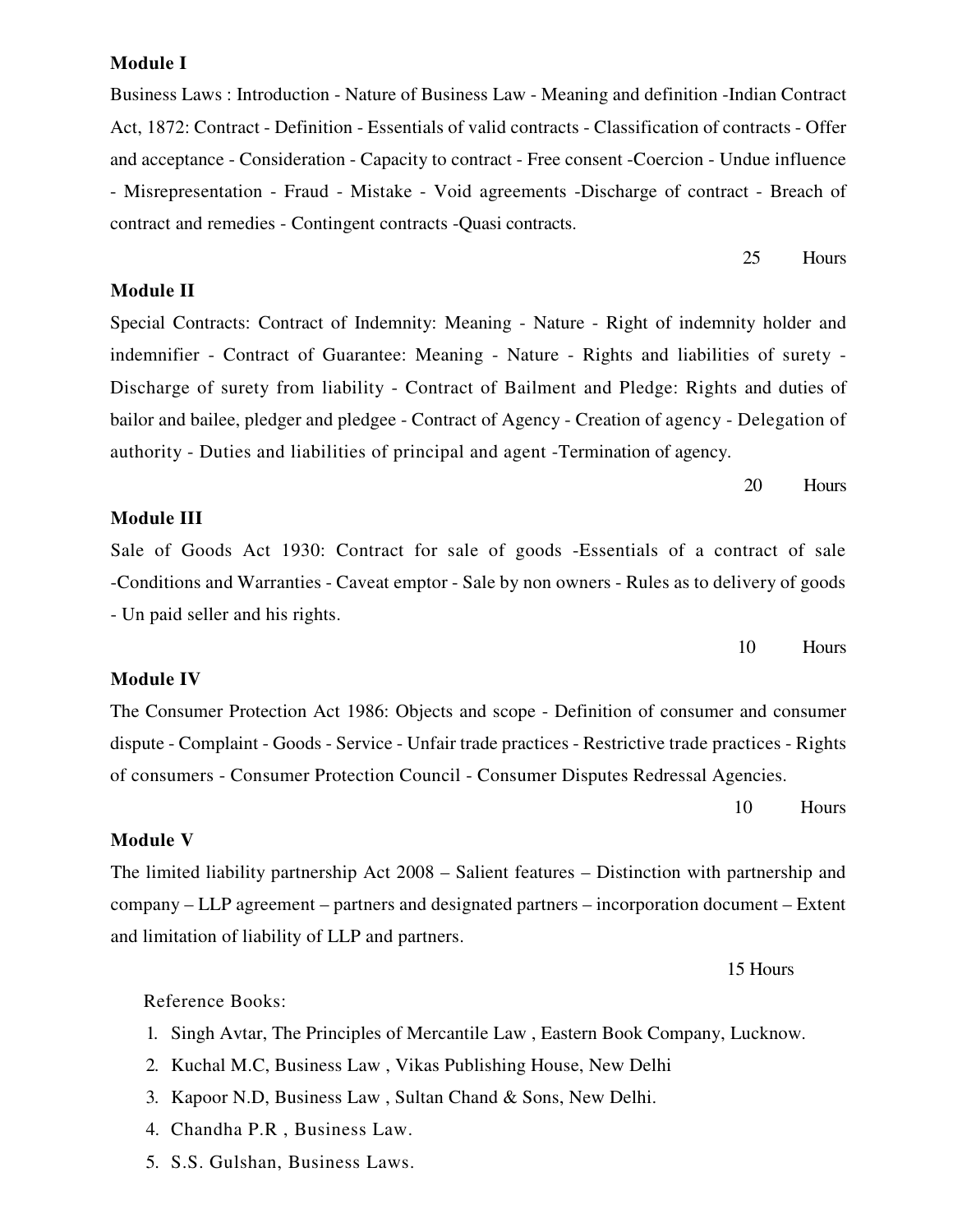**Module I**

Business Laws : Introduction - Nature of Business Law - Meaning and definition -Indian Contract Act, 1872: Contract - Definition - Essentials of valid contracts - Classification of contracts - Offer and acceptance - Consideration - Capacity to contract - Free consent -Coercion - Undue influence - Misrepresentation - Fraud - Mistake - Void agreements -Discharge of contract - Breach of contract and remedies - Contingent contracts -Quasi contracts.

25 Hours

**Module II**

Special Contracts: Contract of Indemnity: Meaning - Nature - Right of indemnity holder and indemnifier - Contract of Guarantee: Meaning - Nature - Rights and liabilities of surety - Discharge of surety from liability - Contract of Bailment and Pledge: Rights and duties of bailor and bailee, pledger and pledgee - Contract of Agency - Creation of agency - Delegation of authority - Duties and liabilities of principal and agent -Termination of agency.

20 Hours

**Module III**

Sale of Goods Act 1930: Contract for sale of goods -Essentials of a contract of sale -Conditions and Warranties - Caveat emptor - Sale by non owners - Rules as to delivery of goods - Un paid seller and his rights.

10 Hours

**Module IV**

The Consumer Protection Act 1986: Objects and scope - Definition of consumer and consumer dispute - Complaint - Goods - Service - Unfair trade practices - Restrictive trade practices - Rights of consumers - Consumer Protection Council - Consumer Disputes Redressal Agencies.

10 Hours

**Module V**

The limited liability partnership Act 2008 – Salient features – Distinction with partnership and company – LLP agreement – partners and designated partners – incorporation document – Extent and limitation of liability of LLP and partners.

15 Hours

Reference Books:

1. Singh Avtar, The Principles of Mercantile Law , Eastern Book Company, Lucknow.
2. Kuchal M.C, Business Law , Vikas Publishing House, New Delhi
3. Kapoor N.D, Business Law , Sultan Chand & Sons, New Delhi.
4. Chandha P.R , Business Law.
5. S.S. Gulshan, Business Laws.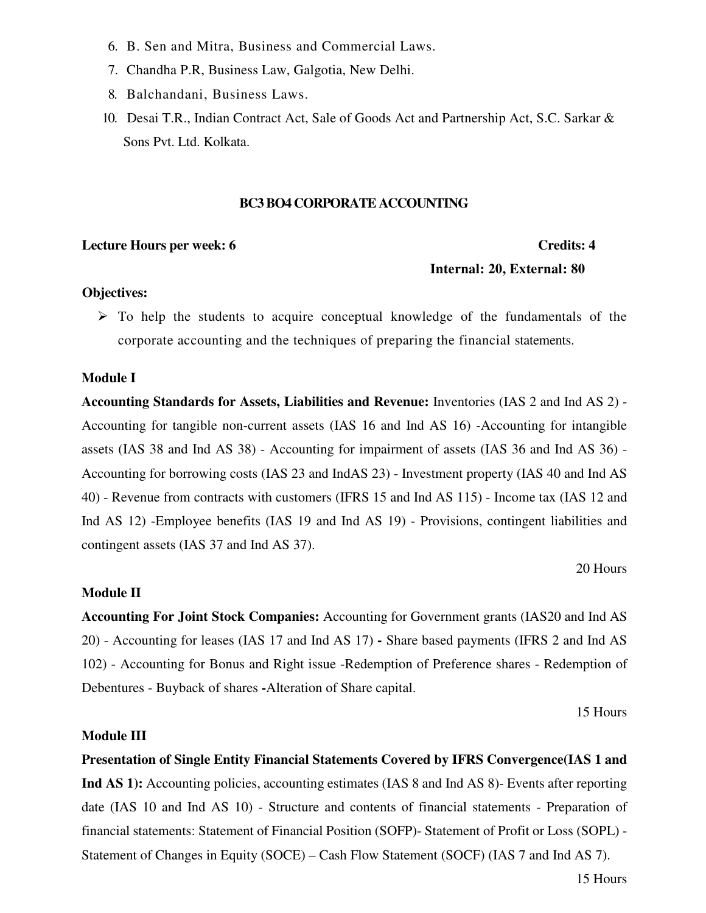6. B. Sen and Mitra, Business and Commercial Laws.
7. Chandha P.R, Business Law, Galgotia, New Delhi.
8. Balchandani, Business Laws.
10. Desai T.R., Indian Contract Act, Sale of Goods Act and Partnership Act, S.C. Sarkar & Sons Pvt. Ltd. Kolkata.

## BC3 BO4 CORPORATE ACCOUNTING

**Lecture Hours per week: 6** **Credits: 4**

**Internal: 20, External: 80**

**Objectives:**

- To help the students to acquire conceptual knowledge of the fundamentals of the corporate accounting and the techniques of preparing the financial statements.

**Module I**

**Accounting Standards for Assets, Liabilities and Revenue:** Inventories (IAS 2 and Ind AS 2) - Accounting for tangible non-current assets (IAS 16 and Ind AS 16) -Accounting for intangible assets (IAS 38 and Ind AS 38) - Accounting for impairment of assets (IAS 36 and Ind AS 36) - Accounting for borrowing costs (IAS 23 and IndAS 23) - Investment property (IAS 40 and Ind AS 40) - Revenue from contracts with customers (IFRS 15 and Ind AS 115) - Income tax (IAS 12 and Ind AS 12) -Employee benefits (IAS 19 and Ind AS 19) - Provisions, contingent liabilities and contingent assets (IAS 37 and Ind AS 37).

20 Hours

**Module II**

**Accounting For Joint Stock Companies:** Accounting for Government grants (IAS20 and Ind AS 20) - Accounting for leases (IAS 17 and Ind AS 17) **-** Share based payments (IFRS 2 and Ind AS 102) - Accounting for Bonus and Right issue -Redemption of Preference shares - Redemption of Debentures - Buyback of shares **-**Alteration of Share capital.

15 Hours

**Module III**

**Presentation of Single Entity Financial Statements Covered by IFRS Convergence(IAS 1 and Ind AS 1):** Accounting policies, accounting estimates (IAS 8 and Ind AS 8)- Events after reporting date (IAS 10 and Ind AS 10) - Structure and contents of financial statements - Preparation of financial statements: Statement of Financial Position (SOFP)- Statement of Profit or Loss (SOPL) - Statement of Changes in Equity (SOCE) – Cash Flow Statement (SOCF) (IAS 7 and Ind AS 7).

15 Hours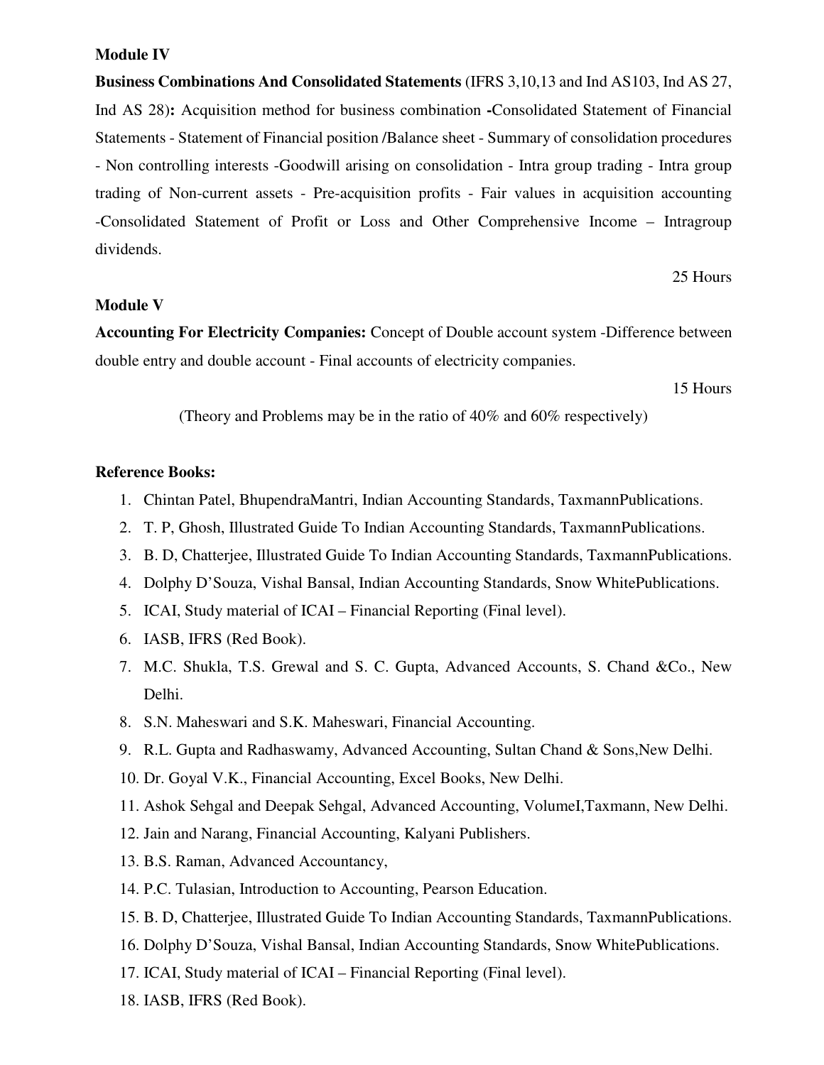**Module IV**

**Business Combinations And Consolidated Statements** (IFRS 3,10,13 and Ind AS103, Ind AS 27, Ind AS 28)**:** Acquisition method for business combination **-**Consolidated Statement of Financial Statements - Statement of Financial position /Balance sheet - Summary of consolidation procedures - Non controlling interests -Goodwill arising on consolidation - Intra group trading - Intra group trading of Non-current assets - Pre-acquisition profits - Fair values in acquisition accounting -Consolidated Statement of Profit or Loss and Other Comprehensive Income – Intragroup dividends.

25 Hours

**Module V**

**Accounting For Electricity Companies:** Concept of Double account system -Difference between double entry and double account - Final accounts of electricity companies.

15 Hours

(Theory and Problems may be in the ratio of 40% and 60% respectively)

**Reference Books:**

1. Chintan Patel, BhupendraMantri, Indian Accounting Standards, TaxmannPublications.
2. T. P, Ghosh, Illustrated Guide To Indian Accounting Standards, TaxmannPublications.
3. B. D, Chatterjee, Illustrated Guide To Indian Accounting Standards, TaxmannPublications.
4. Dolphy D'Souza, Vishal Bansal, Indian Accounting Standards, Snow WhitePublications.
5. ICAI, Study material of ICAI – Financial Reporting (Final level).
6. IASB, IFRS (Red Book).
7. M.C. Shukla, T.S. Grewal and S. C. Gupta, Advanced Accounts, S. Chand &Co., New Delhi.
8. S.N. Maheswari and S.K. Maheswari, Financial Accounting.
9. R.L. Gupta and Radhaswamy, Advanced Accounting, Sultan Chand & Sons,New Delhi.
10. Dr. Goyal V.K., Financial Accounting, Excel Books, New Delhi.
11. Ashok Sehgal and Deepak Sehgal, Advanced Accounting, VolumeI,Taxmann, New Delhi.
12. Jain and Narang, Financial Accounting, Kalyani Publishers.
13. B.S. Raman, Advanced Accountancy,
14. P.C. Tulasian, Introduction to Accounting, Pearson Education.
15. B. D, Chatterjee, Illustrated Guide To Indian Accounting Standards, TaxmannPublications.
16. Dolphy D'Souza, Vishal Bansal, Indian Accounting Standards, Snow WhitePublications.
17. ICAI, Study material of ICAI – Financial Reporting (Final level).
18. IASB, IFRS (Red Book).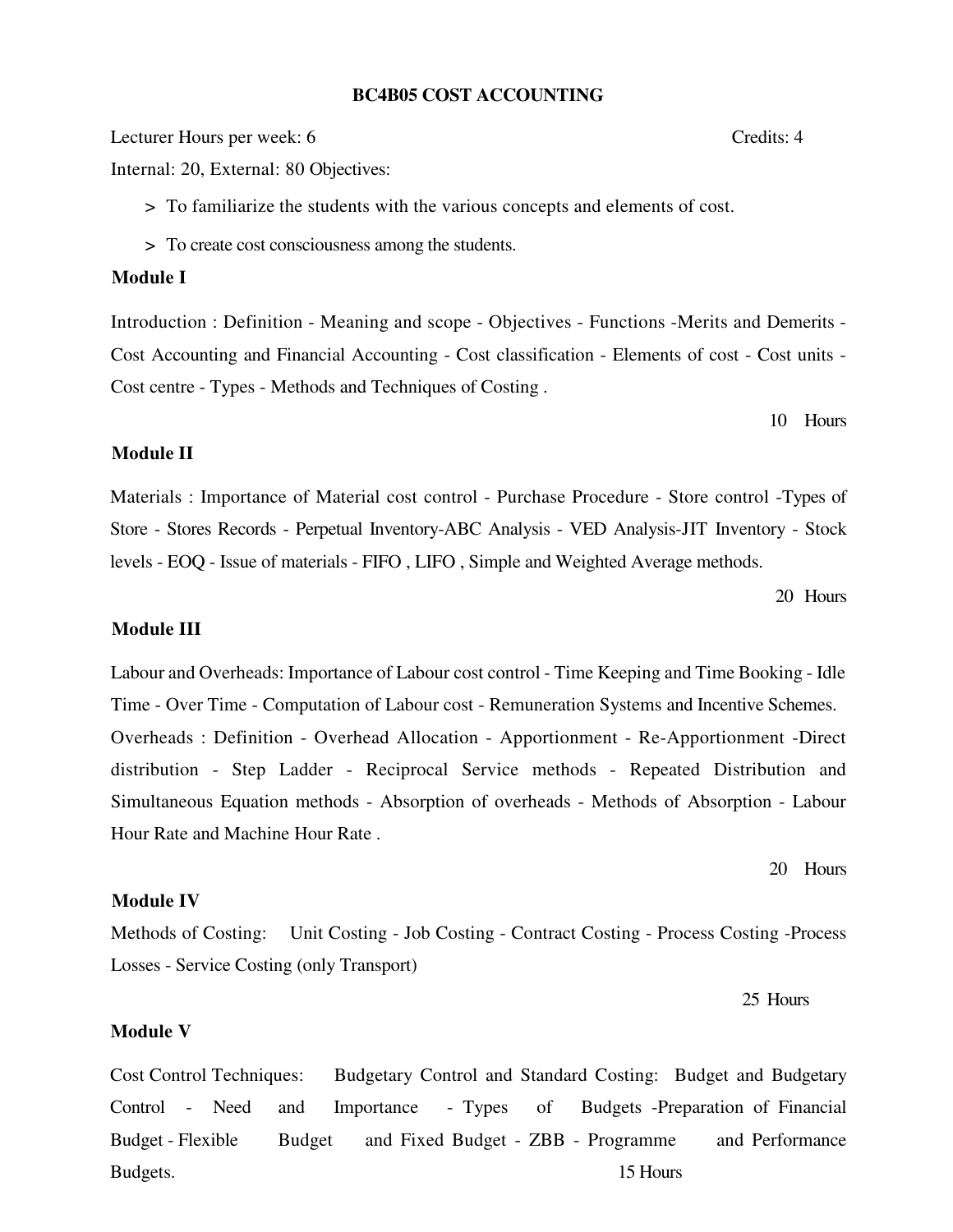## BC4B05 COST ACCOUNTING

Lecturer Hours per week: 6 Credits: 4

Internal: 20, External: 80 Objectives:

> To familiarize the students with the various concepts and elements of cost.

> To create cost consciousness among the students.

### Module I

Introduction : Definition - Meaning and scope - Objectives - Functions -Merits and Demerits - Cost Accounting and Financial Accounting - Cost classification - Elements of cost - Cost units - Cost centre - Types - Methods and Techniques of Costing .

10 Hours

### Module II

Materials : Importance of Material cost control - Purchase Procedure - Store control -Types of Store - Stores Records - Perpetual Inventory-ABC Analysis - VED Analysis-JIT Inventory - Stock levels - EOQ - Issue of materials - FIFO , LIFO , Simple and Weighted Average methods.

20 Hours

### Module III

Labour and Overheads: Importance of Labour cost control - Time Keeping and Time Booking - Idle Time - Over Time - Computation of Labour cost - Remuneration Systems and Incentive Schemes.

Overheads : Definition - Overhead Allocation - Apportionment - Re-Apportionment -Direct distribution - Step Ladder - Reciprocal Service methods - Repeated Distribution and Simultaneous Equation methods - Absorption of overheads - Methods of Absorption - Labour Hour Rate and Machine Hour Rate .

20 Hours

### Module IV

Methods of Costing: Unit Costing - Job Costing - Contract Costing - Process Costing -Process Losses - Service Costing (only Transport)

25 Hours

### Module V

Cost Control Techniques: Budgetary Control and Standard Costing: Budget and Budgetary Control - Need and Importance - Types of Budgets -Preparation of Financial Budget - Flexible Budget and Fixed Budget - ZBB - Programme and Performance Budgets.

15 Hours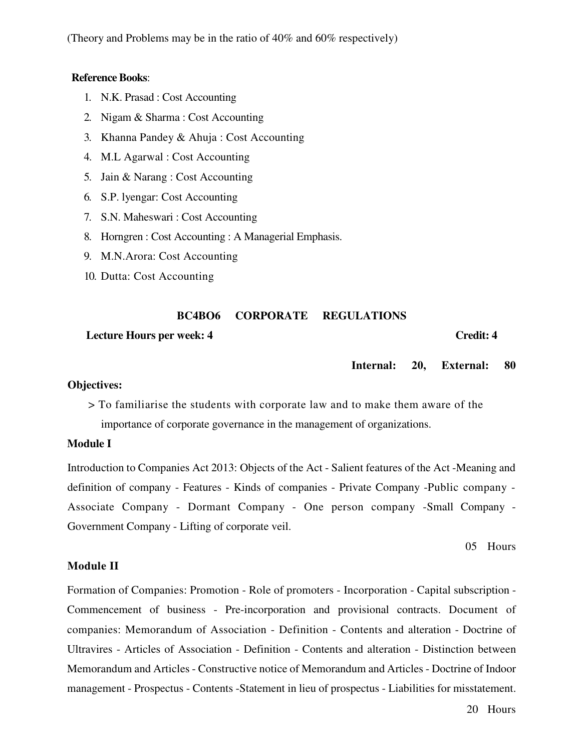(Theory and Problems may be in the ratio of 40% and 60% respectively)

**Reference Books**:

1. N.K. Prasad : Cost Accounting
2. Nigam & Sharma : Cost Accounting
3. Khanna Pandey & Ahuja : Cost Accounting
4. M.L Agarwal : Cost Accounting
5. Jain & Narang : Cost Accounting
6. S.P. lyengar: Cost Accounting
7. S.N. Maheswari : Cost Accounting
8. Horngren : Cost Accounting : A Managerial Emphasis.
9. M.N.Arora: Cost Accounting
10. Dutta: Cost Accounting

## BC4BO6 CORPORATE REGULATIONS

**Lecture Hours per week: 4** **Credit: 4**

**Internal: 20, External: 80**

**Objectives:**

> To familiarise the students with corporate law and to make them aware of the importance of corporate governance in the management of organizations.

**Module I**

Introduction to Companies Act 2013: Objects of the Act - Salient features of the Act -Meaning and definition of company - Features - Kinds of companies - Private Company -Public company - Associate Company - Dormant Company - One person company -Small Company - Government Company - Lifting of corporate veil.

05 Hours

**Module II**

Formation of Companies: Promotion - Role of promoters - Incorporation - Capital subscription - Commencement of business - Pre-incorporation and provisional contracts. Document of companies: Memorandum of Association - Definition - Contents and alteration - Doctrine of Ultravires - Articles of Association - Definition - Contents and alteration - Distinction between Memorandum and Articles - Constructive notice of Memorandum and Articles - Doctrine of Indoor management - Prospectus - Contents -Statement in lieu of prospectus - Liabilities for misstatement.

20 Hours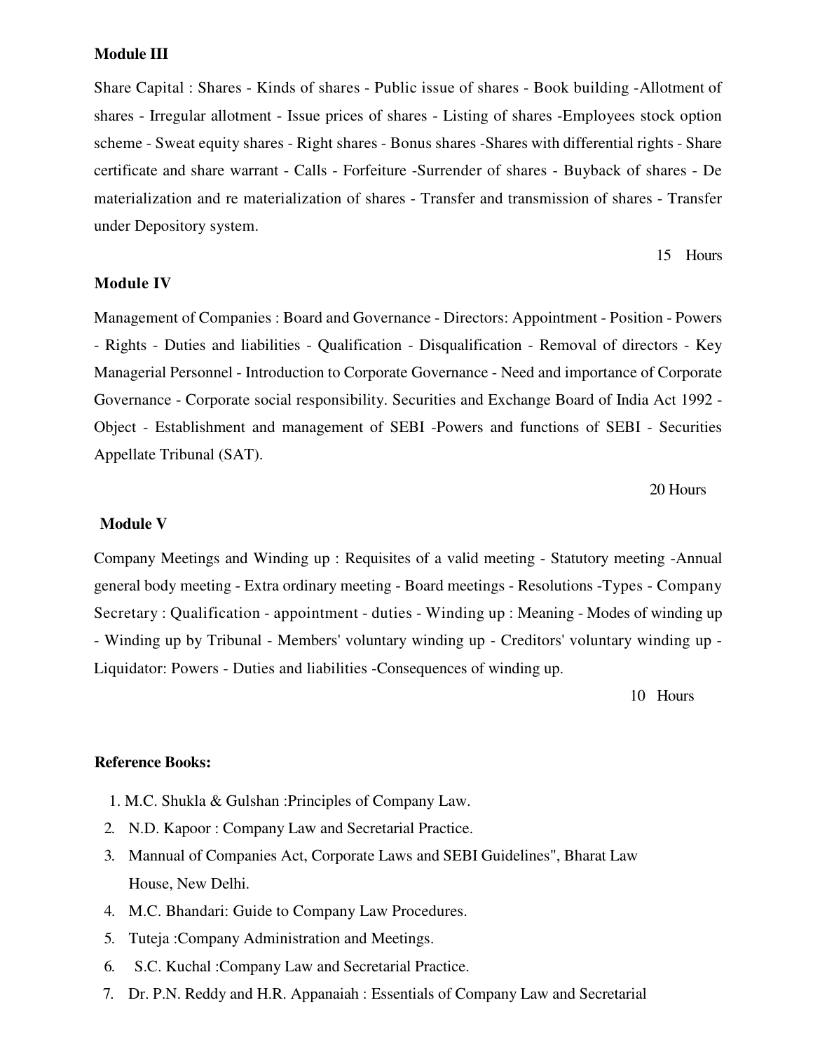**Module III**

Share Capital : Shares - Kinds of shares - Public issue of shares - Book building -Allotment of shares - Irregular allotment - Issue prices of shares - Listing of shares -Employees stock option scheme - Sweat equity shares - Right shares - Bonus shares -Shares with differential rights - Share certificate and share warrant - Calls - Forfeiture -Surrender of shares - Buyback of shares - De materialization and re materialization of shares - Transfer and transmission of shares - Transfer under Depository system.

15 Hours

**Module IV**

Management of Companies : Board and Governance - Directors: Appointment - Position - Powers - Rights - Duties and liabilities - Qualification - Disqualification - Removal of directors - Key Managerial Personnel - Introduction to Corporate Governance - Need and importance of Corporate Governance - Corporate social responsibility. Securities and Exchange Board of India Act 1992 - Object - Establishment and management of SEBI -Powers and functions of SEBI - Securities Appellate Tribunal (SAT).

20 Hours

**Module V**

Company Meetings and Winding up : Requisites of a valid meeting - Statutory meeting -Annual general body meeting - Extra ordinary meeting - Board meetings - Resolutions -Types - Company Secretary : Qualification - appointment - duties - Winding up : Meaning - Modes of winding up - Winding up by Tribunal - Members' voluntary winding up - Creditors' voluntary winding up - Liquidator: Powers - Duties and liabilities -Consequences of winding up.

10 Hours

**Reference Books:**

1. M.C. Shukla & Gulshan :Principles of Company Law.
2. N.D. Kapoor : Company Law and Secretarial Practice.
3. Mannual of Companies Act, Corporate Laws and SEBI Guidelines", Bharat Law House, New Delhi.
4. M.C. Bhandari: Guide to Company Law Procedures.
5. Tuteja :Company Administration and Meetings.
6. S.C. Kuchal :Company Law and Secretarial Practice.
7. Dr. P.N. Reddy and H.R. Appanaiah : Essentials of Company Law and Secretarial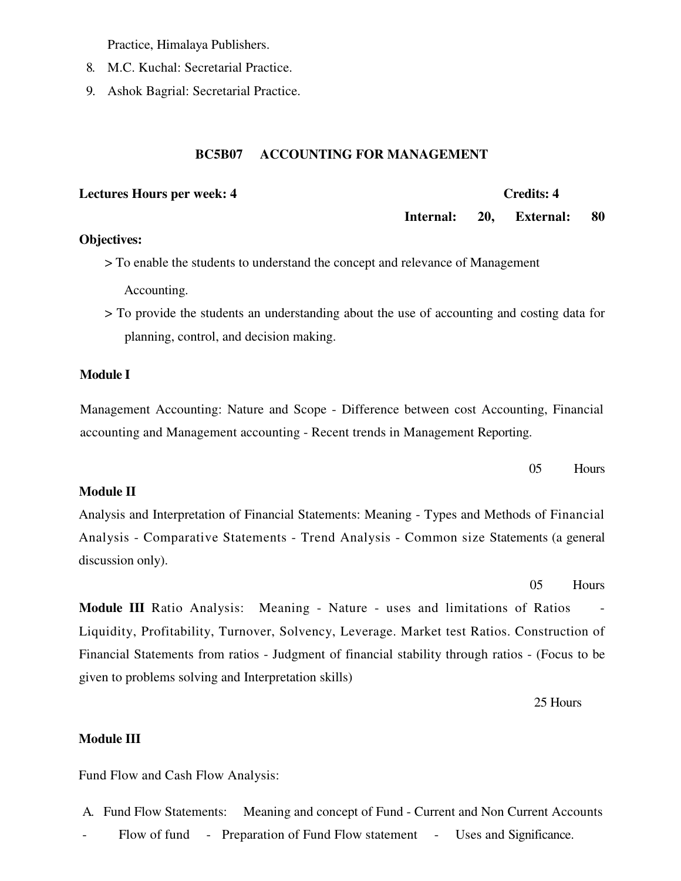Practice, Himalaya Publishers.

8. M.C. Kuchal: Secretarial Practice.
9. Ashok Bagrial: Secretarial Practice.

## BC5B07 ACCOUNTING FOR MANAGEMENT

**Lectures Hours per week: 4** **Credits: 4**

**Internal: 20, External: 80**

**Objectives:**

> To enable the students to understand the concept and relevance of Management Accounting.

> To provide the students an understanding about the use of accounting and costing data for planning, control, and decision making.

**Module I**

Management Accounting: Nature and Scope - Difference between cost Accounting, Financial accounting and Management accounting - Recent trends in Management Reporting.

05 Hours

**Module II**

Analysis and Interpretation of Financial Statements: Meaning - Types and Methods of Financial Analysis - Comparative Statements - Trend Analysis - Common size Statements (a general discussion only).

05 Hours

**Module III** Ratio Analysis: Meaning - Nature - uses and limitations of Ratios - Liquidity, Profitability, Turnover, Solvency, Leverage. Market test Ratios. Construction of Financial Statements from ratios - Judgment of financial stability through ratios - (Focus to be given to problems solving and Interpretation skills)

25 Hours

**Module III**

Fund Flow and Cash Flow Analysis:

A. Fund Flow Statements: Meaning and concept of Fund - Current and Non Current Accounts - Flow of fund - Preparation of Fund Flow statement - Uses and Significance.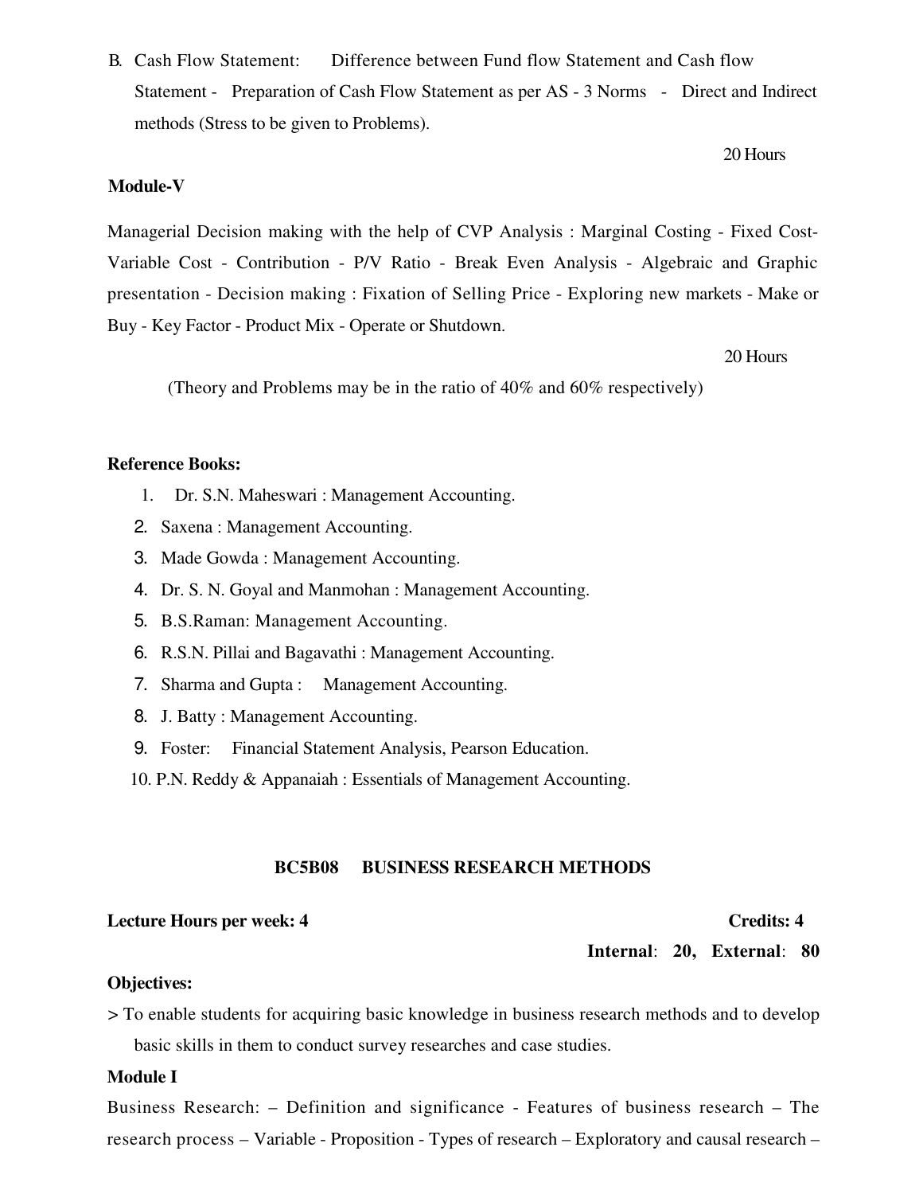B. Cash Flow Statement: Difference between Fund flow Statement and Cash flow Statement - Preparation of Cash Flow Statement as per AS - 3 Norms - Direct and Indirect methods (Stress to be given to Problems).

20 Hours

**Module-V**

Managerial Decision making with the help of CVP Analysis : Marginal Costing - Fixed Cost-Variable Cost - Contribution - P/V Ratio - Break Even Analysis - Algebraic and Graphic presentation - Decision making : Fixation of Selling Price - Exploring new markets - Make or Buy - Key Factor - Product Mix - Operate or Shutdown.

20 Hours

(Theory and Problems may be in the ratio of 40% and 60% respectively)

**Reference Books:**

1. Dr. S.N. Maheswari : Management Accounting.
2. Saxena : Management Accounting.
3. Made Gowda : Management Accounting.
4. Dr. S. N. Goyal and Manmohan : Management Accounting.
5. B.S.Raman: Management Accounting.
6. R.S.N. Pillai and Bagavathi : Management Accounting.
7. Sharma and Gupta : Management Accounting.
8. J. Batty : Management Accounting.
9. Foster: Financial Statement Analysis, Pearson Education.
10. P.N. Reddy & Appanaiah : Essentials of Management Accounting.

## BC5B08 BUSINESS RESEARCH METHODS

**Lecture Hours per week: 4** **Credits: 4**

**Internal**: **20, External**: **80**

**Objectives:**

> To enable students for acquiring basic knowledge in business research methods and to develop basic skills in them to conduct survey researches and case studies.

**Module I**

Business Research: – Definition and significance - Features of business research – The research process – Variable - Proposition - Types of research – Exploratory and causal research –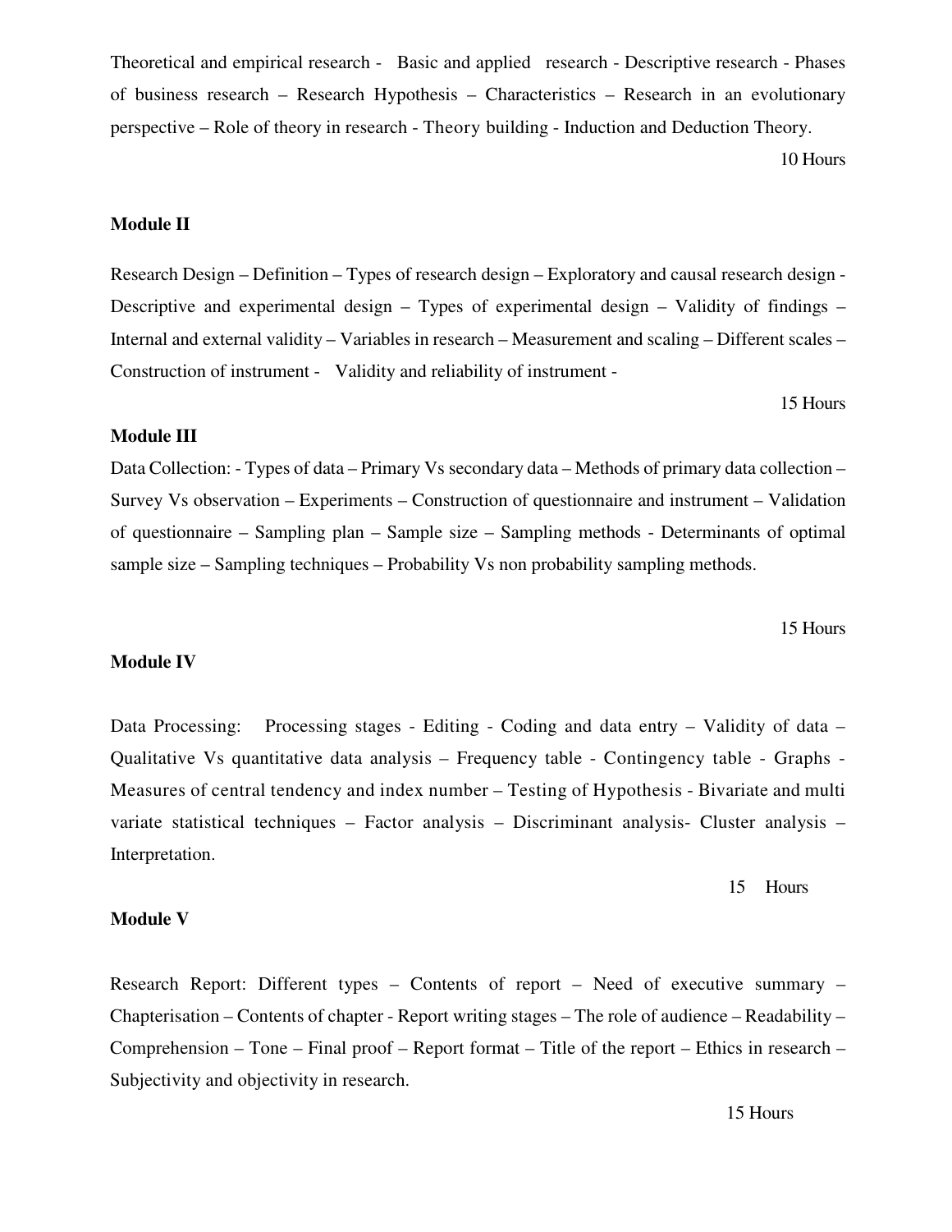Theoretical and empirical research - Basic and applied research - Descriptive research - Phases of business research – Research Hypothesis – Characteristics – Research in an evolutionary perspective – Role of theory in research - Theory building - Induction and Deduction Theory.

10 Hours

**Module II**

Research Design – Definition – Types of research design – Exploratory and causal research design - Descriptive and experimental design – Types of experimental design – Validity of findings – Internal and external validity – Variables in research – Measurement and scaling – Different scales – Construction of instrument - Validity and reliability of instrument -

15 Hours

**Module III**

Data Collection: - Types of data – Primary Vs secondary data – Methods of primary data collection – Survey Vs observation – Experiments – Construction of questionnaire and instrument – Validation of questionnaire – Sampling plan – Sample size – Sampling methods - Determinants of optimal sample size – Sampling techniques – Probability Vs non probability sampling methods.

15 Hours

**Module IV**

Data Processing: Processing stages - Editing - Coding and data entry – Validity of data – Qualitative Vs quantitative data analysis – Frequency table - Contingency table - Graphs - Measures of central tendency and index number – Testing of Hypothesis - Bivariate and multi variate statistical techniques – Factor analysis – Discriminant analysis- Cluster analysis – Interpretation.

15 Hours

**Module V**

Research Report: Different types – Contents of report – Need of executive summary – Chapterisation – Contents of chapter - Report writing stages – The role of audience – Readability – Comprehension – Tone – Final proof – Report format – Title of the report – Ethics in research – Subjectivity and objectivity in research.

15 Hours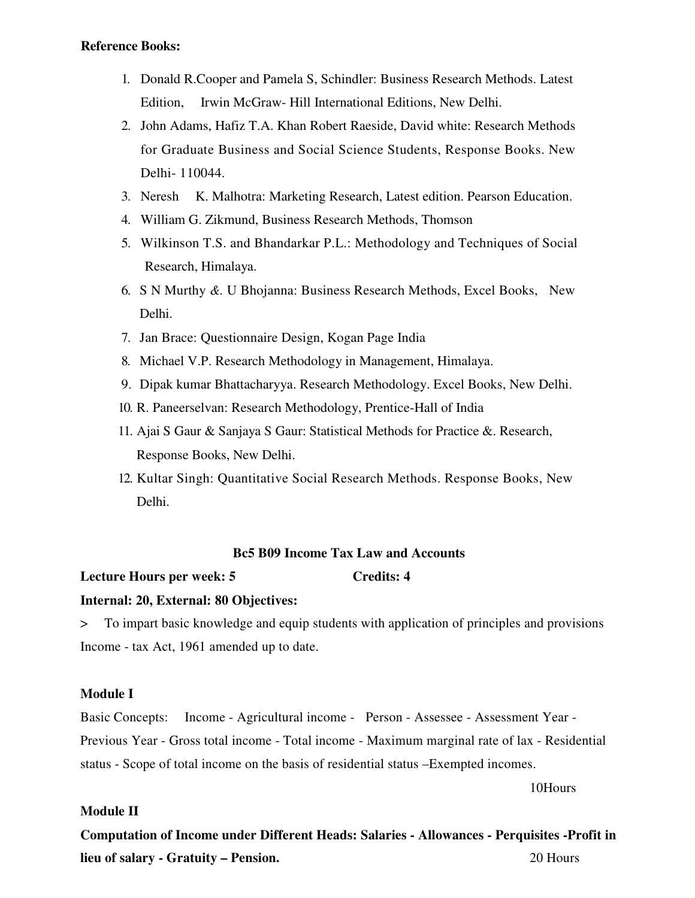**Reference Books:**

1. Donald R.Cooper and Pamela S, Schindler: Business Research Methods. Latest Edition, Irwin McGraw- Hill International Editions, New Delhi.
2. John Adams, Hafiz T.A. Khan Robert Raeside, David white: Research Methods for Graduate Business and Social Science Students, Response Books. New Delhi- 110044.
3. Neresh K. Malhotra: Marketing Research, Latest edition. Pearson Education.
4. William G. Zikmund, Business Research Methods, Thomson
5. Wilkinson T.S. and Bhandarkar P.L.: Methodology and Techniques of Social Research, Himalaya.
6. S N Murthy &. U Bhojanna: Business Research Methods, Excel Books, New Delhi.
7. Jan Brace: Questionnaire Design, Kogan Page India
8. Michael V.P. Research Methodology in Management, Himalaya.
9. Dipak kumar Bhattacharyya. Research Methodology. Excel Books, New Delhi.
10. R. Paneerselvan: Research Methodology, Prentice-Hall of India
11. Ajai S Gaur & Sanjaya S Gaur: Statistical Methods for Practice &. Research, Response Books, New Delhi.
12. Kultar Singh: Quantitative Social Research Methods. Response Books, New Delhi.

## Bc5 B09 Income Tax Law and Accounts

**Lecture Hours per week: 5** **Credits: 4**

**Internal: 20, External: 80 Objectives:**

> To impart basic knowledge and equip students with application of principles and provisions Income - tax Act, 1961 amended up to date.

**Module I**

Basic Concepts: Income - Agricultural income - Person - Assessee - Assessment Year - Previous Year - Gross total income - Total income - Maximum marginal rate of lax - Residential status - Scope of total income on the basis of residential status –Exempted incomes.

10Hours

**Module II**

**Computation of Income under Different Heads: Salaries - Allowances - Perquisites -Profit in lieu of salary - Gratuity – Pension.** 20 Hours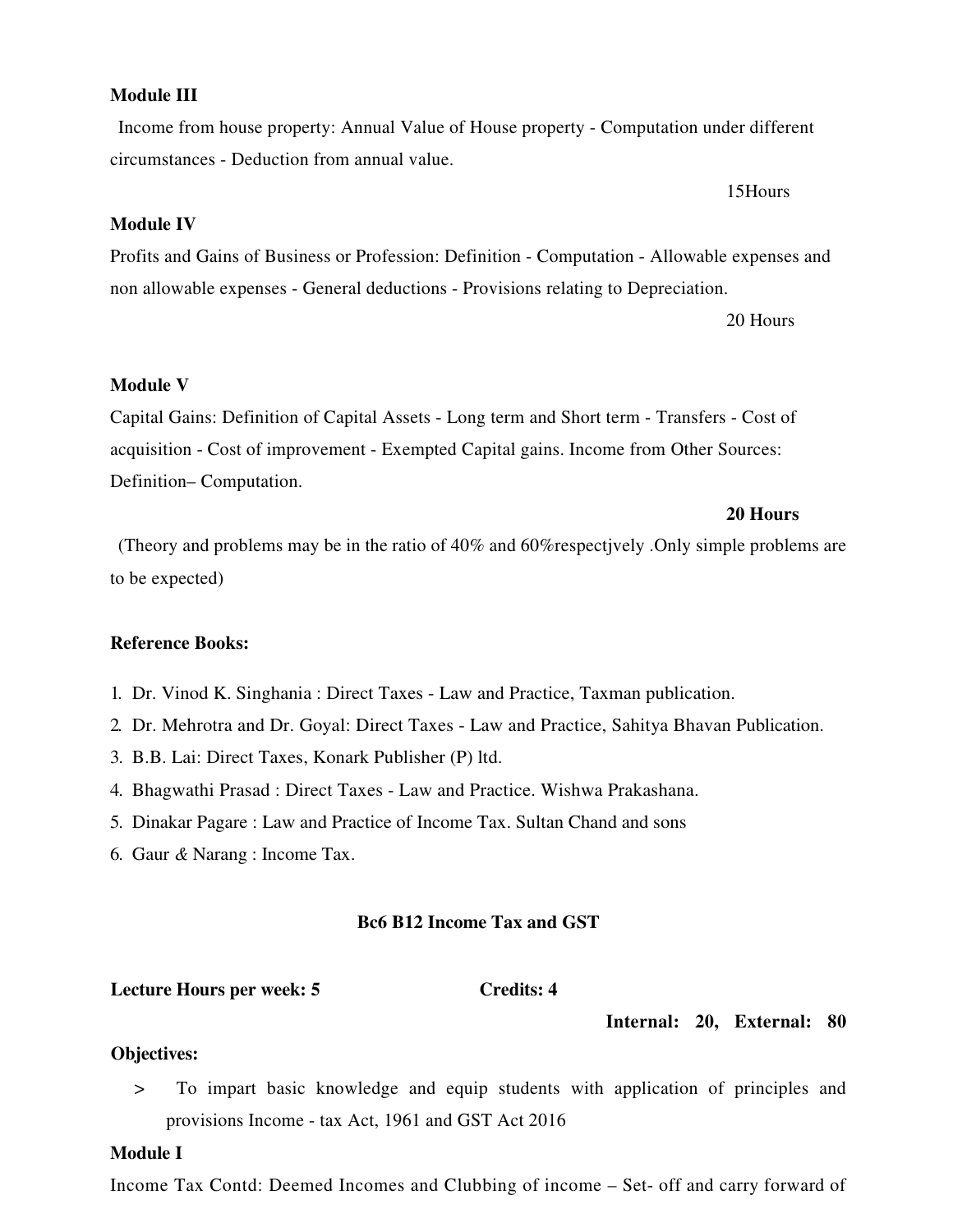**Module III**

Income from house property: Annual Value of House property - Computation under different circumstances - Deduction from annual value.

15Hours

**Module IV**

Profits and Gains of Business or Profession: Definition - Computation - Allowable expenses and non allowable expenses - General deductions - Provisions relating to Depreciation.

20 Hours

**Module V**

Capital Gains: Definition of Capital Assets - Long term and Short term - Transfers - Cost of acquisition - Cost of improvement - Exempted Capital gains. Income from Other Sources: Definition– Computation.

**20 Hours**

(Theory and problems may be in the ratio of 40% and 60%respectjvely .Only simple problems are to be expected)

**Reference Books:**

1. Dr. Vinod K. Singhania : Direct Taxes - Law and Practice, Taxman publication.
2. Dr. Mehrotra and Dr. Goyal: Direct Taxes - Law and Practice, Sahitya Bhavan Publication.
3. B.B. Lai: Direct Taxes, Konark Publisher (P) ltd.
4. Bhagwathi Prasad : Direct Taxes - Law and Practice. Wishwa Prakashana.
5. Dinakar Pagare : Law and Practice of Income Tax. Sultan Chand and sons
6. Gaur & Narang : Income Tax.

## Bc6 B12 Income Tax and GST

**Lecture Hours per week: 5** **Credits: 4**

**Internal: 20, External: 80**

**Objectives:**

> To impart basic knowledge and equip students with application of principles and provisions Income - tax Act, 1961 and GST Act 2016

**Module I**

Income Tax Contd: Deemed Incomes and Clubbing of income – Set- off and carry forward of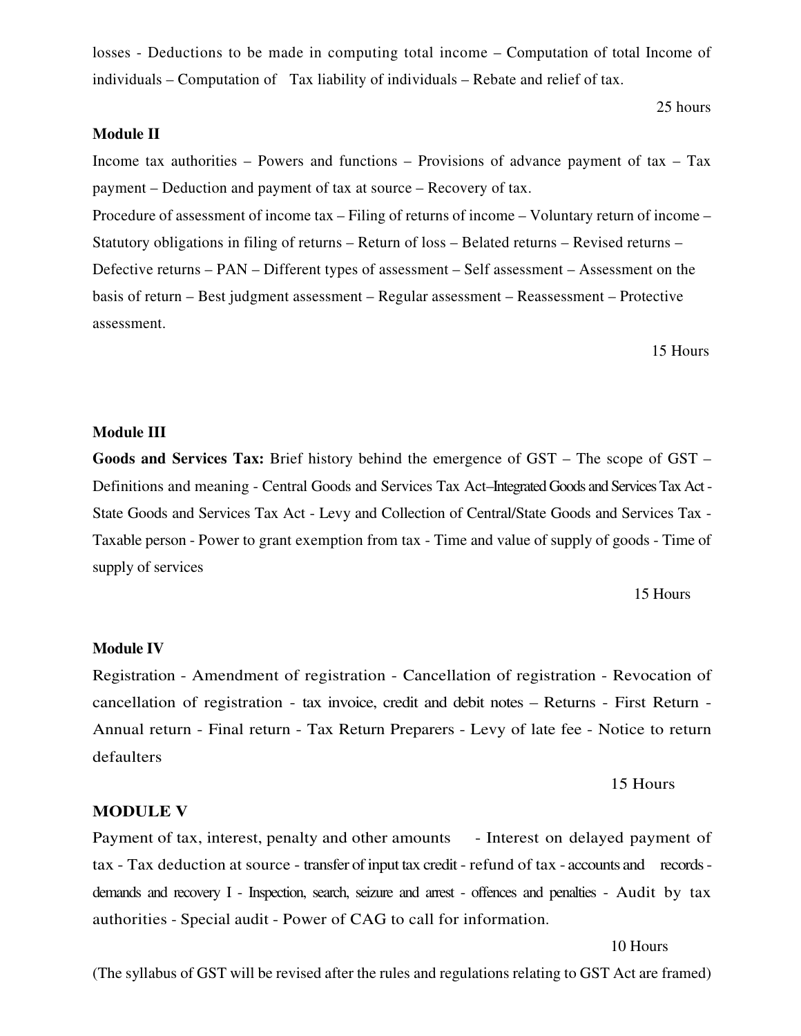losses - Deductions to be made in computing total income – Computation of total Income of individuals – Computation of Tax liability of individuals – Rebate and relief of tax.

25 hours

**Module II**

Income tax authorities – Powers and functions – Provisions of advance payment of tax – Tax payment – Deduction and payment of tax at source – Recovery of tax.

Procedure of assessment of income tax – Filing of returns of income – Voluntary return of income – Statutory obligations in filing of returns – Return of loss – Belated returns – Revised returns – Defective returns – PAN – Different types of assessment – Self assessment – Assessment on the basis of return – Best judgment assessment – Regular assessment – Reassessment – Protective assessment.

15 Hours

**Module III**

**Goods and Services Tax:** Brief history behind the emergence of GST – The scope of GST – Definitions and meaning - Central Goods and Services Tax Act–Integrated Goods and Services Tax Act - State Goods and Services Tax Act - Levy and Collection of Central/State Goods and Services Tax - Taxable person - Power to grant exemption from tax - Time and value of supply of goods - Time of supply of services

15 Hours

**Module IV**

Registration - Amendment of registration - Cancellation of registration - Revocation of cancellation of registration - tax invoice, credit and debit notes – Returns - First Return - Annual return - Final return - Tax Return Preparers - Levy of late fee - Notice to return defaulters

15 Hours

**MODULE V**

Payment of tax, interest, penalty and other amounts - Interest on delayed payment of tax - Tax deduction at source - transfer of input tax credit - refund of tax - accounts and records - demands and recovery I - Inspection, search, seizure and arrest - offences and penalties - Audit by tax authorities - Special audit - Power of CAG to call for information.

10 Hours

(The syllabus of GST will be revised after the rules and regulations relating to GST Act are framed)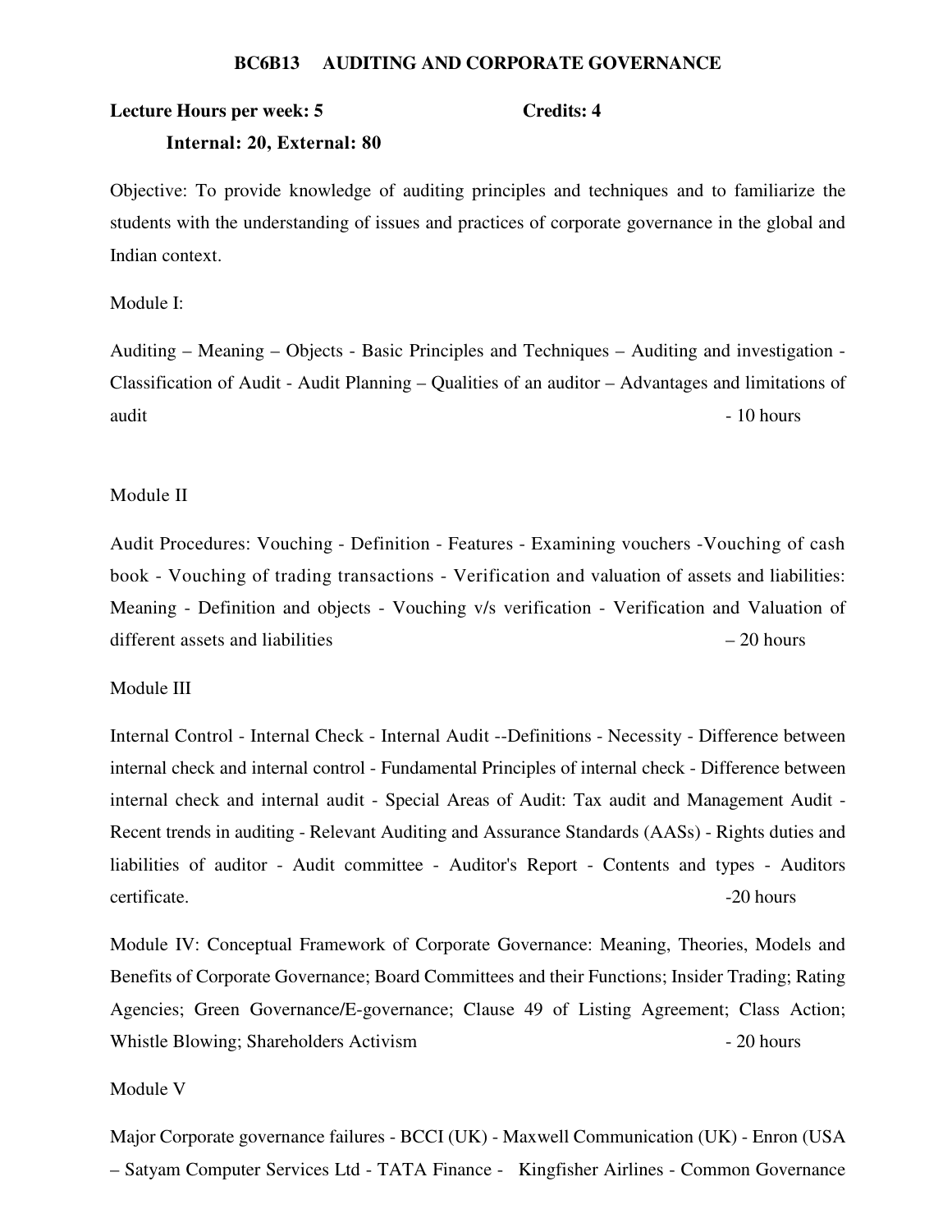## BC6B13 AUDITING AND CORPORATE GOVERNANCE

**Lecture Hours per week: 5** **Credits: 4**

**Internal: 20, External: 80**

Objective: To provide knowledge of auditing principles and techniques and to familiarize the students with the understanding of issues and practices of corporate governance in the global and Indian context.

Module I:

Auditing – Meaning – Objects - Basic Principles and Techniques – Auditing and investigation - Classification of Audit - Audit Planning – Qualities of an auditor – Advantages and limitations of audit - 10 hours

Module II

Audit Procedures: Vouching - Definition - Features - Examining vouchers -Vouching of cash book - Vouching of trading transactions - Verification and valuation of assets and liabilities: Meaning - Definition and objects - Vouching v/s verification - Verification and Valuation of different assets and liabilities – 20 hours

Module III

Internal Control - Internal Check - Internal Audit --Definitions - Necessity - Difference between internal check and internal control - Fundamental Principles of internal check - Difference between internal check and internal audit - Special Areas of Audit: Tax audit and Management Audit - Recent trends in auditing - Relevant Auditing and Assurance Standards (AASs) - Rights duties and liabilities of auditor - Audit committee - Auditor's Report - Contents and types - Auditors certificate. -20 hours

Module IV: Conceptual Framework of Corporate Governance: Meaning, Theories, Models and Benefits of Corporate Governance; Board Committees and their Functions; Insider Trading; Rating Agencies; Green Governance/E-governance; Clause 49 of Listing Agreement; Class Action; Whistle Blowing; Shareholders Activism - 20 hours

Module V

Major Corporate governance failures - BCCI (UK) - Maxwell Communication (UK) - Enron (USA – Satyam Computer Services Ltd - TATA Finance - Kingfisher Airlines - Common Governance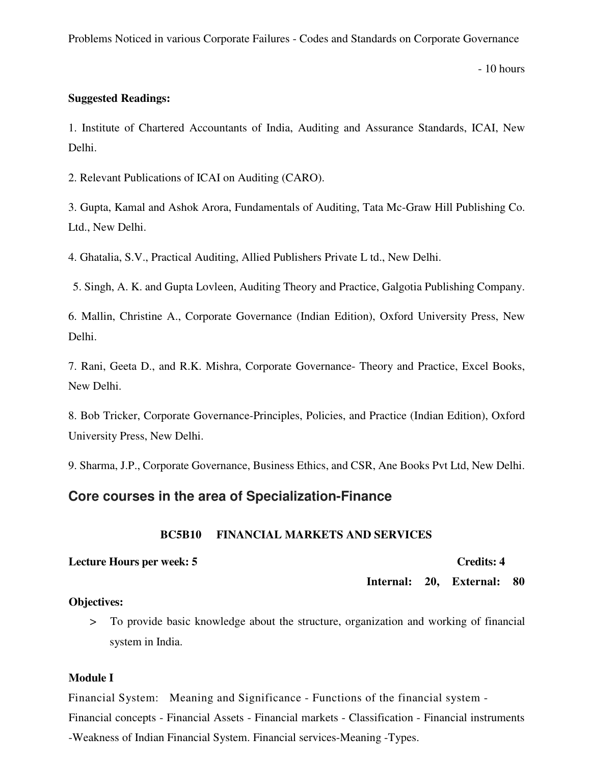Problems Noticed in various Corporate Failures - Codes and Standards on Corporate Governance

- 10 hours

**Suggested Readings:**

1. Institute of Chartered Accountants of India, Auditing and Assurance Standards, ICAI, New Delhi.
2. Relevant Publications of ICAI on Auditing (CARO).
3. Gupta, Kamal and Ashok Arora, Fundamentals of Auditing, Tata Mc-Graw Hill Publishing Co. Ltd., New Delhi.
4. Ghatalia, S.V., Practical Auditing, Allied Publishers Private L td., New Delhi.
5. Singh, A. K. and Gupta Lovleen, Auditing Theory and Practice, Galgotia Publishing Company.
6. Mallin, Christine A., Corporate Governance (Indian Edition), Oxford University Press, New Delhi.
7. Rani, Geeta D., and R.K. Mishra, Corporate Governance- Theory and Practice, Excel Books, New Delhi.
8. Bob Tricker, Corporate Governance-Principles, Policies, and Practice (Indian Edition), Oxford University Press, New Delhi.
9. Sharma, J.P., Corporate Governance, Business Ethics, and CSR, Ane Books Pvt Ltd, New Delhi.

## Core courses in the area of Specialization-Finance

### BC5B10 FINANCIAL MARKETS AND SERVICES

**Lecture Hours per week: 5** **Credits: 4**

**Internal: 20, External: 80**

**Objectives:**

> To provide basic knowledge about the structure, organization and working of financial system in India.

**Module I**

Financial System: Meaning and Significance - Functions of the financial system - Financial concepts - Financial Assets - Financial markets - Classification - Financial instruments -Weakness of Indian Financial System. Financial services-Meaning -Types.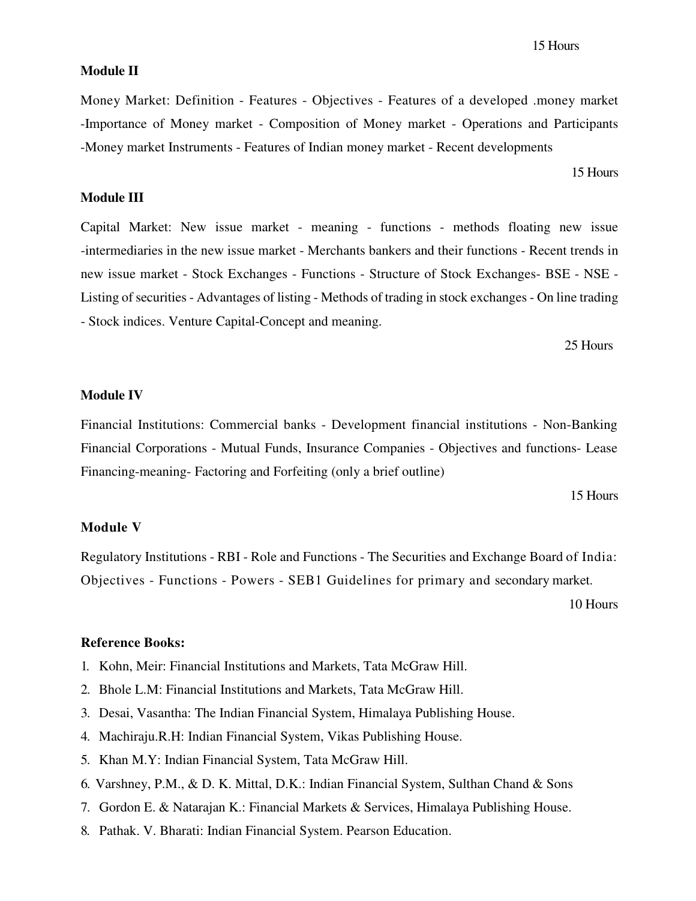15 Hours

**Module II**

Money Market: Definition - Features - Objectives - Features of a developed .money market -Importance of Money market - Composition of Money market - Operations and Participants -Money market Instruments - Features of Indian money market - Recent developments

15 Hours

**Module III**

Capital Market: New issue market - meaning - functions - methods floating new issue -intermediaries in the new issue market - Merchants bankers and their functions - Recent trends in new issue market - Stock Exchanges - Functions - Structure of Stock Exchanges- BSE - NSE - Listing of securities - Advantages of listing - Methods of trading in stock exchanges - On line trading - Stock indices. Venture Capital-Concept and meaning.

25 Hours

**Module IV**

Financial Institutions: Commercial banks - Development financial institutions - Non-Banking Financial Corporations - Mutual Funds, Insurance Companies - Objectives and functions- Lease Financing-meaning- Factoring and Forfeiting (only a brief outline)

15 Hours

**Module V**

Regulatory Institutions - RBI - Role and Functions - The Securities and Exchange Board of India: Objectives - Functions - Powers - SEB1 Guidelines for primary and secondary market.

10 Hours

**Reference Books:**

1. Kohn, Meir: Financial Institutions and Markets, Tata McGraw Hill.
2. Bhole L.M: Financial Institutions and Markets, Tata McGraw Hill.
3. Desai, Vasantha: The Indian Financial System, Himalaya Publishing House.
4. Machiraju.R.H: Indian Financial System, Vikas Publishing House.
5. Khan M.Y: Indian Financial System, Tata McGraw Hill.
6. Varshney, P.M., & D. K. Mittal, D.K.: Indian Financial System, Sulthan Chand & Sons
7. Gordon E. & Natarajan K.: Financial Markets & Services, Himalaya Publishing House.
8. Pathak. V. Bharati: Indian Financial System. Pearson Education.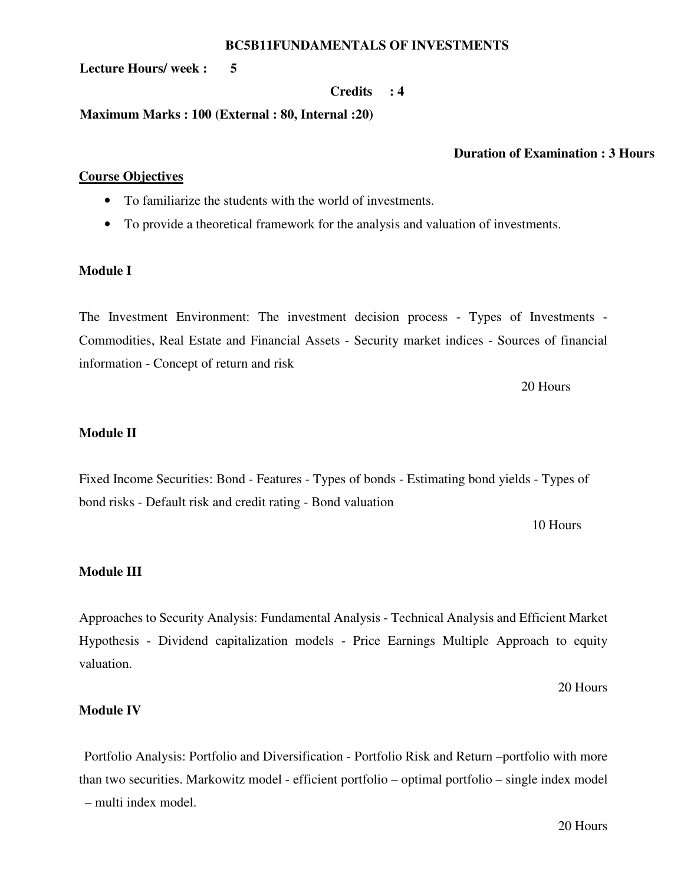# BC5B11FUNDAMENTALS OF INVESTMENTS

**Lecture Hours/ week : 5**

**Credits : 4**

**Maximum Marks : 100 (External : 80, Internal :20)**

**Duration of Examination : 3 Hours**

**Course Objectives**

- To familiarize the students with the world of investments.
- To provide a theoretical framework for the analysis and valuation of investments.

**Module I**

The Investment Environment: The investment decision process - Types of Investments - Commodities, Real Estate and Financial Assets - Security market indices - Sources of financial information - Concept of return and risk

20 Hours

**Module II**

Fixed Income Securities: Bond - Features - Types of bonds - Estimating bond yields - Types of bond risks - Default risk and credit rating - Bond valuation

10 Hours

**Module III**

Approaches to Security Analysis: Fundamental Analysis - Technical Analysis and Efficient Market Hypothesis - Dividend capitalization models - Price Earnings Multiple Approach to equity valuation.

20 Hours

**Module IV**

Portfolio Analysis: Portfolio and Diversification - Portfolio Risk and Return –portfolio with more than two securities. Markowitz model - efficient portfolio – optimal portfolio – single index model – multi index model.

20 Hours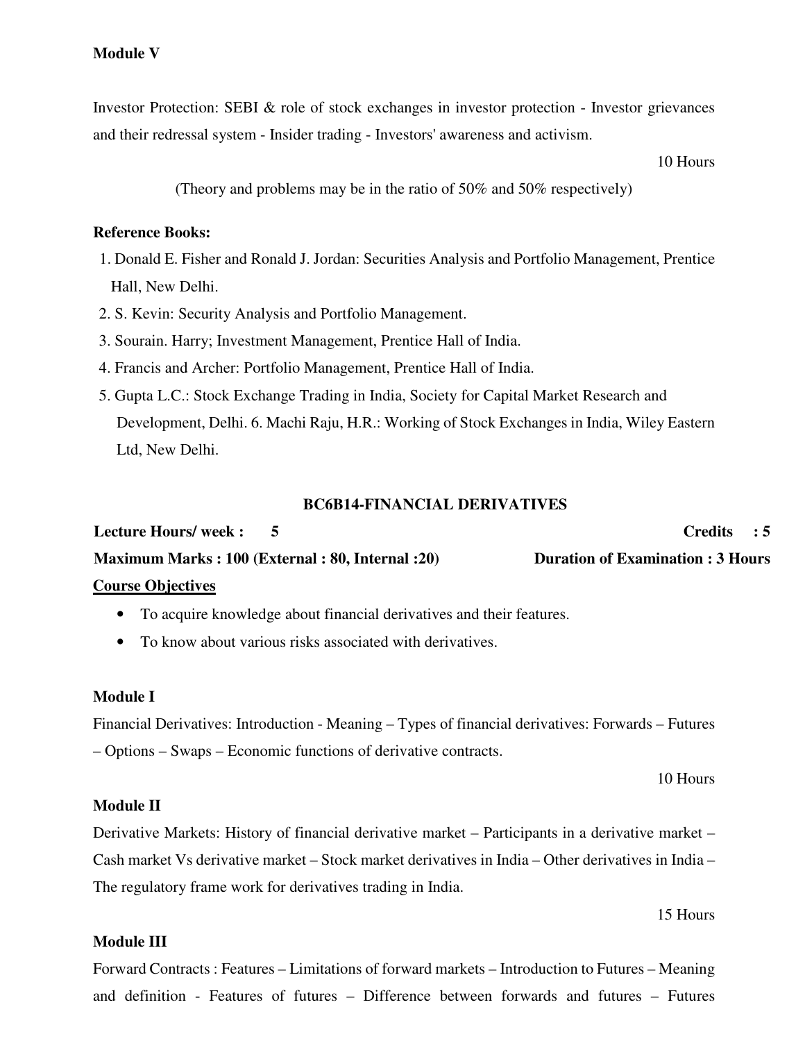**Module V**

Investor Protection: SEBI & role of stock exchanges in investor protection - Investor grievances and their redressal system - Insider trading - Investors' awareness and activism.

10 Hours

(Theory and problems may be in the ratio of 50% and 50% respectively)

**Reference Books:**

1. Donald E. Fisher and Ronald J. Jordan: Securities Analysis and Portfolio Management, Prentice Hall, New Delhi.
2. S. Kevin: Security Analysis and Portfolio Management.
3. Sourain. Harry; Investment Management, Prentice Hall of India.
4. Francis and Archer: Portfolio Management, Prentice Hall of India.
5. Gupta L.C.: Stock Exchange Trading in India, Society for Capital Market Research and Development, Delhi. 6. Machi Raju, H.R.: Working of Stock Exchanges in India, Wiley Eastern Ltd, New Delhi.

## BC6B14-FINANCIAL DERIVATIVES

**Lecture Hours/ week : 5** **Credits : 5**

**Maximum Marks : 100 (External : 80, Internal :20)** **Duration of Examination : 3 Hours**

**Course Objectives**

- To acquire knowledge about financial derivatives and their features.
- To know about various risks associated with derivatives.

**Module I**

Financial Derivatives: Introduction - Meaning – Types of financial derivatives: Forwards – Futures – Options – Swaps – Economic functions of derivative contracts.

10 Hours

**Module II**

Derivative Markets: History of financial derivative market – Participants in a derivative market – Cash market Vs derivative market – Stock market derivatives in India – Other derivatives in India – The regulatory frame work for derivatives trading in India.

15 Hours

**Module III**

Forward Contracts : Features – Limitations of forward markets – Introduction to Futures – Meaning and definition - Features of futures – Difference between forwards and futures – Futures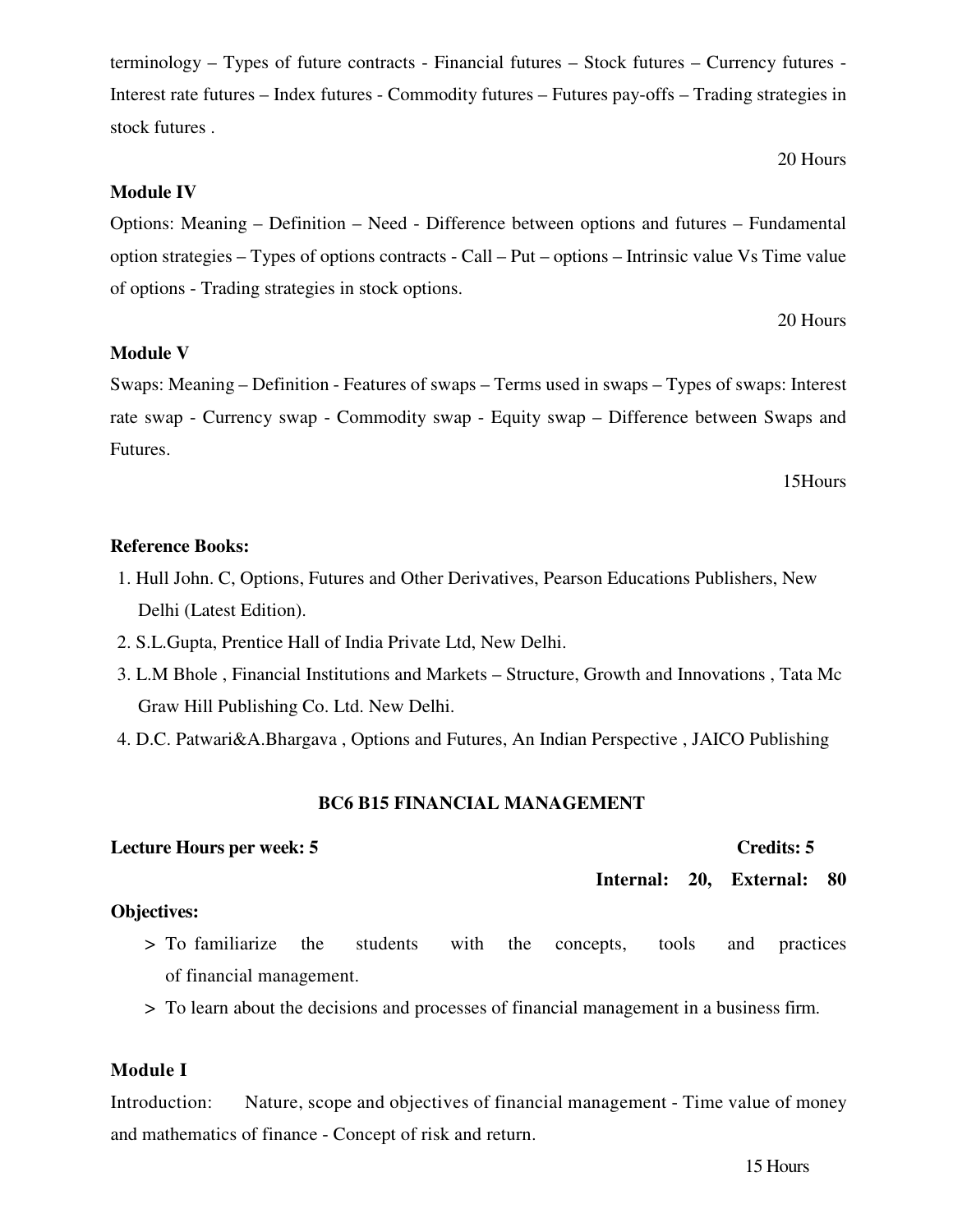terminology – Types of future contracts - Financial futures – Stock futures – Currency futures - Interest rate futures – Index futures - Commodity futures – Futures pay-offs – Trading strategies in stock futures .

20 Hours

**Module IV**

Options: Meaning – Definition – Need - Difference between options and futures – Fundamental option strategies – Types of options contracts - Call – Put – options – Intrinsic value Vs Time value of options - Trading strategies in stock options.

20 Hours

**Module V**

Swaps: Meaning – Definition - Features of swaps – Terms used in swaps – Types of swaps: Interest rate swap - Currency swap - Commodity swap - Equity swap – Difference between Swaps and Futures.

15Hours

**Reference Books:**

1. Hull John. C, Options, Futures and Other Derivatives, Pearson Educations Publishers, New Delhi (Latest Edition).
2. S.L.Gupta, Prentice Hall of India Private Ltd, New Delhi.
3. L.M Bhole , Financial Institutions and Markets – Structure, Growth and Innovations , Tata Mc Graw Hill Publishing Co. Ltd. New Delhi.
4. D.C. Patwari&A.Bhargava , Options and Futures, An Indian Perspective , JAICO Publishing

## BC6 B15 FINANCIAL MANAGEMENT

**Lecture Hours per week: 5** **Credits: 5**

**Internal: 20, External: 80**

**Objectives:**

> To familiarize the students with the concepts, tools and practices of financial management.

> To learn about the decisions and processes of financial management in a business firm.

**Module I**

Introduction: Nature, scope and objectives of financial management - Time value of money and mathematics of finance - Concept of risk and return.

15 Hours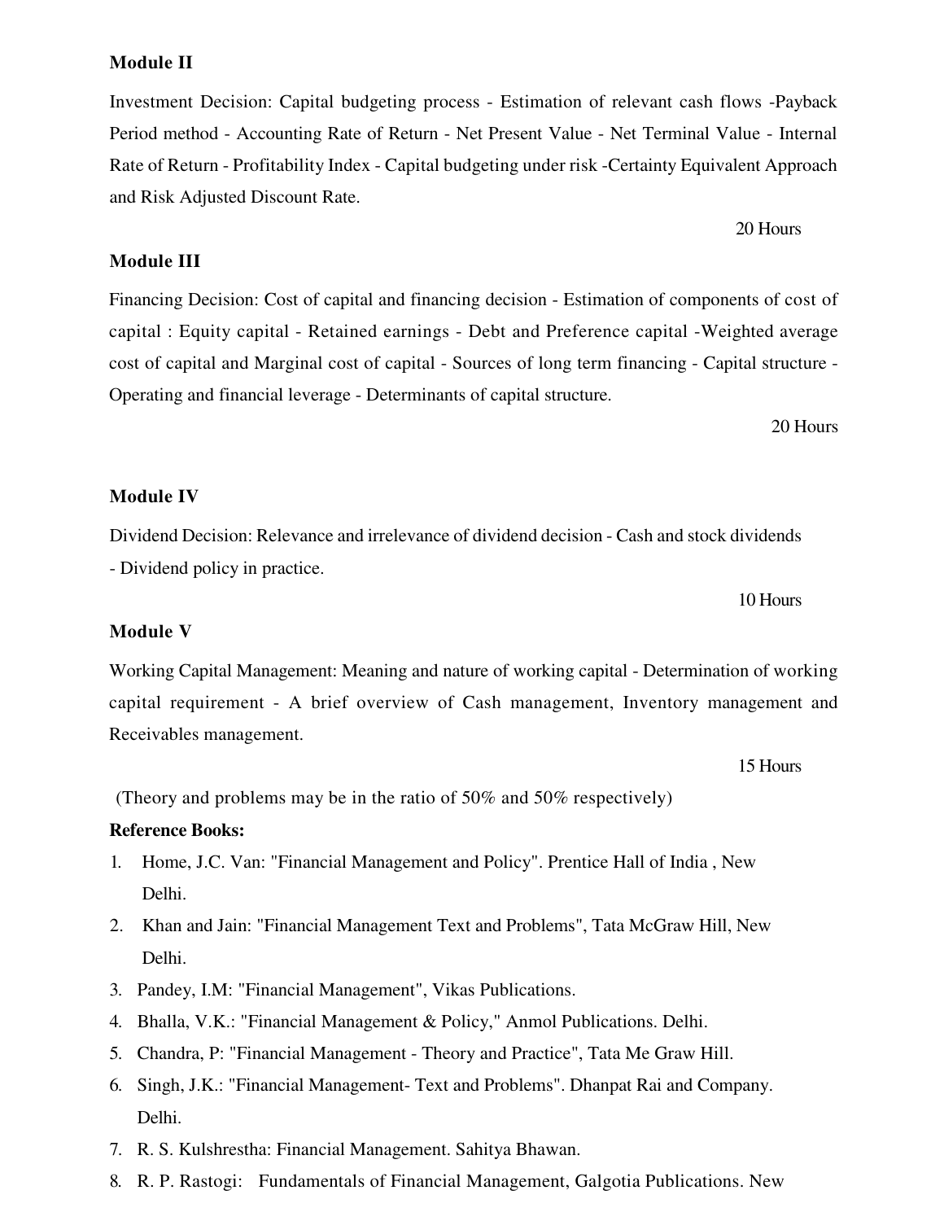**Module II**

Investment Decision: Capital budgeting process - Estimation of relevant cash flows -Payback Period method - Accounting Rate of Return - Net Present Value - Net Terminal Value - Internal Rate of Return - Profitability Index - Capital budgeting under risk -Certainty Equivalent Approach and Risk Adjusted Discount Rate.

20 Hours

**Module III**

Financing Decision: Cost of capital and financing decision - Estimation of components of cost of capital : Equity capital - Retained earnings - Debt and Preference capital -Weighted average cost of capital and Marginal cost of capital - Sources of long term financing - Capital structure - Operating and financial leverage - Determinants of capital structure.

20 Hours

**Module IV**

Dividend Decision: Relevance and irrelevance of dividend decision - Cash and stock dividends - Dividend policy in practice.

10 Hours

**Module V**

Working Capital Management: Meaning and nature of working capital - Determination of working capital requirement - A brief overview of Cash management, Inventory management and Receivables management.

15 Hours

(Theory and problems may be in the ratio of 50% and 50% respectively)

**Reference Books:**

1. Home, J.C. Van: "Financial Management and Policy". Prentice Hall of India , New Delhi.
2. Khan and Jain: "Financial Management Text and Problems", Tata McGraw Hill, New Delhi.
3. Pandey, I.M: "Financial Management", Vikas Publications.
4. Bhalla, V.K.: "Financial Management & Policy," Anmol Publications. Delhi.
5. Chandra, P: "Financial Management - Theory and Practice", Tata Me Graw Hill.
6. Singh, J.K.: "Financial Management- Text and Problems". Dhanpat Rai and Company. Delhi.
7. R. S. Kulshrestha: Financial Management. Sahitya Bhawan.
8. R. P. Rastogi: Fundamentals of Financial Management, Galgotia Publications. New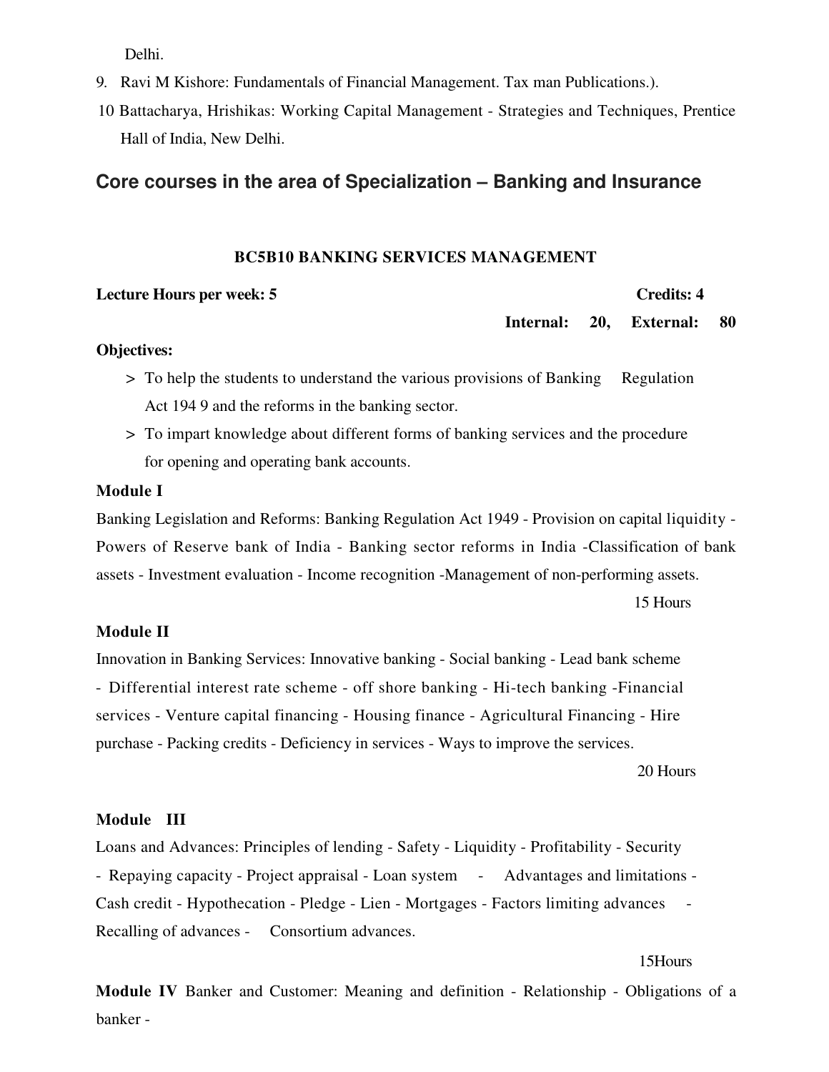Delhi.

9. Ravi M Kishore: Fundamentals of Financial Management. Tax man Publications.).
10. Battacharya, Hrishikas: Working Capital Management - Strategies and Techniques, Prentice Hall of India, New Delhi.

## Core courses in the area of Specialization – Banking and Insurance

### BC5B10 BANKING SERVICES MANAGEMENT

**Lecture Hours per week: 5** **Credits: 4**

**Internal: 20, External: 80**

**Objectives:**

> To help the students to understand the various provisions of Banking Regulation Act 194 9 and the reforms in the banking sector.

> To impart knowledge about different forms of banking services and the procedure for opening and operating bank accounts.

**Module I**

Banking Legislation and Reforms: Banking Regulation Act 1949 - Provision on capital liquidity - Powers of Reserve bank of India - Banking sector reforms in India -Classification of bank assets - Investment evaluation - Income recognition -Management of non-performing assets.

15 Hours

**Module II**

Innovation in Banking Services: Innovative banking - Social banking - Lead bank scheme - Differential interest rate scheme - off shore banking - Hi-tech banking -Financial services - Venture capital financing - Housing finance - Agricultural Financing - Hire purchase - Packing credits - Deficiency in services - Ways to improve the services.

20 Hours

**Module III**

Loans and Advances: Principles of lending - Safety - Liquidity - Profitability - Security - Repaying capacity - Project appraisal - Loan system - Advantages and limitations - Cash credit - Hypothecation - Pledge - Lien - Mortgages - Factors limiting advances - Recalling of advances - Consortium advances.

15Hours

**Module IV** Banker and Customer: Meaning and definition - Relationship - Obligations of a banker -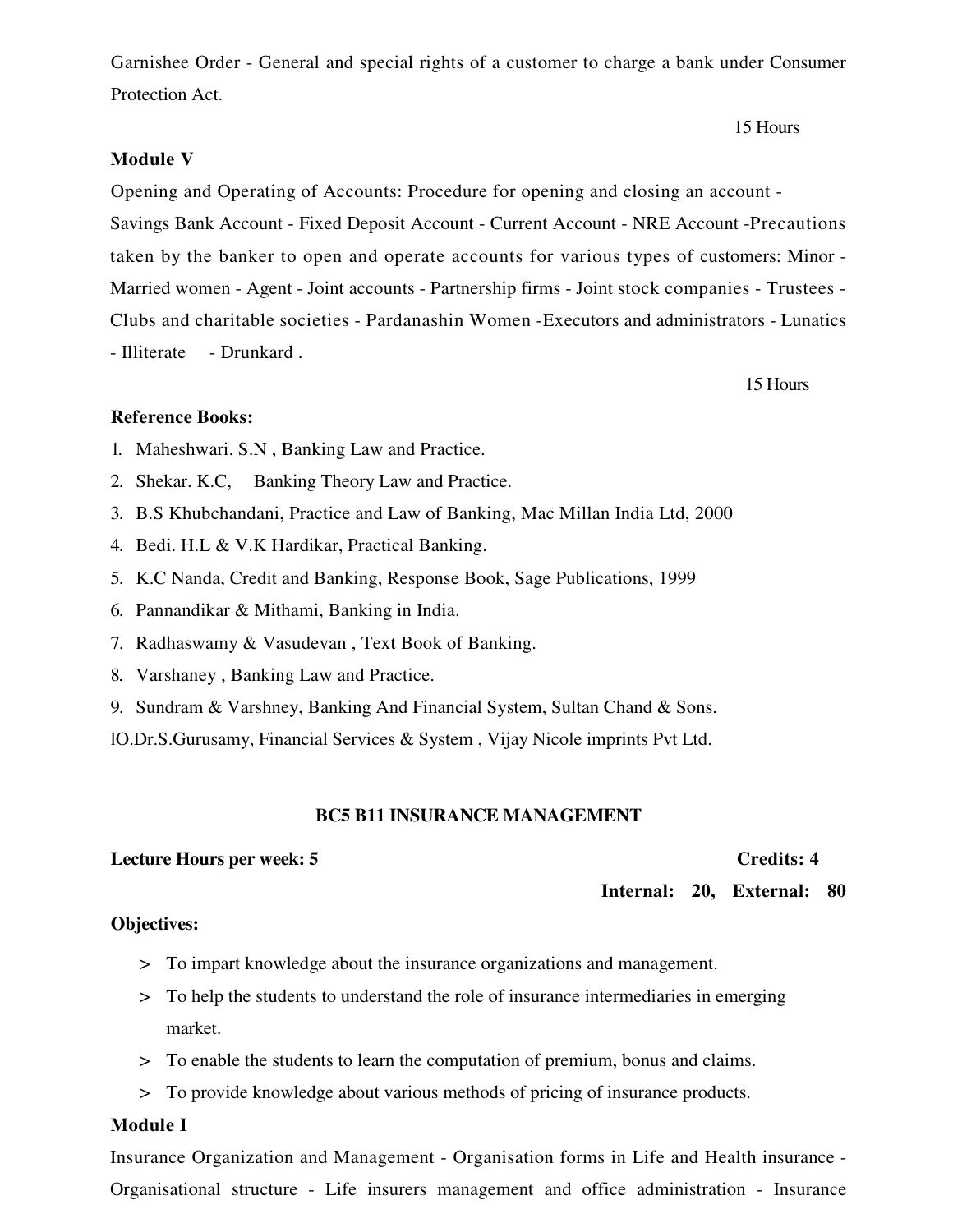Garnishee Order - General and special rights of a customer to charge a bank under Consumer Protection Act.

15 Hours

**Module V**

Opening and Operating of Accounts: Procedure for opening and closing an account - Savings Bank Account - Fixed Deposit Account - Current Account - NRE Account -Precautions taken by the banker to open and operate accounts for various types of customers: Minor - Married women - Agent - Joint accounts - Partnership firms - Joint stock companies - Trustees - Clubs and charitable societies - Pardanashin Women -Executors and administrators - Lunatics - Illiterate - Drunkard .

15 Hours

**Reference Books:**

1. Maheshwari. S.N , Banking Law and Practice.
2. Shekar. K.C, Banking Theory Law and Practice.
3. B.S Khubchandani, Practice and Law of Banking, Mac Millan India Ltd, 2000
4. Bedi. H.L & V.K Hardikar, Practical Banking.
5. K.C Nanda, Credit and Banking, Response Book, Sage Publications, 1999
6. Pannandikar & Mithami, Banking in India.
7. Radhaswamy & Vasudevan , Text Book of Banking.
8. Varshaney , Banking Law and Practice.
9. Sundram & Varshney, Banking And Financial System, Sultan Chand & Sons.
10. Dr.S.Gurusamy, Financial Services & System , Vijay Nicole imprints Pvt Ltd.

## BC5 B11 INSURANCE MANAGEMENT

**Lecture Hours per week: 5** **Credits: 4**

**Internal: 20, External: 80**

**Objectives:**

> To impart knowledge about the insurance organizations and management.

> To help the students to understand the role of insurance intermediaries in emerging market.

> To enable the students to learn the computation of premium, bonus and claims.

> To provide knowledge about various methods of pricing of insurance products.

**Module I**

Insurance Organization and Management - Organisation forms in Life and Health insurance - Organisational structure - Life insurers management and office administration - Insurance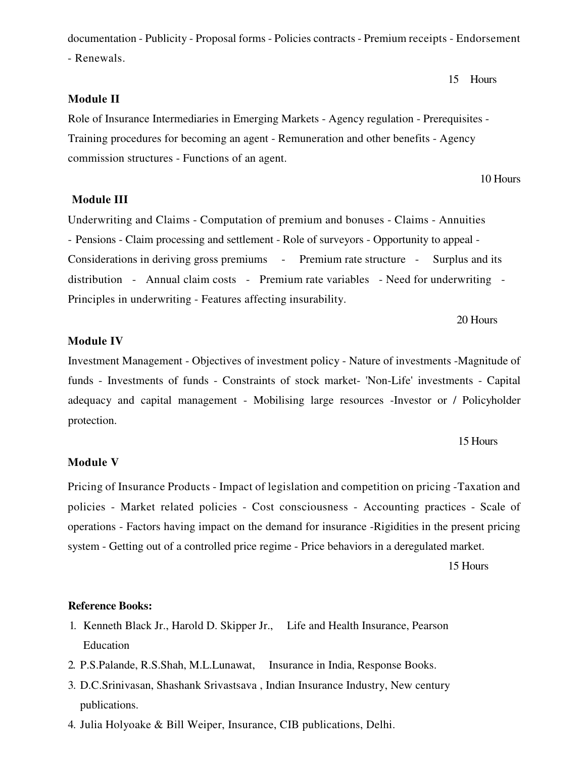documentation - Publicity - Proposal forms - Policies contracts - Premium receipts - Endorsement - Renewals.

15 Hours

**Module II**

Role of Insurance Intermediaries in Emerging Markets - Agency regulation - Prerequisites - Training procedures for becoming an agent - Remuneration and other benefits - Agency commission structures - Functions of an agent.

10 Hours

**Module III**

Underwriting and Claims - Computation of premium and bonuses - Claims - Annuities - Pensions - Claim processing and settlement - Role of surveyors - Opportunity to appeal - Considerations in deriving gross premiums - Premium rate structure - Surplus and its distribution - Annual claim costs - Premium rate variables - Need for underwriting - Principles in underwriting - Features affecting insurability.

20 Hours

**Module IV**

Investment Management - Objectives of investment policy - Nature of investments -Magnitude of funds - Investments of funds - Constraints of stock market- 'Non-Life' investments - Capital adequacy and capital management - Mobilising large resources -Investor or / Policyholder protection.

15 Hours

**Module V**

Pricing of Insurance Products - Impact of legislation and competition on pricing -Taxation and policies - Market related policies - Cost consciousness - Accounting practices - Scale of operations - Factors having impact on the demand for insurance -Rigidities in the present pricing system - Getting out of a controlled price regime - Price behaviors in a deregulated market.

15 Hours

**Reference Books:**

1. Kenneth Black Jr., Harold D. Skipper Jr., Life and Health Insurance, Pearson Education
2. P.S.Palande, R.S.Shah, M.L.Lunawat, Insurance in India, Response Books.
3. D.C.Srinivasan, Shashank Srivastsava , Indian Insurance Industry, New century publications.
4. Julia Holyoake & Bill Weiper, Insurance, CIB publications, Delhi.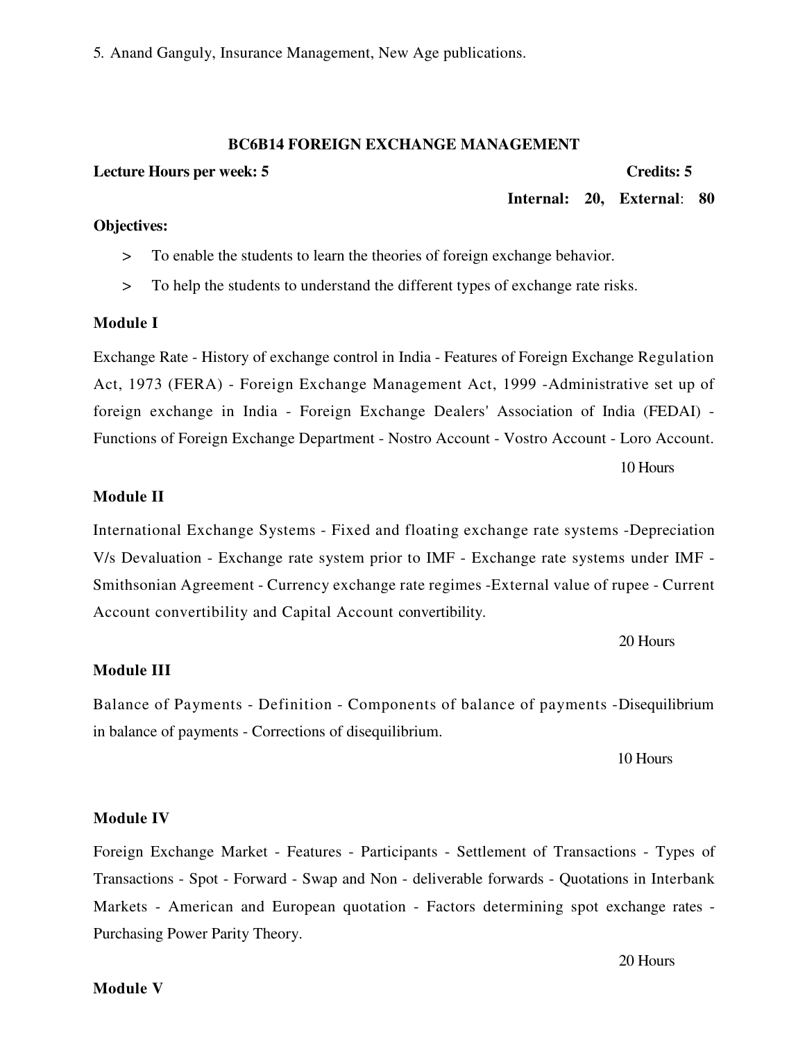5. Anand Ganguly, Insurance Management, New Age publications.

## BC6B14 FOREIGN EXCHANGE MANAGEMENT

**Lecture Hours per week: 5** **Credits: 5**

**Internal: 20, External: 80**

**Objectives:**

> To enable the students to learn the theories of foreign exchange behavior.

> To help the students to understand the different types of exchange rate risks.

**Module I**

Exchange Rate - History of exchange control in India - Features of Foreign Exchange Regulation Act, 1973 (FERA) - Foreign Exchange Management Act, 1999 -Administrative set up of foreign exchange in India - Foreign Exchange Dealers' Association of India (FEDAI) - Functions of Foreign Exchange Department - Nostro Account - Vostro Account - Loro Account.

10 Hours

**Module II**

International Exchange Systems - Fixed and floating exchange rate systems -Depreciation V/s Devaluation - Exchange rate system prior to IMF - Exchange rate systems under IMF - Smithsonian Agreement - Currency exchange rate regimes -External value of rupee - Current Account convertibility and Capital Account convertibility.

20 Hours

**Module III**

Balance of Payments - Definition - Components of balance of payments -Disequilibrium in balance of payments - Corrections of disequilibrium.

10 Hours

**Module IV**

Foreign Exchange Market - Features - Participants - Settlement of Transactions - Types of Transactions - Spot - Forward - Swap and Non - deliverable forwards - Quotations in Interbank Markets - American and European quotation - Factors determining spot exchange rates - Purchasing Power Parity Theory.

20 Hours

**Module V**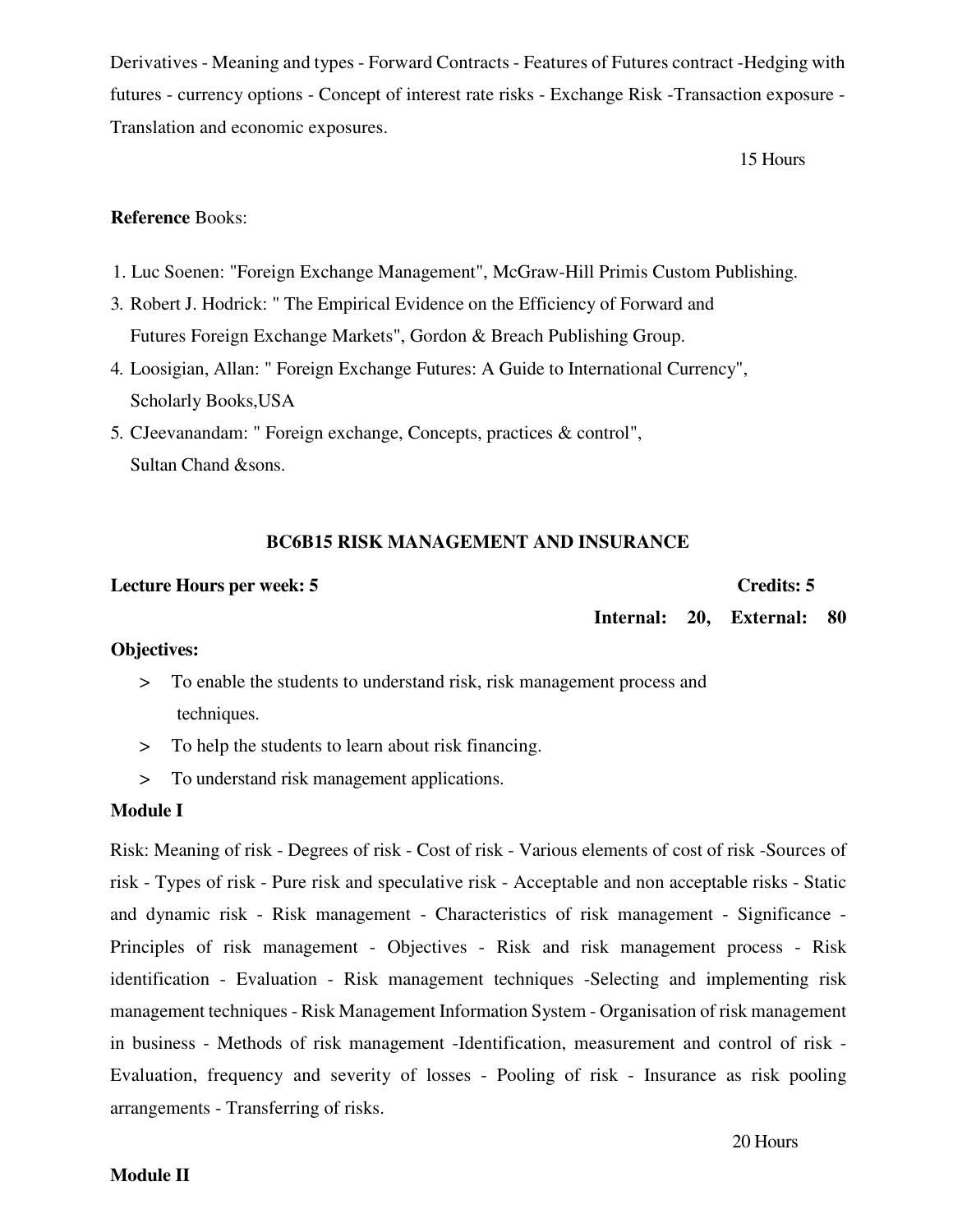Derivatives - Meaning and types - Forward Contracts - Features of Futures contract -Hedging with futures - currency options - Concept of interest rate risks - Exchange Risk -Transaction exposure - Translation and economic exposures.

15 Hours

**Reference** Books:

1. Luc Soenen: "Foreign Exchange Management", McGraw-Hill Primis Custom Publishing.
3. Robert J. Hodrick: " The Empirical Evidence on the Efficiency of Forward and Futures Foreign Exchange Markets", Gordon & Breach Publishing Group.
4. Loosigian, Allan: " Foreign Exchange Futures: A Guide to International Currency", Scholarly Books,USA
5. CJeevanandam: " Foreign exchange, Concepts, practices & control", Sultan Chand &sons.

## BC6B15 RISK MANAGEMENT AND INSURANCE

**Lecture Hours per week: 5** **Credits: 5**

**Internal: 20, External: 80**

**Objectives:**

- > To enable the students to understand risk, risk management process and techniques.
- > To help the students to learn about risk financing.
- > To understand risk management applications.

**Module I**

Risk: Meaning of risk - Degrees of risk - Cost of risk - Various elements of cost of risk -Sources of risk - Types of risk - Pure risk and speculative risk - Acceptable and non acceptable risks - Static and dynamic risk - Risk management - Characteristics of risk management - Significance - Principles of risk management - Objectives - Risk and risk management process - Risk identification - Evaluation - Risk management techniques -Selecting and implementing risk management techniques - Risk Management Information System - Organisation of risk management in business - Methods of risk management -Identification, measurement and control of risk - Evaluation, frequency and severity of losses - Pooling of risk - Insurance as risk pooling arrangements - Transferring of risks.

20 Hours

**Module II**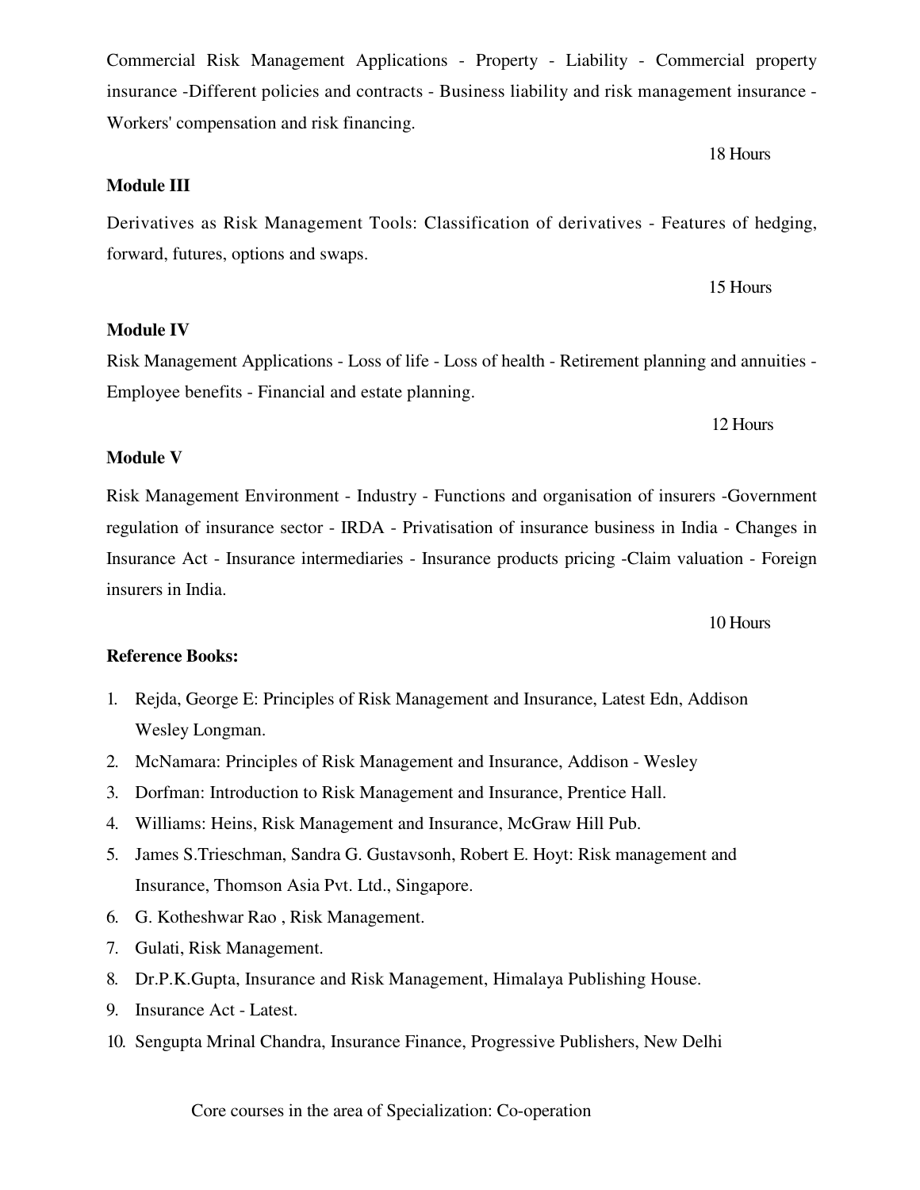Commercial Risk Management Applications - Property - Liability - Commercial property insurance -Different policies and contracts - Business liability and risk management insurance - Workers' compensation and risk financing.

18 Hours

**Module III**

Derivatives as Risk Management Tools: Classification of derivatives - Features of hedging, forward, futures, options and swaps.

15 Hours

**Module IV**

Risk Management Applications - Loss of life - Loss of health - Retirement planning and annuities - Employee benefits - Financial and estate planning.

12 Hours

**Module V**

Risk Management Environment - Industry - Functions and organisation of insurers -Government regulation of insurance sector - IRDA - Privatisation of insurance business in India - Changes in Insurance Act - Insurance intermediaries - Insurance products pricing -Claim valuation - Foreign insurers in India.

10 Hours

**Reference Books:**

1. Rejda, George E: Principles of Risk Management and Insurance, Latest Edn, Addison Wesley Longman.
2. McNamara: Principles of Risk Management and Insurance, Addison - Wesley
3. Dorfman: Introduction to Risk Management and Insurance, Prentice Hall.
4. Williams: Heins, Risk Management and Insurance, McGraw Hill Pub.
5. James S.Trieschman, Sandra G. Gustavsonh, Robert E. Hoyt: Risk management and Insurance, Thomson Asia Pvt. Ltd., Singapore.
6. G. Kotheshwar Rao , Risk Management.
7. Gulati, Risk Management.
8. Dr.P.K.Gupta, Insurance and Risk Management, Himalaya Publishing House.
9. Insurance Act - Latest.
10. Sengupta Mrinal Chandra, Insurance Finance, Progressive Publishers, New Delhi

Core courses in the area of Specialization: Co-operation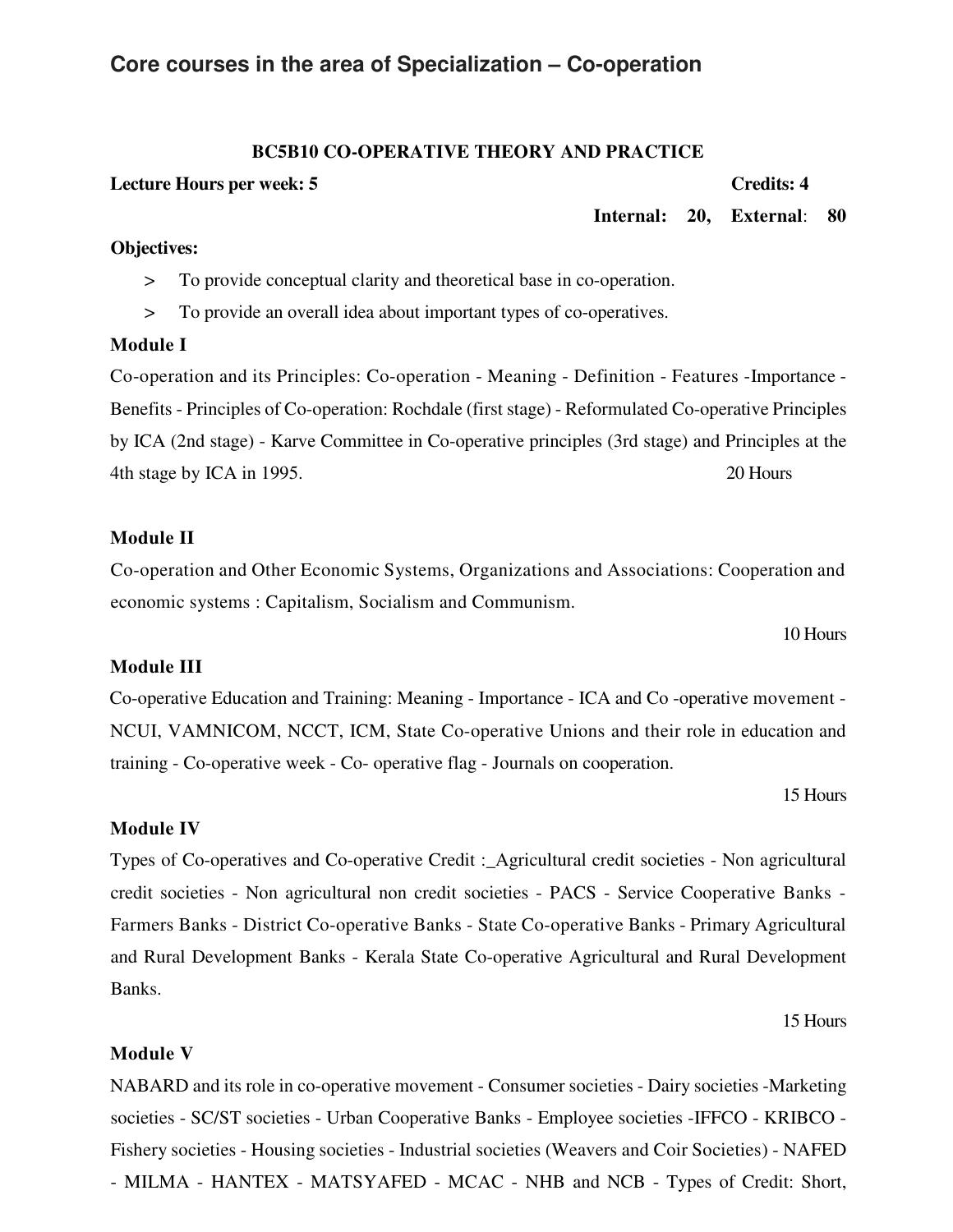## Core courses in the area of Specialization – Co-operation

### BC5B10 CO-OPERATIVE THEORY AND PRACTICE

**Lecture Hours per week: 5** **Credits: 4**

**Internal: 20, External: 80**

**Objectives:**

> To provide conceptual clarity and theoretical base in co-operation.

> To provide an overall idea about important types of co-operatives.

**Module I**

Co-operation and its Principles: Co-operation - Meaning - Definition - Features -Importance - Benefits - Principles of Co-operation: Rochdale (first stage) - Reformulated Co-operative Principles by ICA (2nd stage) - Karve Committee in Co-operative principles (3rd stage) and Principles at the 4th stage by ICA in 1995. 20 Hours

**Module II**

Co-operation and Other Economic Systems, Organizations and Associations: Cooperation and economic systems : Capitalism, Socialism and Communism.

10 Hours

**Module III**

Co-operative Education and Training: Meaning - Importance - ICA and Co -operative movement - NCUI, VAMNICOM, NCCT, ICM, State Co-operative Unions and their role in education and training - Co-operative week - Co- operative flag - Journals on cooperation.

15 Hours

**Module IV**

Types of Co-operatives and Co-operative Credit :_Agricultural credit societies - Non agricultural credit societies - Non agricultural non credit societies - PACS - Service Cooperative Banks - Farmers Banks - District Co-operative Banks - State Co-operative Banks - Primary Agricultural and Rural Development Banks - Kerala State Co-operative Agricultural and Rural Development Banks.

15 Hours

**Module V**

NABARD and its role in co-operative movement - Consumer societies - Dairy societies -Marketing societies - SC/ST societies - Urban Cooperative Banks - Employee societies -IFFCO - KRIBCO - Fishery societies - Housing societies - Industrial societies (Weavers and Coir Societies) - NAFED - MILMA - HANTEX - MATSYAFED - MCAC - NHB and NCB - Types of Credit: Short,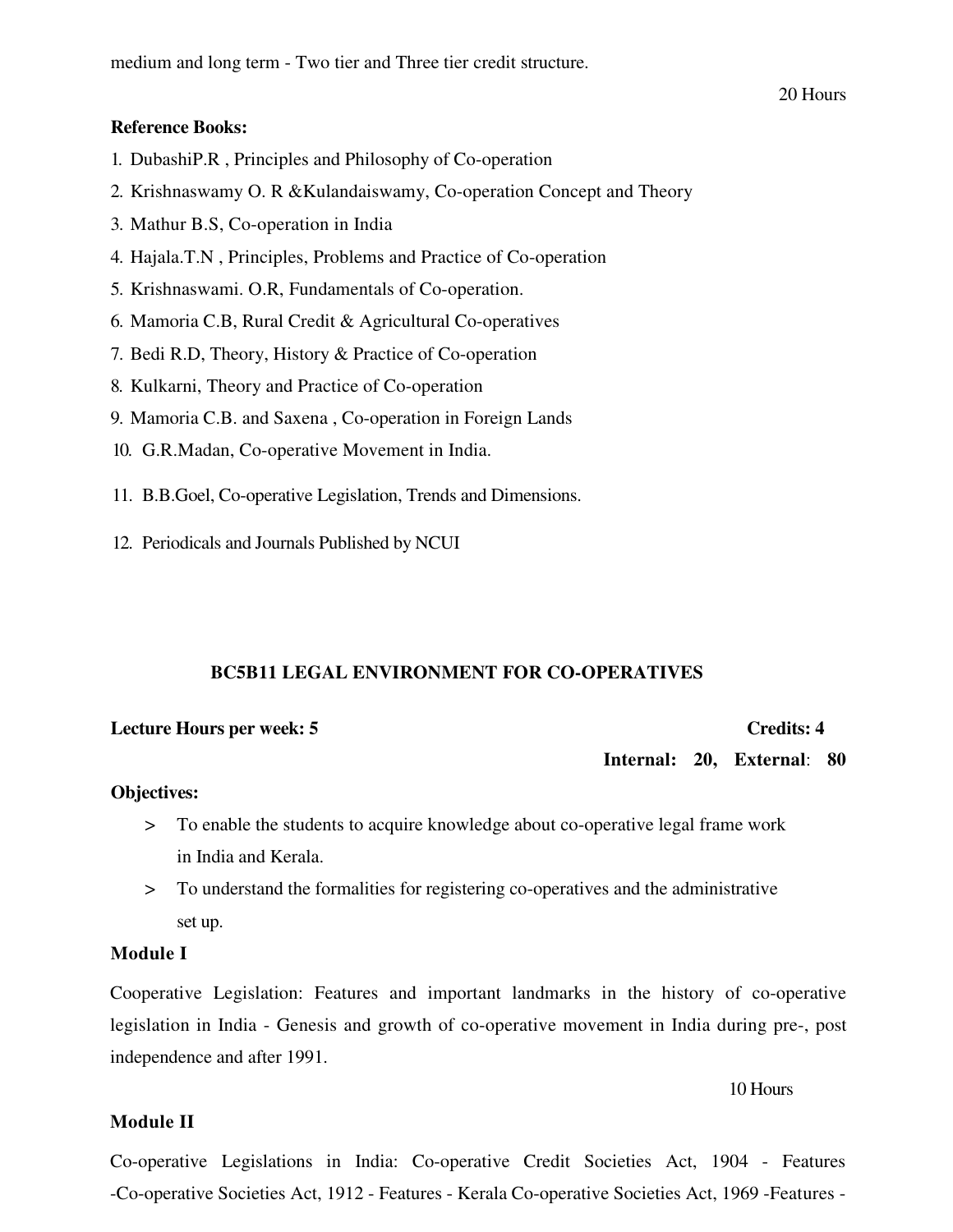medium and long term - Two tier and Three tier credit structure.

20 Hours

**Reference Books:**

1. DubashiP.R , Principles and Philosophy of Co-operation
2. Krishnaswamy O. R &Kulandaiswamy, Co-operation Concept and Theory
3. Mathur B.S, Co-operation in India
4. Hajala.T.N , Principles, Problems and Practice of Co-operation
5. Krishnaswami. O.R, Fundamentals of Co-operation.
6. Mamoria C.B, Rural Credit & Agricultural Co-operatives
7. Bedi R.D, Theory, History & Practice of Co-operation
8. Kulkarni, Theory and Practice of Co-operation
9. Mamoria C.B. and Saxena , Co-operation in Foreign Lands
10. G.R.Madan, Co-operative Movement in India.
11. B.B.Goel, Co-operative Legislation, Trends and Dimensions.
12. Periodicals and Journals Published by NCUI

## BC5B11 LEGAL ENVIRONMENT FOR CO-OPERATIVES

**Lecture Hours per week: 5** **Credits: 4**

**Internal: 20, External: 80**

**Objectives:**

> To enable the students to acquire knowledge about co-operative legal frame work in India and Kerala.

> To understand the formalities for registering co-operatives and the administrative set up.

**Module I**

Cooperative Legislation: Features and important landmarks in the history of co-operative legislation in India - Genesis and growth of co-operative movement in India during pre-, post independence and after 1991.

10 Hours

**Module II**

Co-operative Legislations in India: Co-operative Credit Societies Act, 1904 - Features -Co-operative Societies Act, 1912 - Features - Kerala Co-operative Societies Act, 1969 -Features -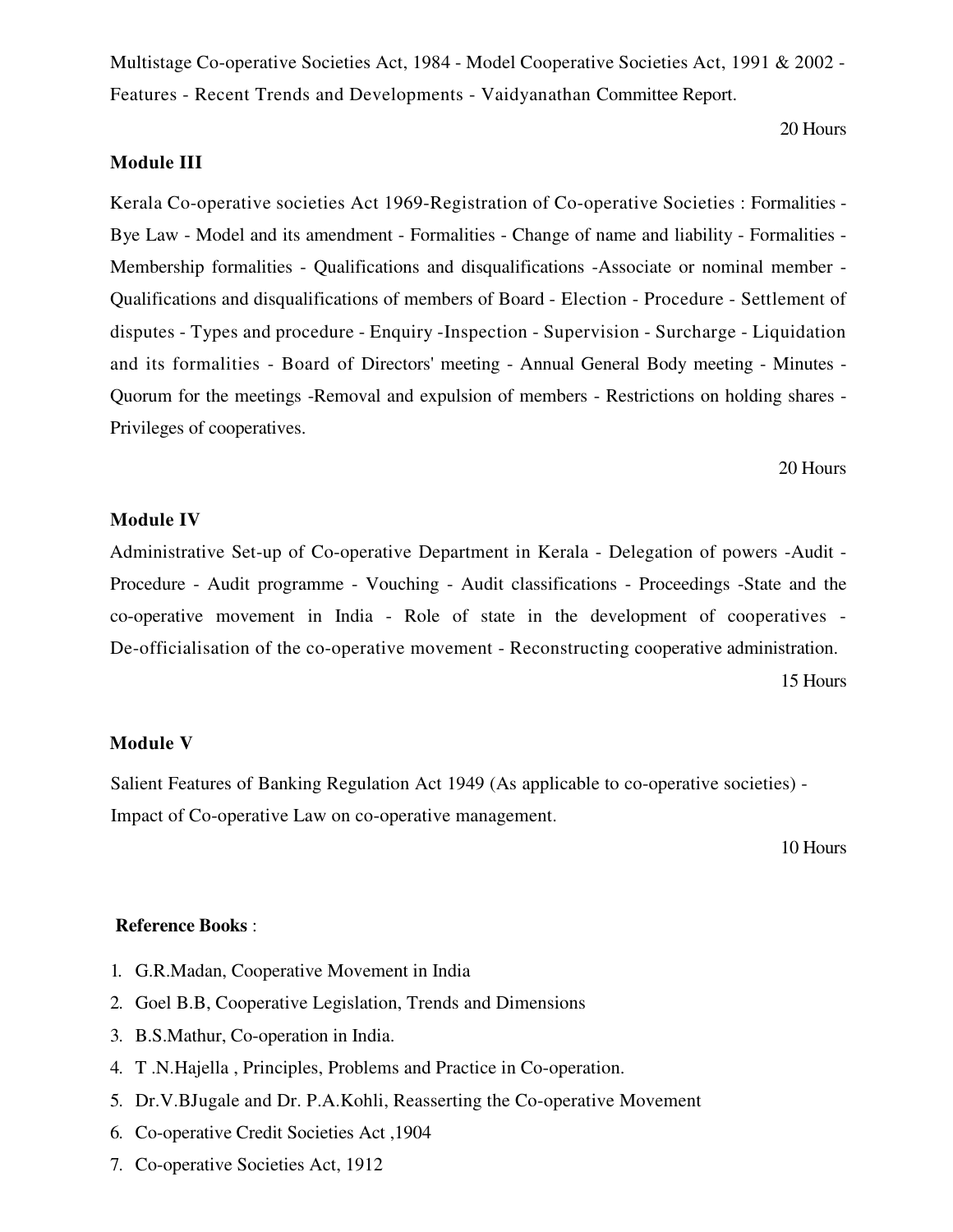Multistage Co-operative Societies Act, 1984 - Model Cooperative Societies Act, 1991 & 2002 - Features - Recent Trends and Developments - Vaidyanathan Committee Report.

20 Hours

**Module III**

Kerala Co-operative societies Act 1969-Registration of Co-operative Societies : Formalities - Bye Law - Model and its amendment - Formalities - Change of name and liability - Formalities - Membership formalities - Qualifications and disqualifications -Associate or nominal member - Qualifications and disqualifications of members of Board - Election - Procedure - Settlement of disputes - Types and procedure - Enquiry -Inspection - Supervision - Surcharge - Liquidation and its formalities - Board of Directors' meeting - Annual General Body meeting - Minutes - Quorum for the meetings -Removal and expulsion of members - Restrictions on holding shares - Privileges of cooperatives.

20 Hours

**Module IV**

Administrative Set-up of Co-operative Department in Kerala - Delegation of powers -Audit - Procedure - Audit programme - Vouching - Audit classifications - Proceedings -State and the co-operative movement in India - Role of state in the development of cooperatives - De-officialisation of the co-operative movement - Reconstructing cooperative administration.

15 Hours

**Module V**

Salient Features of Banking Regulation Act 1949 (As applicable to co-operative societies) - Impact of Co-operative Law on co-operative management.

10 Hours

**Reference Books** :

1. G.R.Madan, Cooperative Movement in India
2. Goel B.B, Cooperative Legislation, Trends and Dimensions
3. B.S.Mathur, Co-operation in India.
4. T .N.Hajella , Principles, Problems and Practice in Co-operation.
5. Dr.V.BJugale and Dr. P.A.Kohli, Reasserting the Co-operative Movement
6. Co-operative Credit Societies Act ,1904
7. Co-operative Societies Act, 1912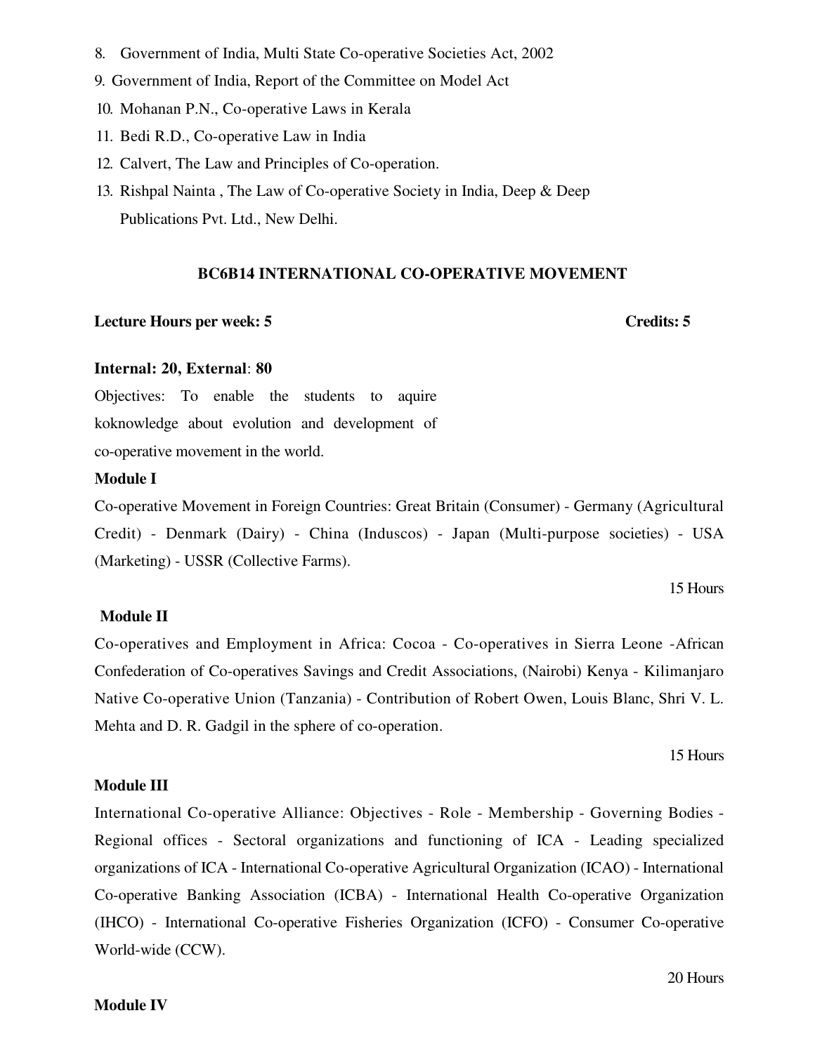8. Government of India, Multi State Co-operative Societies Act, 2002
9. Government of India, Report of the Committee on Model Act
10. Mohanan P.N., Co-operative Laws in Kerala
11. Bedi R.D., Co-operative Law in India
12. Calvert, The Law and Principles of Co-operation.
13. Rishpal Nainta , The Law of Co-operative Society in India, Deep & Deep Publications Pvt. Ltd., New Delhi.

## BC6B14 INTERNATIONAL CO-OPERATIVE MOVEMENT

**Lecture Hours per week: 5** **Credits: 5**

**Internal: 20, External**: **80**

Objectives: To enable the students to aquire koknowledge about evolution and development of co-operative movement in the world.

**Module I**

Co-operative Movement in Foreign Countries: Great Britain (Consumer) - Germany (Agricultural Credit) - Denmark (Dairy) - China (Induscos) - Japan (Multi-purpose societies) - USA (Marketing) - USSR (Collective Farms).

15 Hours

**Module II**

Co-operatives and Employment in Africa: Cocoa - Co-operatives in Sierra Leone -African Confederation of Co-operatives Savings and Credit Associations, (Nairobi) Kenya - Kilimanjaro Native Co-operative Union (Tanzania) - Contribution of Robert Owen, Louis Blanc, Shri V. L. Mehta and D. R. Gadgil in the sphere of co-operation.

15 Hours

**Module III**

International Co-operative Alliance: Objectives - Role - Membership - Governing Bodies - Regional offices - Sectoral organizations and functioning of ICA - Leading specialized organizations of ICA - International Co-operative Agricultural Organization (ICAO) - International Co-operative Banking Association (ICBA) - International Health Co-operative Organization (IHCO) - International Co-operative Fisheries Organization (ICFO) - Consumer Co-operative World-wide (CCW).

20 Hours

**Module IV**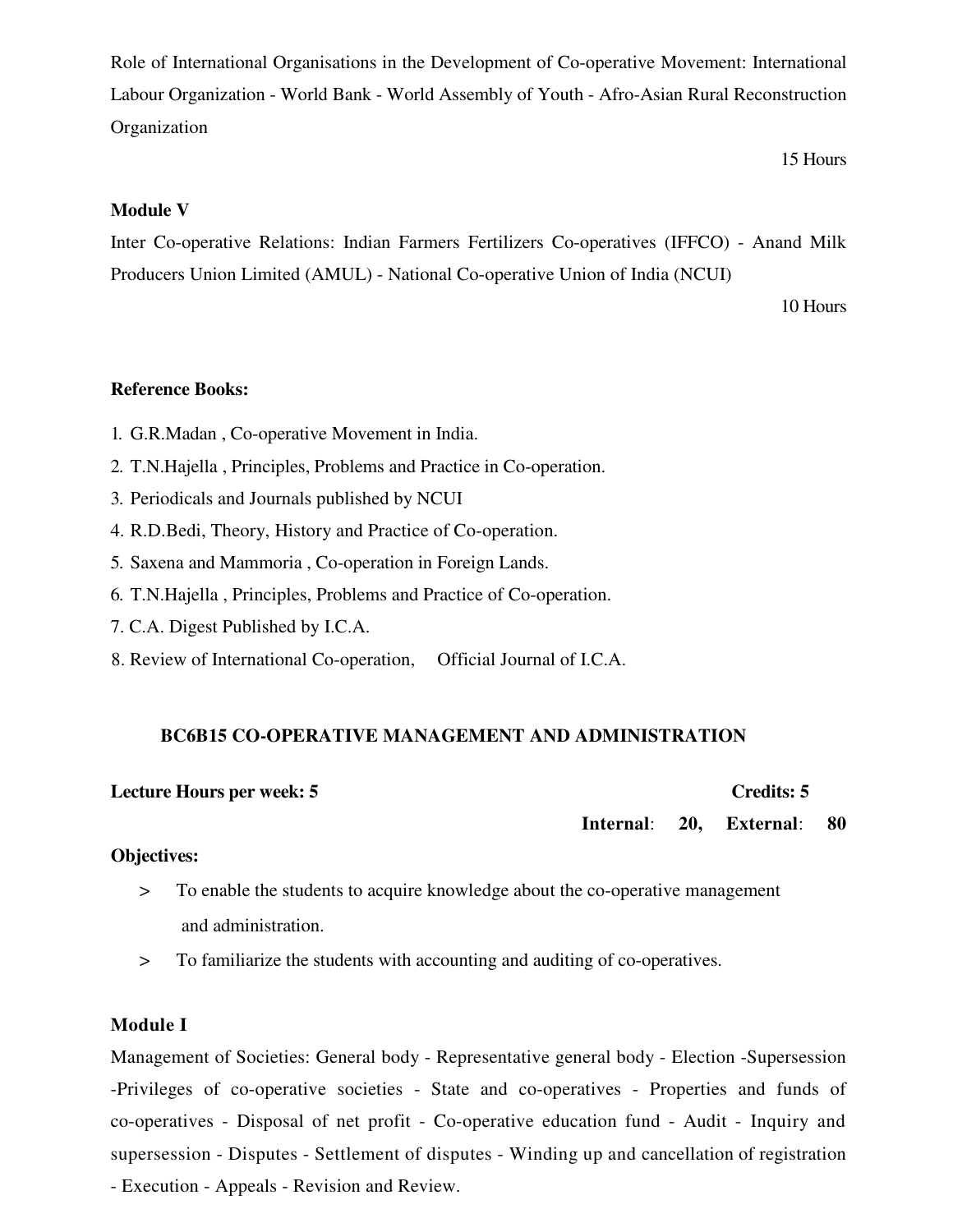Role of International Organisations in the Development of Co-operative Movement: International Labour Organization - World Bank - World Assembly of Youth - Afro-Asian Rural Reconstruction Organization

15 Hours

**Module V**

Inter Co-operative Relations: Indian Farmers Fertilizers Co-operatives (IFFCO) - Anand Milk Producers Union Limited (AMUL) - National Co-operative Union of India (NCUI)

10 Hours

**Reference Books:**

1. G.R.Madan , Co-operative Movement in India.
2. T.N.Hajella , Principles, Problems and Practice in Co-operation.
3. Periodicals and Journals published by NCUI
4. R.D.Bedi, Theory, History and Practice of Co-operation.
5. Saxena and Mammoria , Co-operation in Foreign Lands.
6. T.N.Hajella , Principles, Problems and Practice of Co-operation.
7. C.A. Digest Published by I.C.A.
8. Review of International Co-operation, Official Journal of I.C.A.

## BC6B15 CO-OPERATIVE MANAGEMENT AND ADMINISTRATION

**Lecture Hours per week: 5** **Credits: 5**

**Internal**: **20,** **External**: **80**

**Objectives:**

> To enable the students to acquire knowledge about the co-operative management and administration.

> To familiarize the students with accounting and auditing of co-operatives.

**Module I**

Management of Societies: General body - Representative general body - Election -Supersession -Privileges of co-operative societies - State and co-operatives - Properties and funds of co-operatives - Disposal of net profit - Co-operative education fund - Audit - Inquiry and supersession - Disputes - Settlement of disputes - Winding up and cancellation of registration - Execution - Appeals - Revision and Review.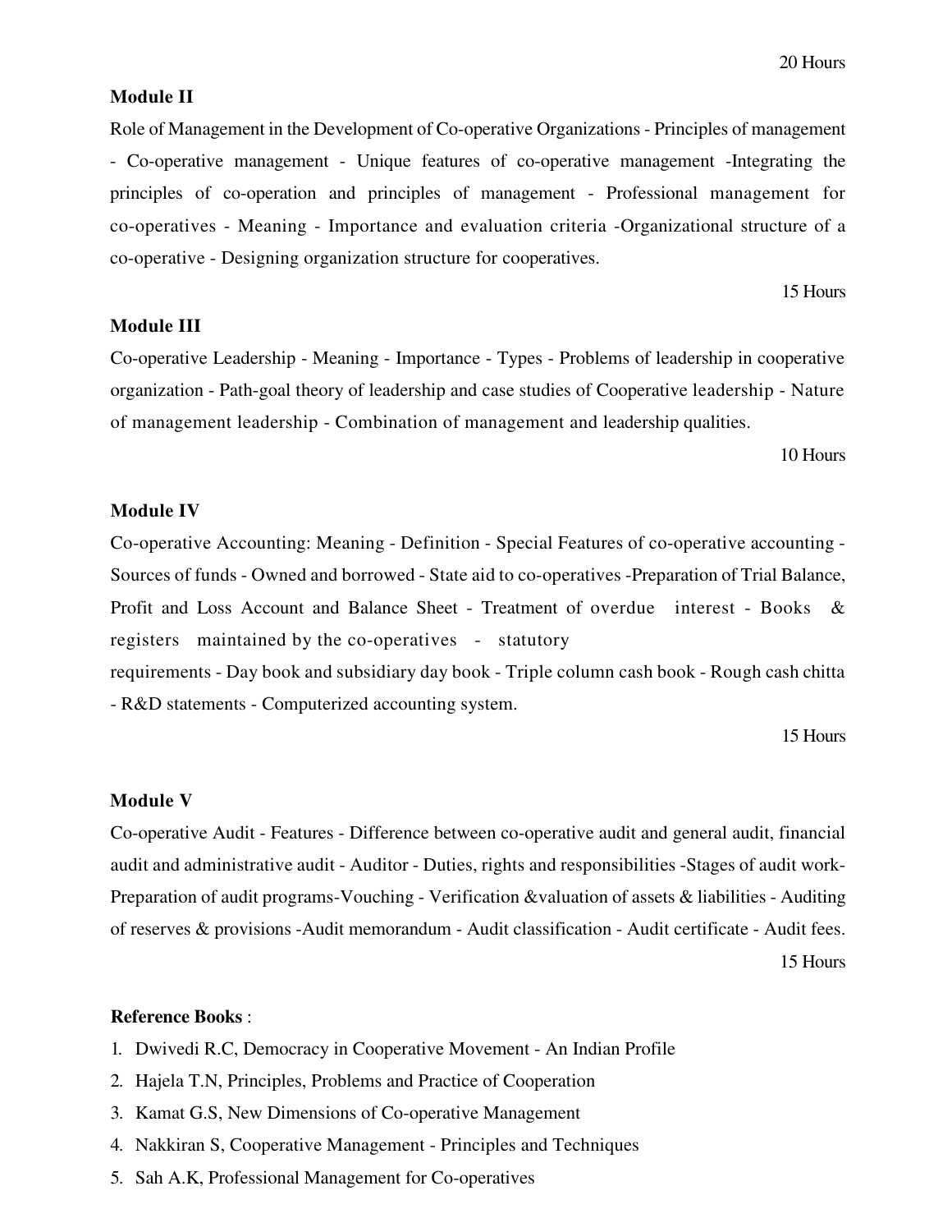20 Hours

**Module II**

Role of Management in the Development of Co-operative Organizations - Principles of management - Co-operative management - Unique features of co-operative management -Integrating the principles of co-operation and principles of management - Professional management for co-operatives - Meaning - Importance and evaluation criteria -Organizational structure of a co-operative - Designing organization structure for cooperatives.

15 Hours

**Module III**

Co-operative Leadership - Meaning - Importance - Types - Problems of leadership in cooperative organization - Path-goal theory of leadership and case studies of Cooperative leadership - Nature of management leadership - Combination of management and leadership qualities.

10 Hours

**Module IV**

Co-operative Accounting: Meaning - Definition - Special Features of co-operative accounting - Sources of funds - Owned and borrowed - State aid to co-operatives -Preparation of Trial Balance, Profit and Loss Account and Balance Sheet - Treatment of overdue interest - Books & registers maintained by the co-operatives - statutory requirements - Day book and subsidiary day book - Triple column cash book - Rough cash chitta - R&D statements - Computerized accounting system.

15 Hours

**Module V**

Co-operative Audit - Features - Difference between co-operative audit and general audit, financial audit and administrative audit - Auditor - Duties, rights and responsibilities -Stages of audit work-Preparation of audit programs-Vouching - Verification &valuation of assets & liabilities - Auditing of reserves & provisions -Audit memorandum - Audit classification - Audit certificate - Audit fees.

15 Hours

**Reference Books** :

1. Dwivedi R.C, Democracy in Cooperative Movement - An Indian Profile
2. Hajela T.N, Principles, Problems and Practice of Cooperation
3. Kamat G.S, New Dimensions of Co-operative Management
4. Nakkiran S, Cooperative Management - Principles and Techniques
5. Sah A.K, Professional Management for Co-operatives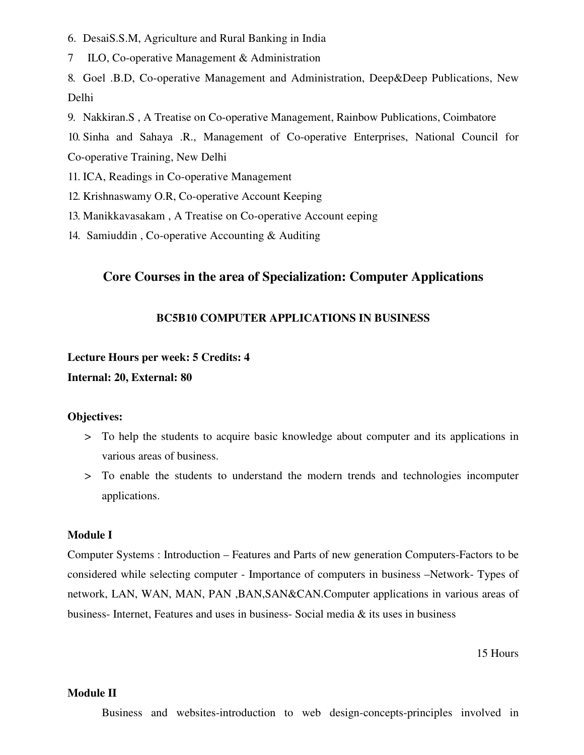6. DesaiS.S.M, Agriculture and Rural Banking in India
7. ILO, Co-operative Management & Administration
8. Goel .B.D, Co-operative Management and Administration, Deep&Deep Publications, New Delhi
9. Nakkiran.S , A Treatise on Co-operative Management, Rainbow Publications, Coimbatore
10. Sinha and Sahaya .R., Management of Co-operative Enterprises, National Council for Co-operative Training, New Delhi
11. ICA, Readings in Co-operative Management
12. Krishnaswamy O.R, Co-operative Account Keeping
13. Manikkavasakam , A Treatise on Co-operative Account eeping
14. Samiuddin , Co-operative Accounting & Auditing

## Core Courses in the area of Specialization: Computer Applications

### BC5B10 COMPUTER APPLICATIONS IN BUSINESS

**Lecture Hours per week: 5 Credits: 4**

**Internal: 20, External: 80**

**Objectives:**

> To help the students to acquire basic knowledge about computer and its applications in various areas of business.

> To enable the students to understand the modern trends and technologies incomputer applications.

**Module I**

Computer Systems : Introduction – Features and Parts of new generation Computers-Factors to be considered while selecting computer - Importance of computers in business –Network- Types of network, LAN, WAN, MAN, PAN ,BAN,SAN&CAN.Computer applications in various areas of business- Internet, Features and uses in business- Social media & its uses in business

15 Hours

**Module II**

Business and websites-introduction to web design-concepts-principles involved in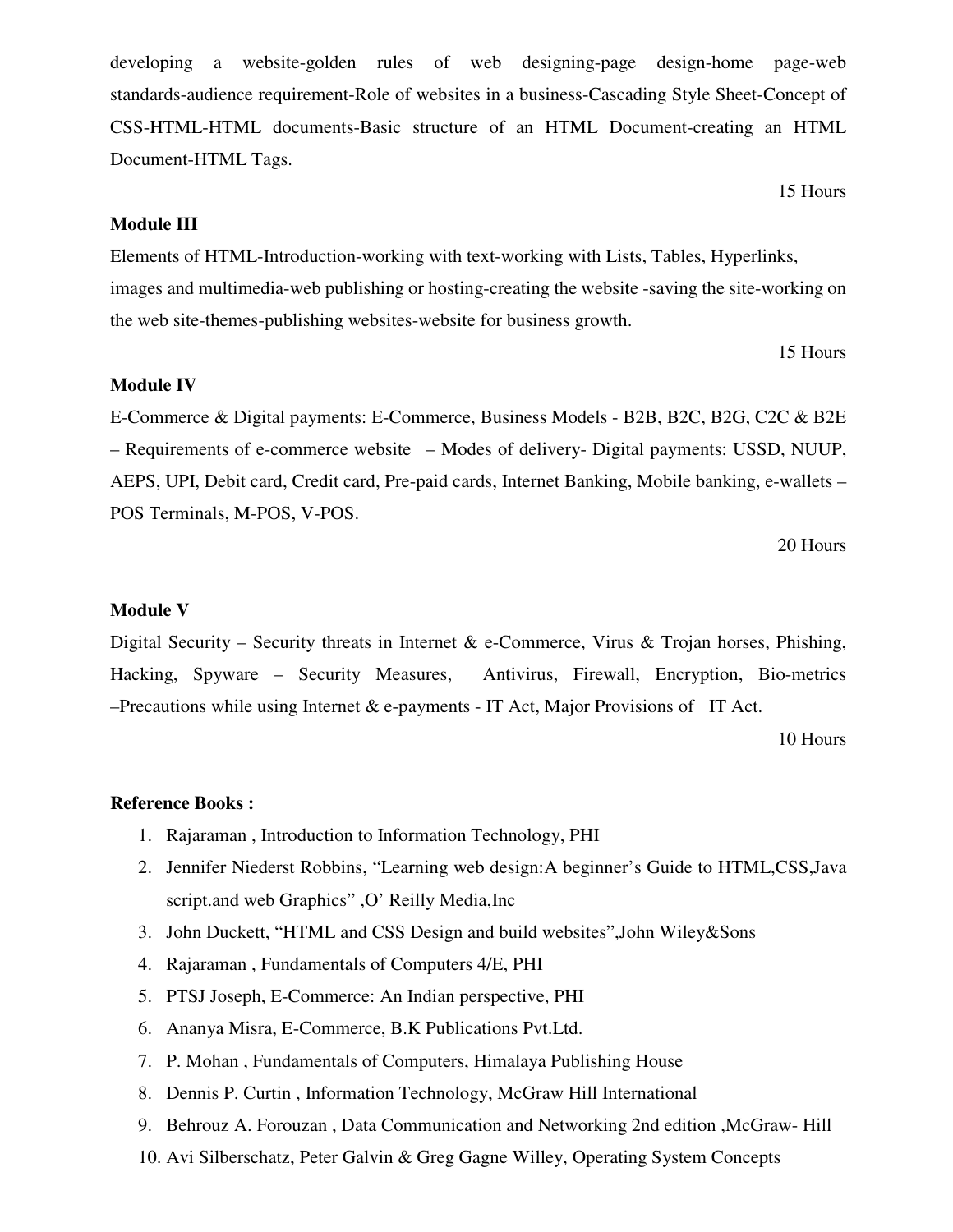developing a website-golden rules of web designing-page design-home page-web standards-audience requirement-Role of websites in a business-Cascading Style Sheet-Concept of CSS-HTML-HTML documents-Basic structure of an HTML Document-creating an HTML Document-HTML Tags.

15 Hours

**Module III**

Elements of HTML-Introduction-working with text-working with Lists, Tables, Hyperlinks, images and multimedia-web publishing or hosting-creating the website -saving the site-working on the web site-themes-publishing websites-website for business growth.

15 Hours

**Module IV**

E-Commerce & Digital payments: E-Commerce, Business Models - B2B, B2C, B2G, C2C & B2E – Requirements of e-commerce website – Modes of delivery- Digital payments: USSD, NUUP, AEPS, UPI, Debit card, Credit card, Pre-paid cards, Internet Banking, Mobile banking, e-wallets – POS Terminals, M-POS, V-POS.

20 Hours

**Module V**

Digital Security – Security threats in Internet & e-Commerce, Virus & Trojan horses, Phishing, Hacking, Spyware – Security Measures, Antivirus, Firewall, Encryption, Bio-metrics –Precautions while using Internet & e-payments - IT Act, Major Provisions of IT Act.

10 Hours

**Reference Books :**

1. Rajaraman , Introduction to Information Technology, PHI
2. Jennifer Niederst Robbins, "Learning web design:A beginner's Guide to HTML,CSS,Java script.and web Graphics" ,O' Reilly Media,Inc
3. John Duckett, "HTML and CSS Design and build websites",John Wiley&Sons
4. Rajaraman , Fundamentals of Computers 4/E, PHI
5. PTSJ Joseph, E-Commerce: An Indian perspective, PHI
6. Ananya Misra, E-Commerce, B.K Publications Pvt.Ltd.
7. P. Mohan , Fundamentals of Computers, Himalaya Publishing House
8. Dennis P. Curtin , Information Technology, McGraw Hill International
9. Behrouz A. Forouzan , Data Communication and Networking 2nd edition ,McGraw- Hill
10. Avi Silberschatz, Peter Galvin & Greg Gagne Willey, Operating System Concepts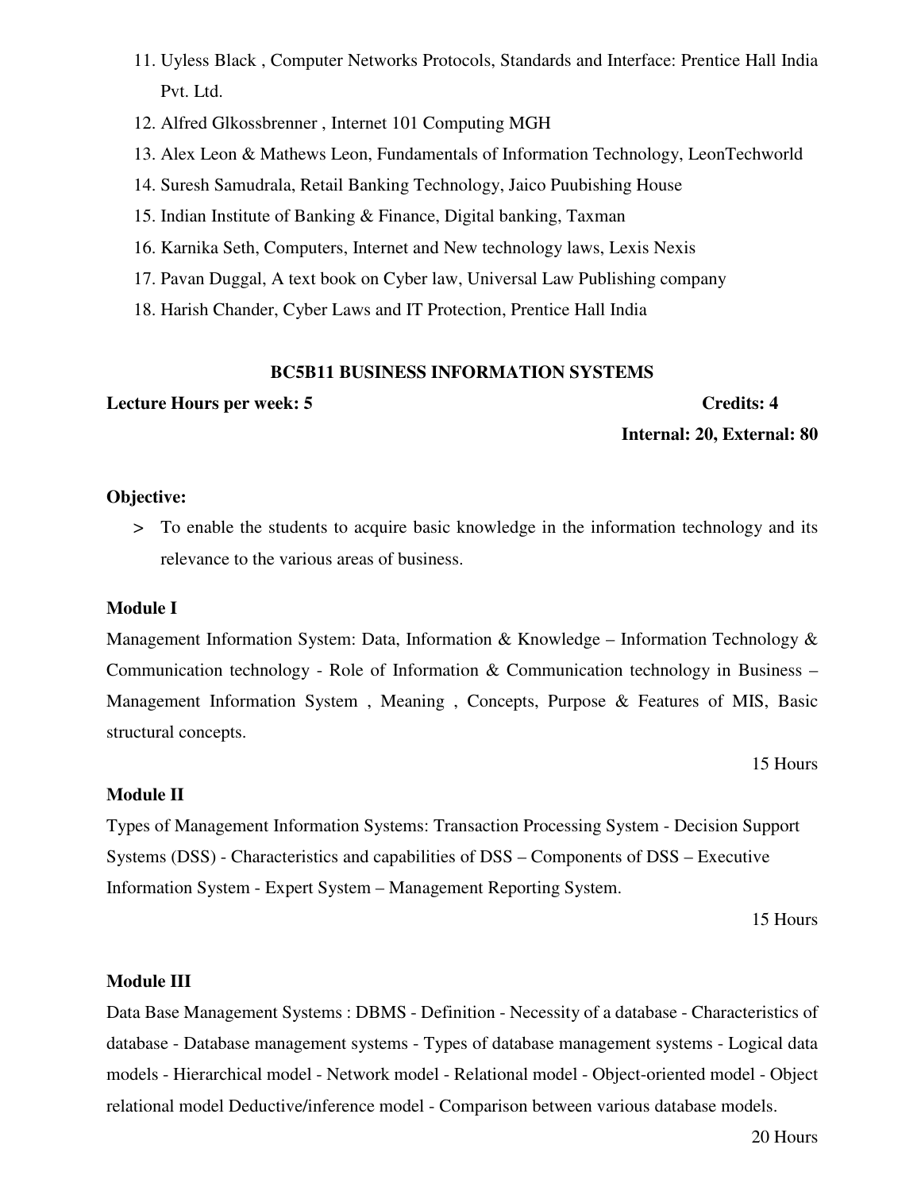11. Uyless Black , Computer Networks Protocols, Standards and Interface: Prentice Hall India Pvt. Ltd.
12. Alfred Glkossbrenner , Internet 101 Computing MGH
13. Alex Leon & Mathews Leon, Fundamentals of Information Technology, LeonTechworld
14. Suresh Samudrala, Retail Banking Technology, Jaico Puubishing House
15. Indian Institute of Banking & Finance, Digital banking, Taxman
16. Karnika Seth, Computers, Internet and New technology laws, Lexis Nexis
17. Pavan Duggal, A text book on Cyber law, Universal Law Publishing company
18. Harish Chander, Cyber Laws and IT Protection, Prentice Hall India

## BC5B11 BUSINESS INFORMATION SYSTEMS

**Lecture Hours per week: 5** **Credits: 4**

**Internal: 20, External: 80**

**Objective:**

> To enable the students to acquire basic knowledge in the information technology and its relevance to the various areas of business.

**Module I**

Management Information System: Data, Information & Knowledge – Information Technology & Communication technology - Role of Information & Communication technology in Business – Management Information System , Meaning , Concepts, Purpose & Features of MIS, Basic structural concepts.

15 Hours

**Module II**

Types of Management Information Systems: Transaction Processing System - Decision Support Systems (DSS) - Characteristics and capabilities of DSS – Components of DSS – Executive Information System - Expert System – Management Reporting System.

15 Hours

**Module III**

Data Base Management Systems : DBMS - Definition - Necessity of a database - Characteristics of database - Database management systems - Types of database management systems - Logical data models - Hierarchical model - Network model - Relational model - Object-oriented model - Object relational model Deductive/inference model - Comparison between various database models.

20 Hours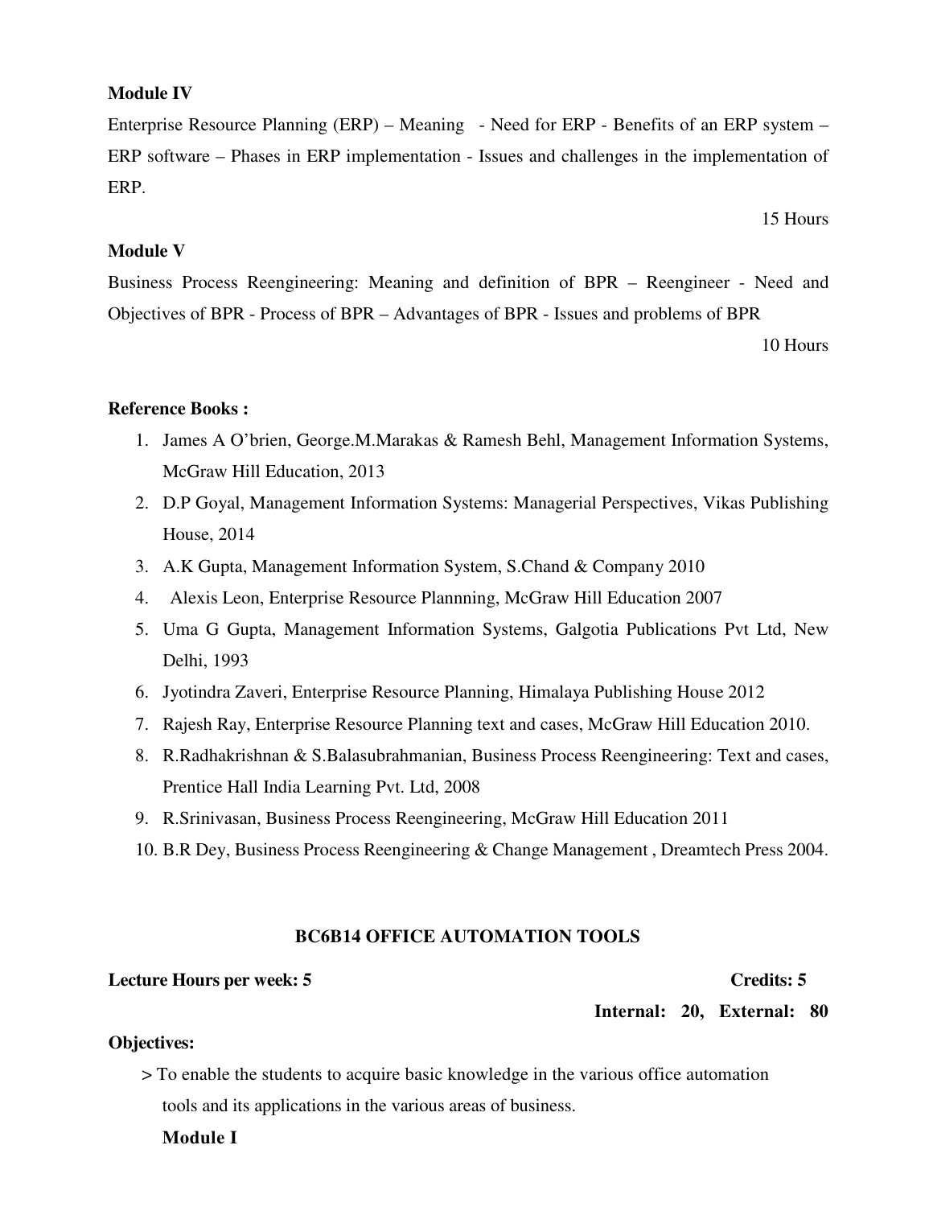**Module IV**

Enterprise Resource Planning (ERP) – Meaning - Need for ERP - Benefits of an ERP system – ERP software – Phases in ERP implementation - Issues and challenges in the implementation of ERP.

15 Hours

**Module V**

Business Process Reengineering: Meaning and definition of BPR – Reengineer - Need and Objectives of BPR - Process of BPR – Advantages of BPR - Issues and problems of BPR

10 Hours

**Reference Books :**

1. James A O'brien, George.M.Marakas & Ramesh Behl, Management Information Systems, McGraw Hill Education, 2013
2. D.P Goyal, Management Information Systems: Managerial Perspectives, Vikas Publishing House, 2014
3. A.K Gupta, Management Information System, S.Chand & Company 2010
4. Alexis Leon, Enterprise Resource Plannning, McGraw Hill Education 2007
5. Uma G Gupta, Management Information Systems, Galgotia Publications Pvt Ltd, New Delhi, 1993
6. Jyotindra Zaveri, Enterprise Resource Planning, Himalaya Publishing House 2012
7. Rajesh Ray, Enterprise Resource Planning text and cases, McGraw Hill Education 2010.
8. R.Radhakrishnan & S.Balasubrahmanian, Business Process Reengineering: Text and cases, Prentice Hall India Learning Pvt. Ltd, 2008
9. R.Srinivasan, Business Process Reengineering, McGraw Hill Education 2011
10. B.R Dey, Business Process Reengineering & Change Management , Dreamtech Press 2004.

## BC6B14 OFFICE AUTOMATION TOOLS

**Lecture Hours per week: 5** **Credits: 5**

**Internal: 20, External: 80**

**Objectives:**

> To enable the students to acquire basic knowledge in the various office automation tools and its applications in the various areas of business.

**Module I**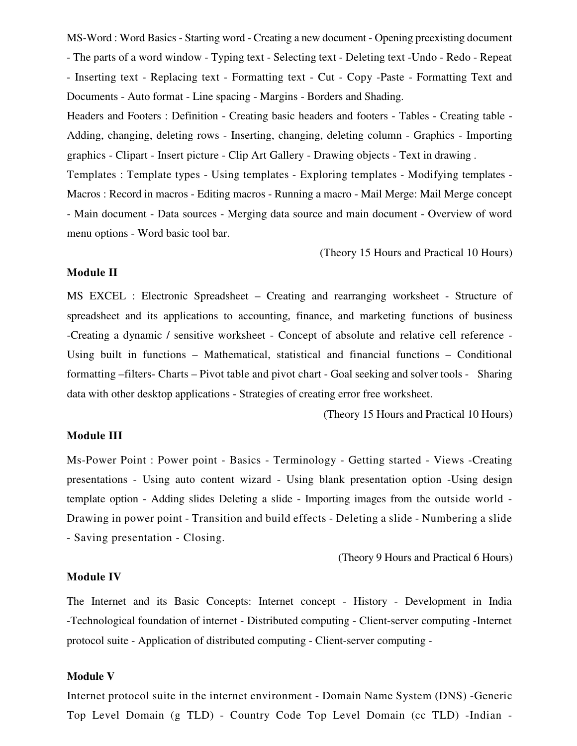MS-Word : Word Basics - Starting word - Creating a new document - Opening preexisting document - The parts of a word window - Typing text - Selecting text - Deleting text -Undo - Redo - Repeat - Inserting text - Replacing text - Formatting text - Cut - Copy -Paste - Formatting Text and Documents - Auto format - Line spacing - Margins - Borders and Shading.

Headers and Footers : Definition - Creating basic headers and footers - Tables - Creating table - Adding, changing, deleting rows - Inserting, changing, deleting column - Graphics - Importing graphics - Clipart - Insert picture - Clip Art Gallery - Drawing objects - Text in drawing .

Templates : Template types - Using templates - Exploring templates - Modifying templates - Macros : Record in macros - Editing macros - Running a macro - Mail Merge: Mail Merge concept - Main document - Data sources - Merging data source and main document - Overview of word menu options - Word basic tool bar.

(Theory 15 Hours and Practical 10 Hours)

**Module II**

MS EXCEL : Electronic Spreadsheet – Creating and rearranging worksheet - Structure of spreadsheet and its applications to accounting, finance, and marketing functions of business -Creating a dynamic / sensitive worksheet - Concept of absolute and relative cell reference - Using built in functions – Mathematical, statistical and financial functions – Conditional formatting –filters- Charts – Pivot table and pivot chart - Goal seeking and solver tools - Sharing data with other desktop applications - Strategies of creating error free worksheet.

(Theory 15 Hours and Practical 10 Hours)

**Module III**

Ms-Power Point : Power point - Basics - Terminology - Getting started - Views -Creating presentations - Using auto content wizard - Using blank presentation option -Using design template option - Adding slides Deleting a slide - Importing images from the outside world - Drawing in power point - Transition and build effects - Deleting a slide - Numbering a slide - Saving presentation - Closing.

(Theory 9 Hours and Practical 6 Hours)

**Module IV**

The Internet and its Basic Concepts: Internet concept - History - Development in India -Technological foundation of internet - Distributed computing - Client-server computing -Internet protocol suite - Application of distributed computing - Client-server computing -

**Module V**

Internet protocol suite in the internet environment - Domain Name System (DNS) -Generic Top Level Domain (g TLD) - Country Code Top Level Domain (cc TLD) -Indian -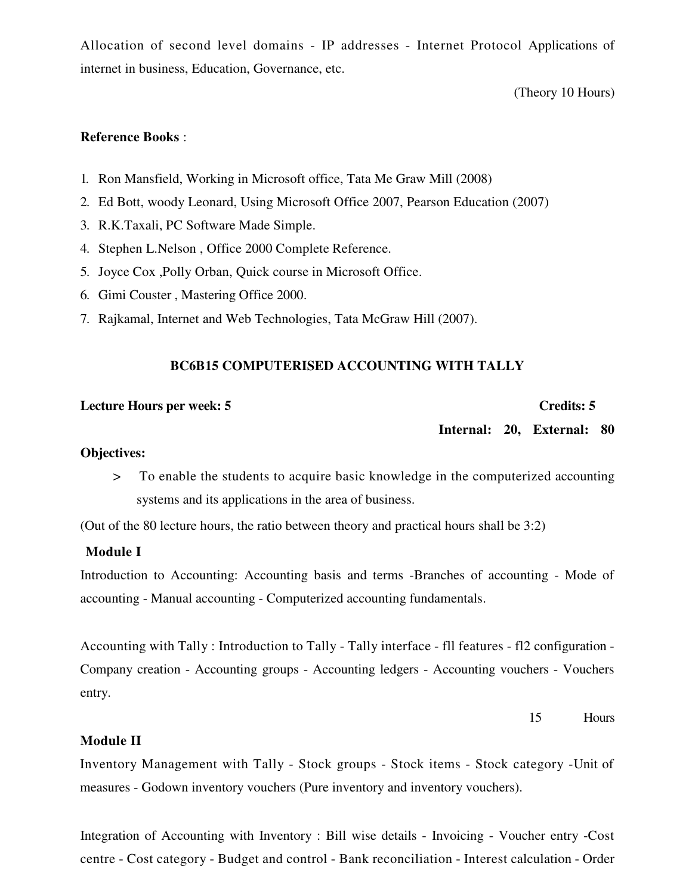Allocation of second level domains - IP addresses - Internet Protocol Applications of internet in business, Education, Governance, etc.

(Theory 10 Hours)

**Reference Books** :

1. Ron Mansfield, Working in Microsoft office, Tata Me Graw Mill (2008)
2. Ed Bott, woody Leonard, Using Microsoft Office 2007, Pearson Education (2007)
3. R.K.Taxali, PC Software Made Simple.
4. Stephen L.Nelson , Office 2000 Complete Reference.
5. Joyce Cox ,Polly Orban, Quick course in Microsoft Office.
6. Gimi Couster , Mastering Office 2000.
7. Rajkamal, Internet and Web Technologies, Tata McGraw Hill (2007).

## BC6B15 COMPUTERISED ACCOUNTING WITH TALLY

**Lecture Hours per week: 5** **Credits: 5**

**Internal: 20, External: 80**

**Objectives:**

> To enable the students to acquire basic knowledge in the computerized accounting systems and its applications in the area of business.

(Out of the 80 lecture hours, the ratio between theory and practical hours shall be 3:2)

### Module I

Introduction to Accounting: Accounting basis and terms -Branches of accounting - Mode of accounting - Manual accounting - Computerized accounting fundamentals.

Accounting with Tally : Introduction to Tally - Tally interface - fll features - fl2 configuration - Company creation - Accounting groups - Accounting ledgers - Accounting vouchers - Vouchers entry.

15 Hours

### Module II

Inventory Management with Tally - Stock groups - Stock items - Stock category -Unit of measures - Godown inventory vouchers (Pure inventory and inventory vouchers).

Integration of Accounting with Inventory : Bill wise details - Invoicing - Voucher entry -Cost centre - Cost category - Budget and control - Bank reconciliation - Interest calculation - Order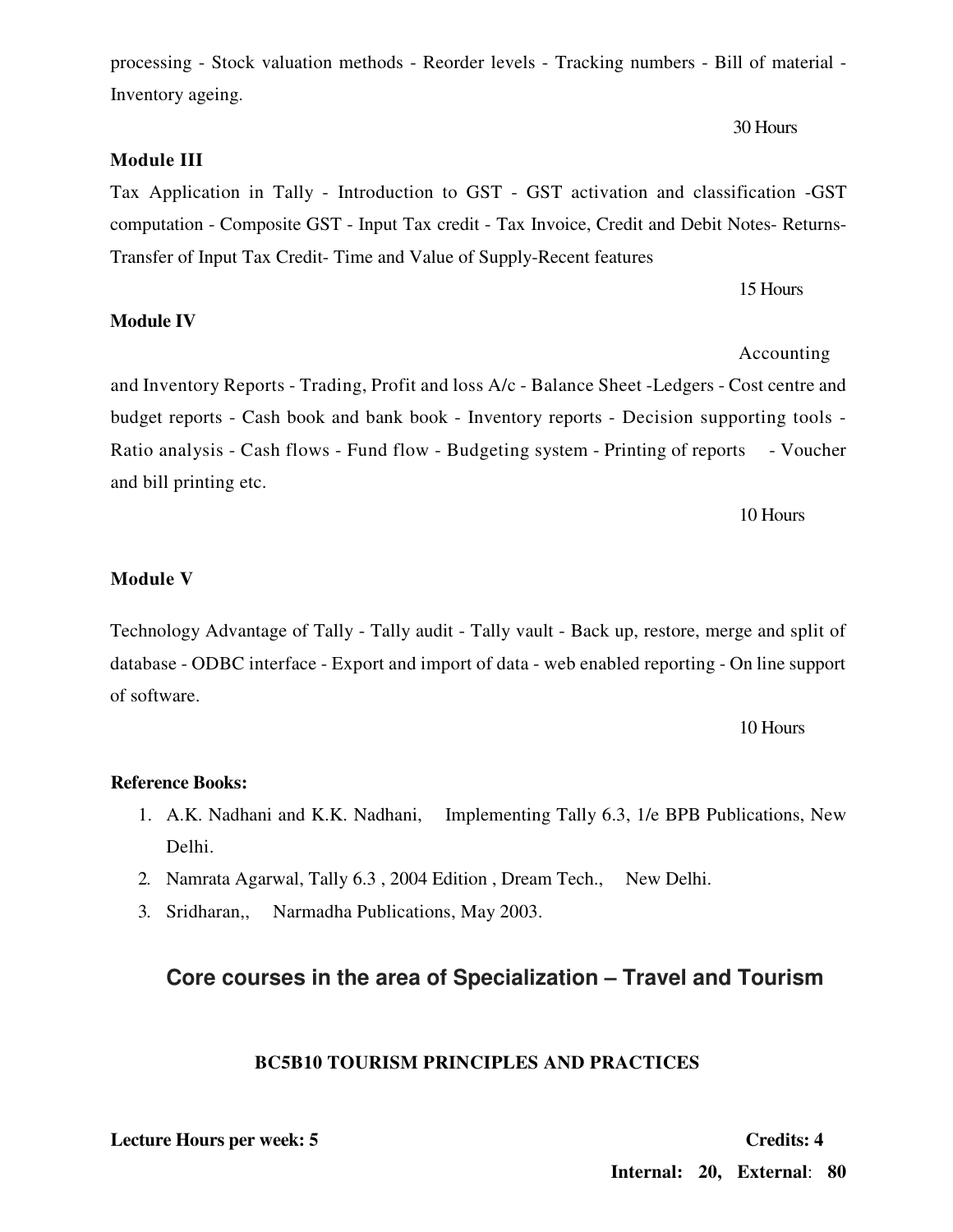processing - Stock valuation methods - Reorder levels - Tracking numbers - Bill of material - Inventory ageing.

30 Hours

**Module III**

Tax Application in Tally - Introduction to GST - GST activation and classification -GST computation - Composite GST - Input Tax credit - Tax Invoice, Credit and Debit Notes- Returns- Transfer of Input Tax Credit- Time and Value of Supply-Recent features

15 Hours

**Module IV**

Accounting and Inventory Reports - Trading, Profit and loss A/c - Balance Sheet -Ledgers - Cost centre and budget reports - Cash book and bank book - Inventory reports - Decision supporting tools - Ratio analysis - Cash flows - Fund flow - Budgeting system - Printing of reports - Voucher and bill printing etc.

10 Hours

**Module V**

Technology Advantage of Tally - Tally audit - Tally vault - Back up, restore, merge and split of database - ODBC interface - Export and import of data - web enabled reporting - On line support of software.

10 Hours

**Reference Books:**

1. A.K. Nadhani and K.K. Nadhani, Implementing Tally 6.3, 1/e BPB Publications, New Delhi.
2. Namrata Agarwal, Tally 6.3 , 2004 Edition , Dream Tech., New Delhi.
3. Sridharan,, Narmadha Publications, May 2003.

## Core courses in the area of Specialization – Travel and Tourism

### BC5B10 TOURISM PRINCIPLES AND PRACTICES

**Lecture Hours per week: 5** **Credits: 4**

**Internal: 20, External: 80**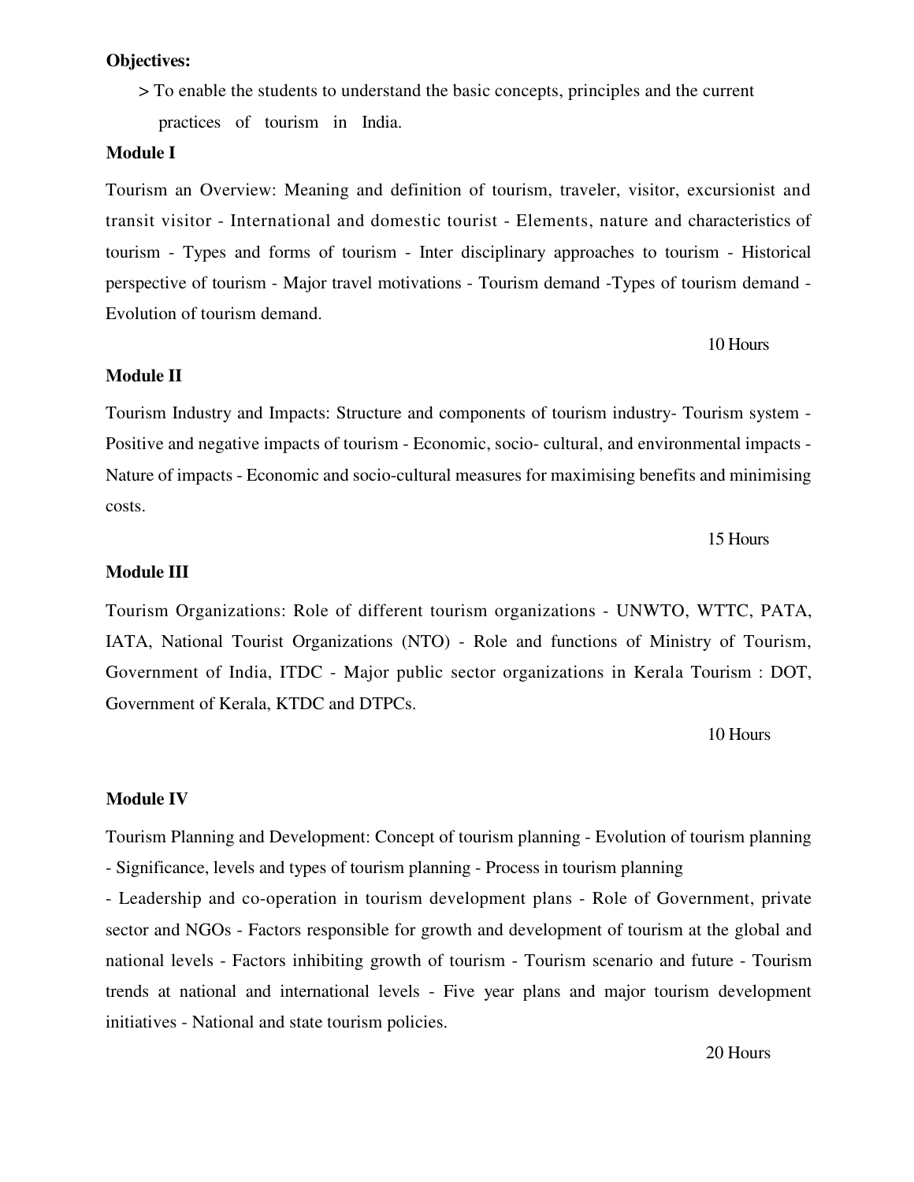**Objectives:**

> To enable the students to understand the basic concepts, principles and the current practices of tourism in India.

**Module I**

Tourism an Overview: Meaning and definition of tourism, traveler, visitor, excursionist and transit visitor - International and domestic tourist - Elements, nature and characteristics of tourism - Types and forms of tourism - Inter disciplinary approaches to tourism - Historical perspective of tourism - Major travel motivations - Tourism demand -Types of tourism demand - Evolution of tourism demand.

10 Hours

**Module II**

Tourism Industry and Impacts: Structure and components of tourism industry- Tourism system - Positive and negative impacts of tourism - Economic, socio- cultural, and environmental impacts - Nature of impacts - Economic and socio-cultural measures for maximising benefits and minimising costs.

15 Hours

**Module III**

Tourism Organizations: Role of different tourism organizations - UNWTO, WTTC, PATA, IATA, National Tourist Organizations (NTO) - Role and functions of Ministry of Tourism, Government of India, ITDC - Major public sector organizations in Kerala Tourism : DOT, Government of Kerala, KTDC and DTPCs.

10 Hours

**Module IV**

Tourism Planning and Development: Concept of tourism planning - Evolution of tourism planning - Significance, levels and types of tourism planning - Process in tourism planning - Leadership and co-operation in tourism development plans - Role of Government, private sector and NGOs - Factors responsible for growth and development of tourism at the global and national levels - Factors inhibiting growth of tourism - Tourism scenario and future - Tourism trends at national and international levels - Five year plans and major tourism development initiatives - National and state tourism policies.

20 Hours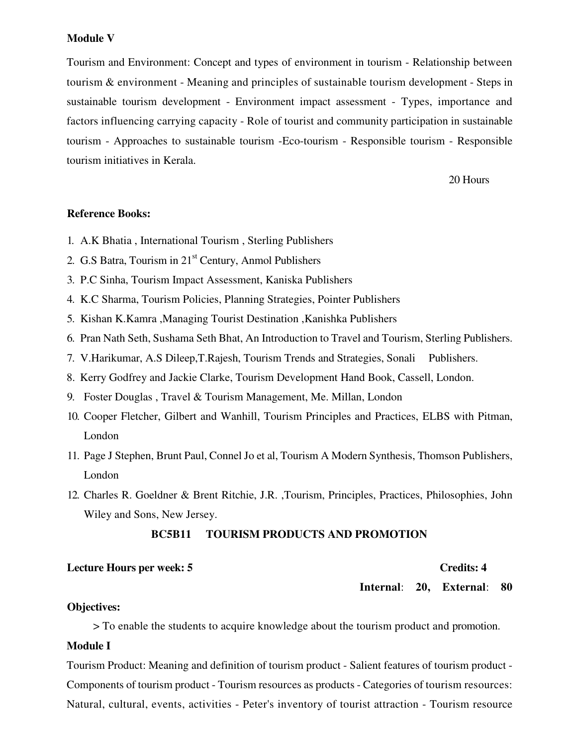**Module V**

Tourism and Environment: Concept and types of environment in tourism - Relationship between tourism & environment - Meaning and principles of sustainable tourism development - Steps in sustainable tourism development - Environment impact assessment - Types, importance and factors influencing carrying capacity - Role of tourist and community participation in sustainable tourism - Approaches to sustainable tourism -Eco-tourism - Responsible tourism - Responsible tourism initiatives in Kerala.

20 Hours

**Reference Books:**

1. A.K Bhatia , International Tourism , Sterling Publishers
2. G.S Batra, Tourism in 21st Century, Anmol Publishers
3. P.C Sinha, Tourism Impact Assessment, Kaniska Publishers
4. K.C Sharma, Tourism Policies, Planning Strategies, Pointer Publishers
5. Kishan K.Kamra ,Managing Tourist Destination ,Kanishka Publishers
6. Pran Nath Seth, Sushama Seth Bhat, An Introduction to Travel and Tourism, Sterling Publishers.
7. V.Harikumar, A.S Dileep,T.Rajesh, Tourism Trends and Strategies, Sonali Publishers.
8. Kerry Godfrey and Jackie Clarke, Tourism Development Hand Book, Cassell, London.
9. Foster Douglas , Travel & Tourism Management, Me. Millan, London
10. Cooper Fletcher, Gilbert and Wanhill, Tourism Principles and Practices, ELBS with Pitman, London
11. Page J Stephen, Brunt Paul, Connel Jo et al, Tourism A Modern Synthesis, Thomson Publishers, London
12. Charles R. Goeldner & Brent Ritchie, J.R. ,Tourism, Principles, Practices, Philosophies, John Wiley and Sons, New Jersey.

## BC5B11 TOURISM PRODUCTS AND PROMOTION

**Lecture Hours per week: 5** **Credits: 4**

**Internal**: **20,** **External**: **80**

**Objectives:**

> To enable the students to acquire knowledge about the tourism product and promotion.

**Module I**

Tourism Product: Meaning and definition of tourism product - Salient features of tourism product - Components of tourism product - Tourism resources as products - Categories of tourism resources: Natural, cultural, events, activities - Peter's inventory of tourist attraction - Tourism resource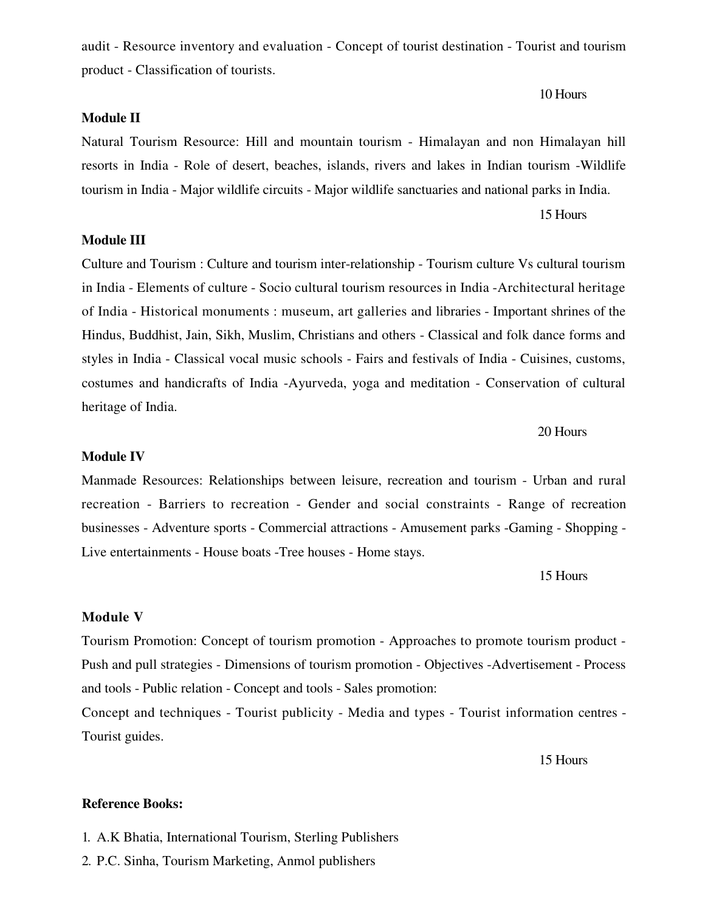audit - Resource inventory and evaluation - Concept of tourist destination - Tourist and tourism product - Classification of tourists.

10 Hours

**Module II**

Natural Tourism Resource: Hill and mountain tourism - Himalayan and non Himalayan hill resorts in India - Role of desert, beaches, islands, rivers and lakes in Indian tourism -Wildlife tourism in India - Major wildlife circuits - Major wildlife sanctuaries and national parks in India.

15 Hours

**Module III**

Culture and Tourism : Culture and tourism inter-relationship - Tourism culture Vs cultural tourism in India - Elements of culture - Socio cultural tourism resources in India -Architectural heritage of India - Historical monuments : museum, art galleries and libraries - Important shrines of the Hindus, Buddhist, Jain, Sikh, Muslim, Christians and others - Classical and folk dance forms and styles in India - Classical vocal music schools - Fairs and festivals of India - Cuisines, customs, costumes and handicrafts of India -Ayurveda, yoga and meditation - Conservation of cultural heritage of India.

20 Hours

**Module IV**

Manmade Resources: Relationships between leisure, recreation and tourism - Urban and rural recreation - Barriers to recreation - Gender and social constraints - Range of recreation businesses - Adventure sports - Commercial attractions - Amusement parks -Gaming - Shopping - Live entertainments - House boats -Tree houses - Home stays.

15 Hours

**Module V**

Tourism Promotion: Concept of tourism promotion - Approaches to promote tourism product - Push and pull strategies - Dimensions of tourism promotion - Objectives -Advertisement - Process and tools - Public relation - Concept and tools - Sales promotion:

Concept and techniques - Tourist publicity - Media and types - Tourist information centres - Tourist guides.

15 Hours

**Reference Books:**

1. A.K Bhatia, International Tourism, Sterling Publishers
2. P.C. Sinha, Tourism Marketing, Anmol publishers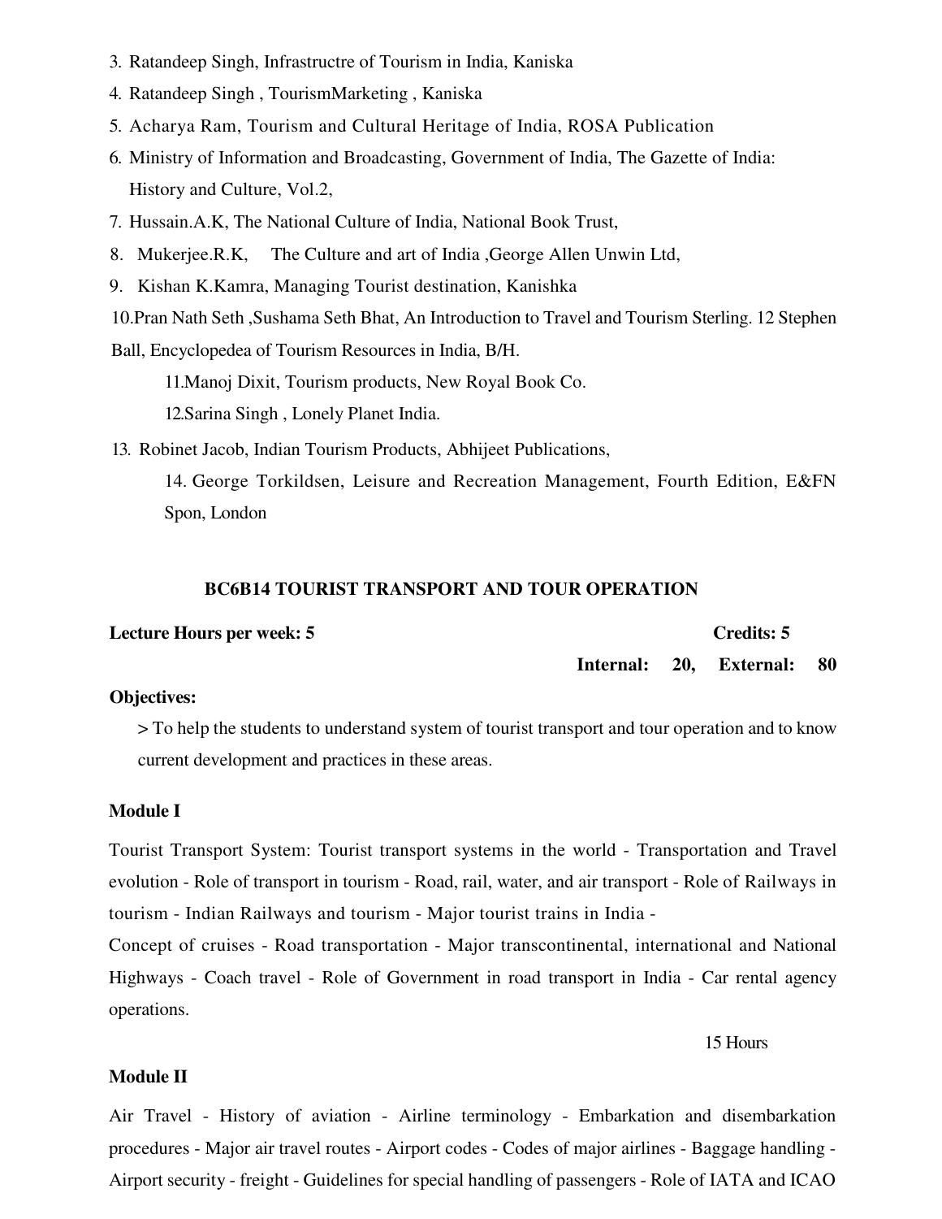3. Ratandeep Singh, Infrastructre of Tourism in India, Kaniska
4. Ratandeep Singh , TourismMarketing , Kaniska
5. Acharya Ram, Tourism and Cultural Heritage of India, ROSA Publication
6. Ministry of Information and Broadcasting, Government of India, The Gazette of India: History and Culture, Vol.2,
7. Hussain.A.K, The National Culture of India, National Book Trust,
8. Mukerjee.R.K, The Culture and art of India ,George Allen Unwin Ltd,
9. Kishan K.Kamra, Managing Tourist destination, Kanishka
10. Pran Nath Seth ,Sushama Seth Bhat, An Introduction to Travel and Tourism Sterling. 12 Stephen Ball, Encyclopedea of Tourism Resources in India, B/H.
11. Manoj Dixit, Tourism products, New Royal Book Co.
12. Sarina Singh , Lonely Planet India.
13. Robinet Jacob, Indian Tourism Products, Abhijeet Publications,
14. George Torkildsen, Leisure and Recreation Management, Fourth Edition, E&FN Spon, London

## BC6B14 TOURIST TRANSPORT AND TOUR OPERATION

**Lecture Hours per week: 5** **Credits: 5**

**Internal: 20, External: 80**

**Objectives:**

> To help the students to understand system of tourist transport and tour operation and to know current development and practices in these areas.

**Module I**

Tourist Transport System: Tourist transport systems in the world - Transportation and Travel evolution - Role of transport in tourism - Road, rail, water, and air transport - Role of Railways in tourism - Indian Railways and tourism - Major tourist trains in India -

Concept of cruises - Road transportation - Major transcontinental, international and National Highways - Coach travel - Role of Government in road transport in India - Car rental agency operations.

15 Hours

**Module II**

Air Travel - History of aviation - Airline terminology - Embarkation and disembarkation procedures - Major air travel routes - Airport codes - Codes of major airlines - Baggage handling - Airport security - freight - Guidelines for special handling of passengers - Role of IATA and ICAO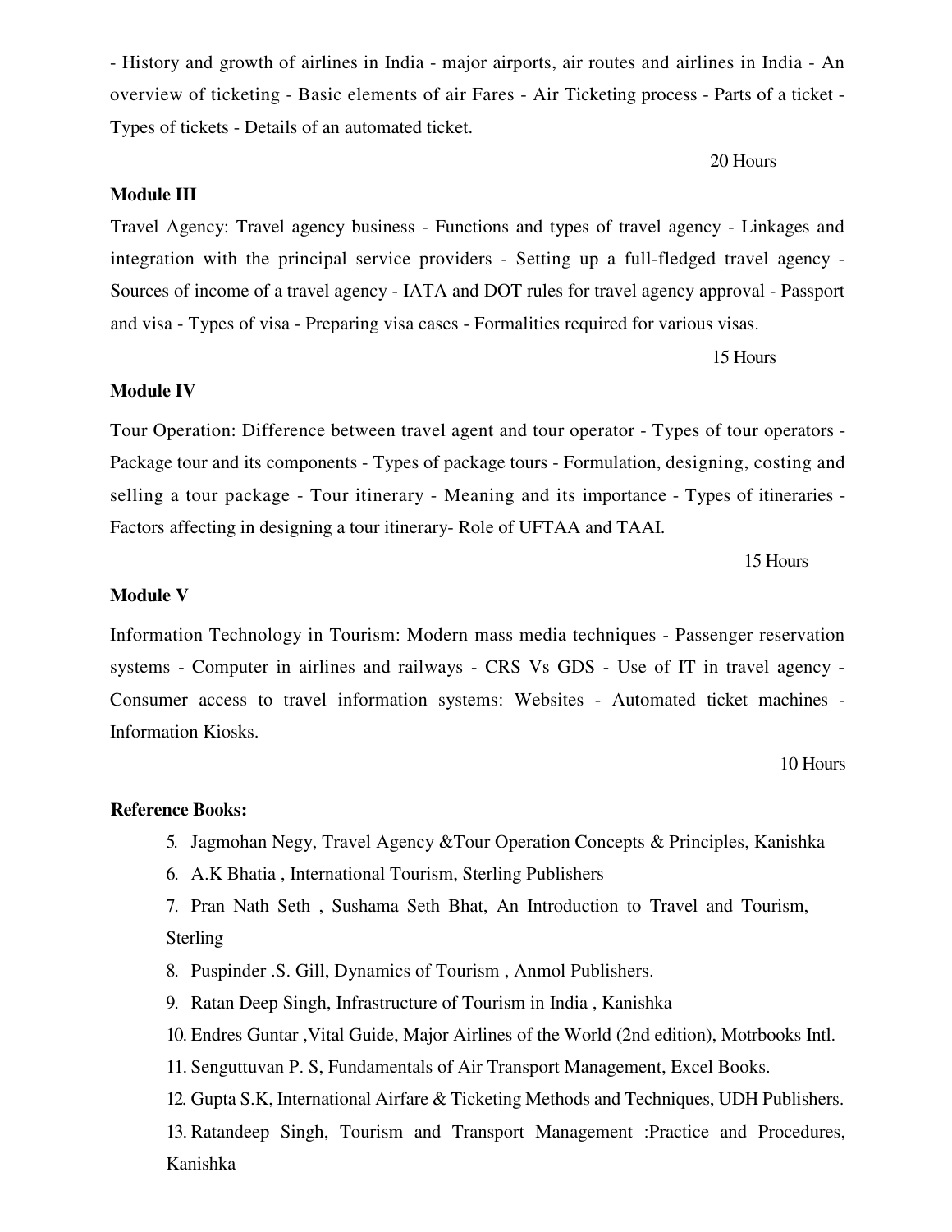- History and growth of airlines in India - major airports, air routes and airlines in India - An overview of ticketing - Basic elements of air Fares - Air Ticketing process - Parts of a ticket - Types of tickets - Details of an automated ticket.

20 Hours

**Module III**

Travel Agency: Travel agency business - Functions and types of travel agency - Linkages and integration with the principal service providers - Setting up a full-fledged travel agency - Sources of income of a travel agency - IATA and DOT rules for travel agency approval - Passport and visa - Types of visa - Preparing visa cases - Formalities required for various visas.

15 Hours

**Module IV**

Tour Operation: Difference between travel agent and tour operator - Types of tour operators - Package tour and its components - Types of package tours - Formulation, designing, costing and selling a tour package - Tour itinerary - Meaning and its importance - Types of itineraries - Factors affecting in designing a tour itinerary- Role of UFTAA and TAAI.

15 Hours

**Module V**

Information Technology in Tourism: Modern mass media techniques - Passenger reservation systems - Computer in airlines and railways - CRS Vs GDS - Use of IT in travel agency - Consumer access to travel information systems: Websites - Automated ticket machines - Information Kiosks.

10 Hours

**Reference Books:**

5. Jagmohan Negy, Travel Agency &Tour Operation Concepts & Principles, Kanishka
6. A.K Bhatia , International Tourism, Sterling Publishers
7. Pran Nath Seth , Sushama Seth Bhat, An Introduction to Travel and Tourism, Sterling
8. Puspinder .S. Gill, Dynamics of Tourism , Anmol Publishers.
9. Ratan Deep Singh, Infrastructure of Tourism in India , Kanishka
10. Endres Guntar ,Vital Guide, Major Airlines of the World (2nd edition), Motrbooks Intl.
11. Senguttuvan P. S, Fundamentals of Air Transport Management, Excel Books.
12. Gupta S.K, International Airfare & Ticketing Methods and Techniques, UDH Publishers.
13. Ratandeep Singh, Tourism and Transport Management :Practice and Procedures, Kanishka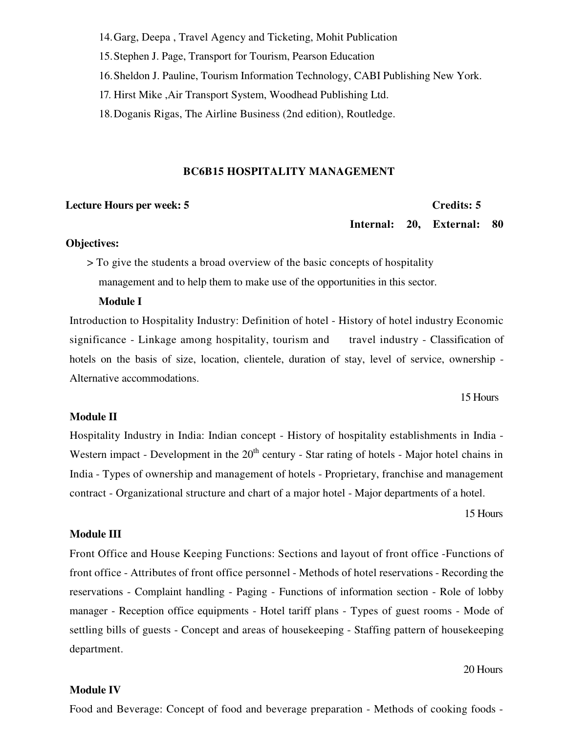14. Garg, Deepa , Travel Agency and Ticketing, Mohit Publication
15. Stephen J. Page, Transport for Tourism, Pearson Education
16. Sheldon J. Pauline, Tourism Information Technology, CABI Publishing New York.
17. Hirst Mike ,Air Transport System, Woodhead Publishing Ltd.
18. Doganis Rigas, The Airline Business (2nd edition), Routledge.

## BC6B15 HOSPITALITY MANAGEMENT

**Lecture Hours per week: 5** **Credits: 5**

**Internal: 20, External: 80**

**Objectives:**

> To give the students a broad overview of the basic concepts of hospitality management and to help them to make use of the opportunities in this sector.

**Module I**

Introduction to Hospitality Industry: Definition of hotel - History of hotel industry Economic significance - Linkage among hospitality, tourism and travel industry - Classification of hotels on the basis of size, location, clientele, duration of stay, level of service, ownership - Alternative accommodations.

15 Hours

**Module II**

Hospitality Industry in India: Indian concept - History of hospitality establishments in India - Western impact - Development in the 20th century - Star rating of hotels - Major hotel chains in India - Types of ownership and management of hotels - Proprietary, franchise and management contract - Organizational structure and chart of a major hotel - Major departments of a hotel.

15 Hours

**Module III**

Front Office and House Keeping Functions: Sections and layout of front office -Functions of front office - Attributes of front office personnel - Methods of hotel reservations - Recording the reservations - Complaint handling - Paging - Functions of information section - Role of lobby manager - Reception office equipments - Hotel tariff plans - Types of guest rooms - Mode of settling bills of guests - Concept and areas of housekeeping - Staffing pattern of housekeeping department.

20 Hours

**Module IV**

Food and Beverage: Concept of food and beverage preparation - Methods of cooking foods -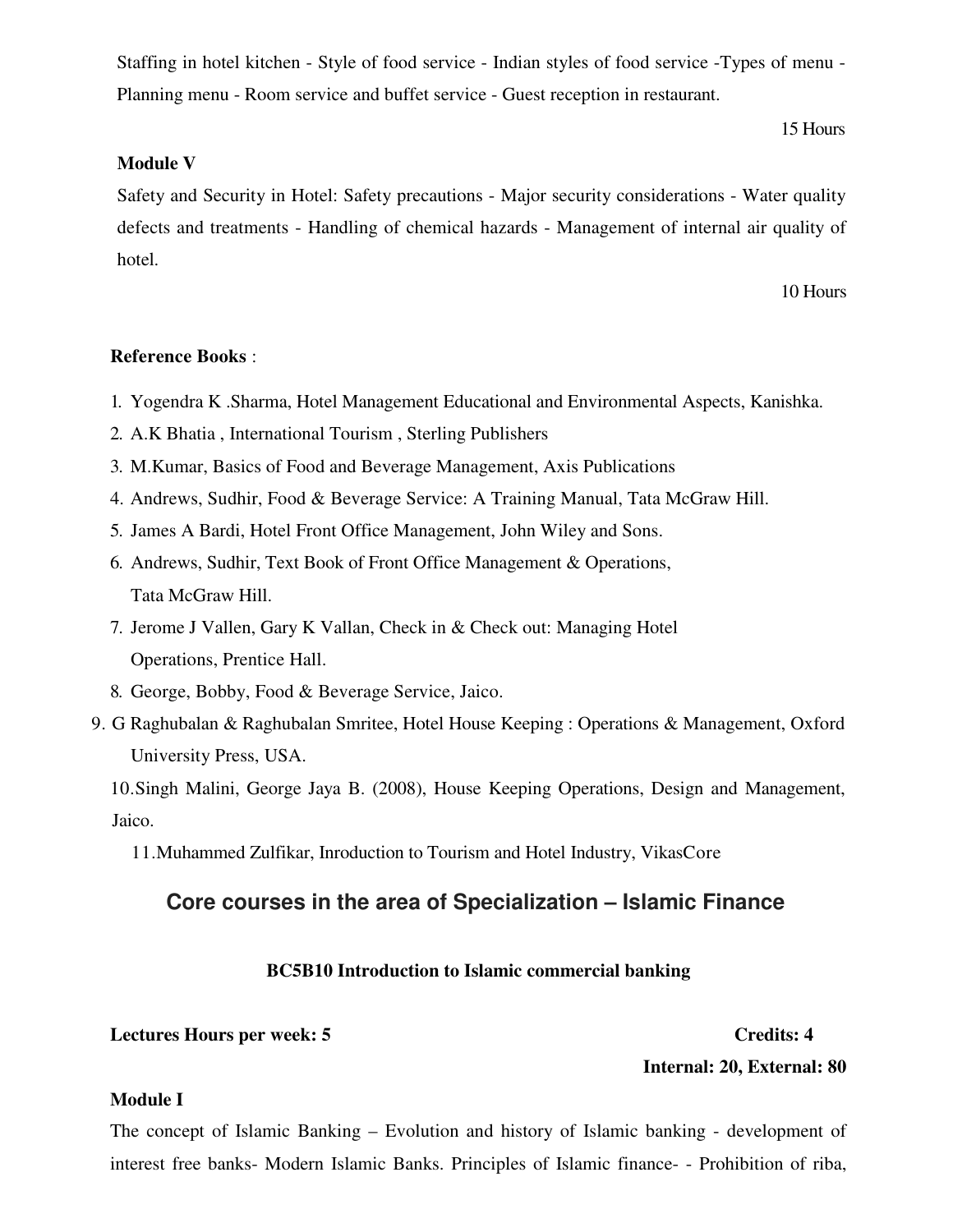Staffing in hotel kitchen - Style of food service - Indian styles of food service -Types of menu - Planning menu - Room service and buffet service - Guest reception in restaurant.

15 Hours

**Module V**

Safety and Security in Hotel: Safety precautions - Major security considerations - Water quality defects and treatments - Handling of chemical hazards - Management of internal air quality of hotel.

10 Hours

**Reference Books** :

1. Yogendra K .Sharma, Hotel Management Educational and Environmental Aspects, Kanishka.
2. A.K Bhatia , International Tourism , Sterling Publishers
3. M.Kumar, Basics of Food and Beverage Management, Axis Publications
4. Andrews, Sudhir, Food & Beverage Service: A Training Manual, Tata McGraw Hill.
5. James A Bardi, Hotel Front Office Management, John Wiley and Sons.
6. Andrews, Sudhir, Text Book of Front Office Management & Operations, Tata McGraw Hill.
7. Jerome J Vallen, Gary K Vallan, Check in & Check out: Managing Hotel Operations, Prentice Hall.
8. George, Bobby, Food & Beverage Service, Jaico.
9. G Raghubalan & Raghubalan Smritee, Hotel House Keeping : Operations & Management, Oxford University Press, USA.
10. Singh Malini, George Jaya B. (2008), House Keeping Operations, Design and Management, Jaico.
11. Muhammed Zulfikar, Inroduction to Tourism and Hotel Industry, VikasCore

## Core courses in the area of Specialization – Islamic Finance

### BC5B10 Introduction to Islamic commercial banking

**Lectures Hours per week: 5** **Credits: 4**

**Internal: 20, External: 80**

**Module I**

The concept of Islamic Banking – Evolution and history of Islamic banking - development of interest free banks- Modern Islamic Banks. Principles of Islamic finance- - Prohibition of riba,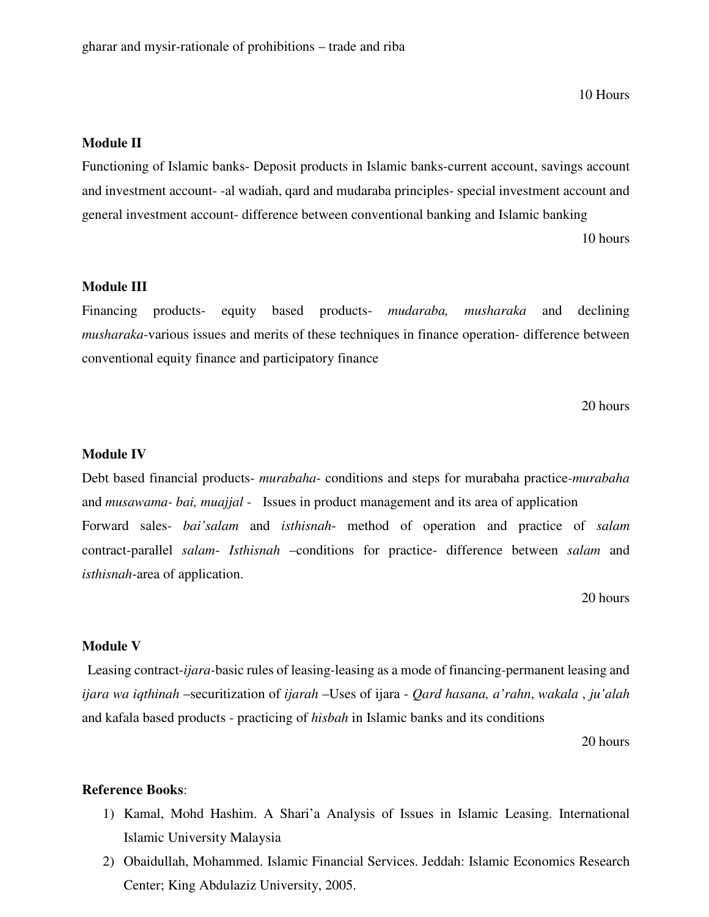gharar and mysir-rationale of prohibitions – trade and riba

10 Hours

**Module II**

Functioning of Islamic banks- Deposit products in Islamic banks-current account, savings account and investment account- -al wadiah, qard and mudaraba principles- special investment account and general investment account- difference between conventional banking and Islamic banking

10 hours

**Module III**

Financing products- equity based products- *mudaraba, musharaka* and declining *musharaka*-various issues and merits of these techniques in finance operation- difference between conventional equity finance and participatory finance

20 hours

**Module IV**

Debt based financial products- *murabaha*- conditions and steps for murabaha practice-*murabaha* and *musawama- bai, muajjal -* Issues in product management and its area of application

Forward sales- *bai'salam* and *isthisnah*- method of operation and practice of *salam* contract-parallel *salam- Isthisnah* –conditions for practice- difference between *salam* and *isthisnah*-area of application.

20 hours

**Module V**

Leasing contract-*ijara*-basic rules of leasing-leasing as a mode of financing-permanent leasing and *ijara wa iqthinah* –securitization of *ijarah* –Uses of ijara - *Qard hasana, a'rahn*, *wakala* , *ju'alah* and kafala based products - practicing of *hisbah* in Islamic banks and its conditions

20 hours

**Reference Books**:

1) Kamal, Mohd Hashim. A Shari'a Analysis of Issues in Islamic Leasing. International Islamic University Malaysia
2) Obaidullah, Mohammed. Islamic Financial Services. Jeddah: Islamic Economics Research Center; King Abdulaziz University, 2005.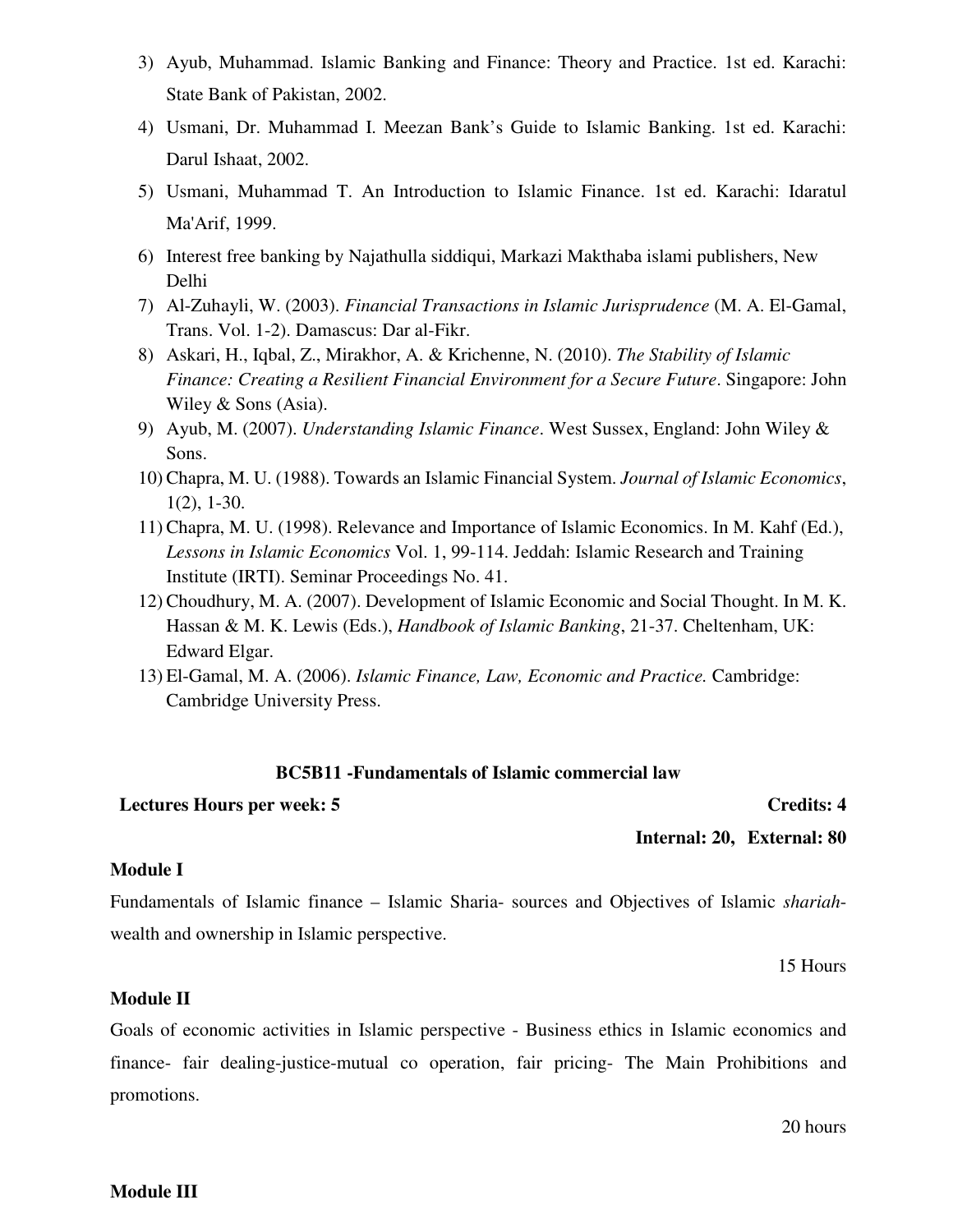3) Ayub, Muhammad. Islamic Banking and Finance: Theory and Practice. 1st ed. Karachi: State Bank of Pakistan, 2002.
4) Usmani, Dr. Muhammad I. Meezan Bank's Guide to Islamic Banking. 1st ed. Karachi: Darul Ishaat, 2002.
5) Usmani, Muhammad T. An Introduction to Islamic Finance. 1st ed. Karachi: Idaratul Ma'Arif, 1999.
6) Interest free banking by Najathulla siddiqui, Markazi Makthaba islami publishers, New Delhi
7) Al-Zuhayli, W. (2003). *Financial Transactions in Islamic Jurisprudence* (M. A. El-Gamal, Trans. Vol. 1-2). Damascus: Dar al-Fikr.
8) Askari, H., Iqbal, Z., Mirakhor, A. & Krichenne, N. (2010). *The Stability of Islamic Finance: Creating a Resilient Financial Environment for a Secure Future*. Singapore: John Wiley & Sons (Asia).
9) Ayub, M. (2007). *Understanding Islamic Finance*. West Sussex, England: John Wiley & Sons.
10) Chapra, M. U. (1988). Towards an Islamic Financial System. *Journal of Islamic Economics*, 1(2), 1-30.
11) Chapra, M. U. (1998). Relevance and Importance of Islamic Economics. In M. Kahf (Ed.), *Lessons in Islamic Economics* Vol. 1, 99-114. Jeddah: Islamic Research and Training Institute (IRTI). Seminar Proceedings No. 41.
12) Choudhury, M. A. (2007). Development of Islamic Economic and Social Thought. In M. K. Hassan & M. K. Lewis (Eds.), *Handbook of Islamic Banking*, 21-37. Cheltenham, UK: Edward Elgar.
13) El-Gamal, M. A. (2006). *Islamic Finance, Law, Economic and Practice.* Cambridge: Cambridge University Press.

## BC5B11 -Fundamentals of Islamic commercial law

**Lectures Hours per week: 5** **Credits: 4**

**Internal: 20, External: 80**

**Module I**

Fundamentals of Islamic finance – Islamic Sharia- sources and Objectives of Islamic *shariah*- wealth and ownership in Islamic perspective.

15 Hours

**Module II**

Goals of economic activities in Islamic perspective - Business ethics in Islamic economics and finance- fair dealing-justice-mutual co operation, fair pricing- The Main Prohibitions and promotions.

20 hours

**Module III**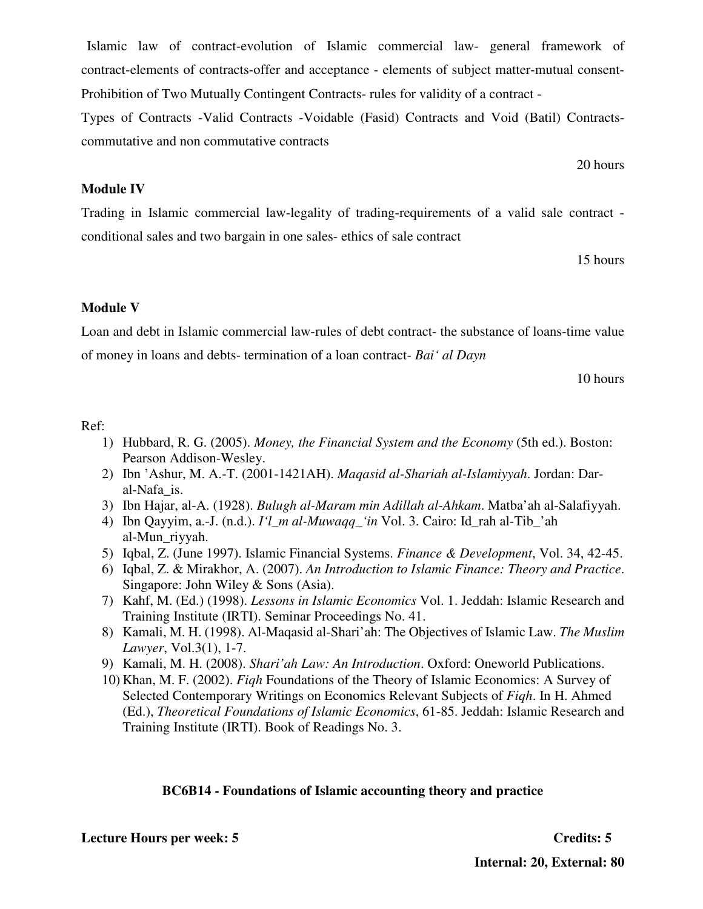Islamic law of contract-evolution of Islamic commercial law- general framework of contract-elements of contracts-offer and acceptance - elements of subject matter-mutual consent-Prohibition of Two Mutually Contingent Contracts- rules for validity of a contract -

Types of Contracts -Valid Contracts -Voidable (Fasid) Contracts and Void (Batil) Contracts-commutative and non commutative contracts

20 hours

**Module IV**

Trading in Islamic commercial law-legality of trading-requirements of a valid sale contract - conditional sales and two bargain in one sales- ethics of sale contract

15 hours

**Module V**

Loan and debt in Islamic commercial law-rules of debt contract- the substance of loans-time value of money in loans and debts- termination of a loan contract- *Bai' al Dayn*

10 hours

Ref:

1) Hubbard, R. G. (2005). *Money, the Financial System and the Economy* (5th ed.). Boston: Pearson Addison-Wesley.
2) Ibn 'Ashur, M. A.-T. (2001-1421AH). *Maqasid al-Shariah al-Islamiyyah*. Jordan: Dar-al-Nafa_is.
3) Ibn Hajar, al-A. (1928). *Bulugh al-Maram min Adillah al-Ahkam*. Matba'ah al-Salafiyyah.
4) Ibn Qayyim, a.-J. (n.d.). *I'l_m al-Muwaqq_'in* Vol. 3. Cairo: Id_rah al-Tib_'ah al-Mun_riyyah.
5) Iqbal, Z. (June 1997). Islamic Financial Systems. *Finance & Development*, Vol. 34, 42-45.
6) Iqbal, Z. & Mirakhor, A. (2007). *An Introduction to Islamic Finance: Theory and Practice*. Singapore: John Wiley & Sons (Asia).
7) Kahf, M. (Ed.) (1998). *Lessons in Islamic Economics* Vol. 1. Jeddah: Islamic Research and Training Institute (IRTI). Seminar Proceedings No. 41.
8) Kamali, M. H. (1998). Al-Maqasid al-Shari'ah: The Objectives of Islamic Law. *The Muslim Lawyer*, Vol.3(1), 1-7.
9) Kamali, M. H. (2008). *Shari'ah Law: An Introduction*. Oxford: Oneworld Publications.
10) Khan, M. F. (2002). *Fiqh* Foundations of the Theory of Islamic Economics: A Survey of Selected Contemporary Writings on Economics Relevant Subjects of *Fiqh*. In H. Ahmed (Ed.), *Theoretical Foundations of Islamic Economics*, 61-85. Jeddah: Islamic Research and Training Institute (IRTI). Book of Readings No. 3.

## BC6B14 - Foundations of Islamic accounting theory and practice

**Lecture Hours per week: 5** **Credits: 5**

**Internal: 20, External: 80**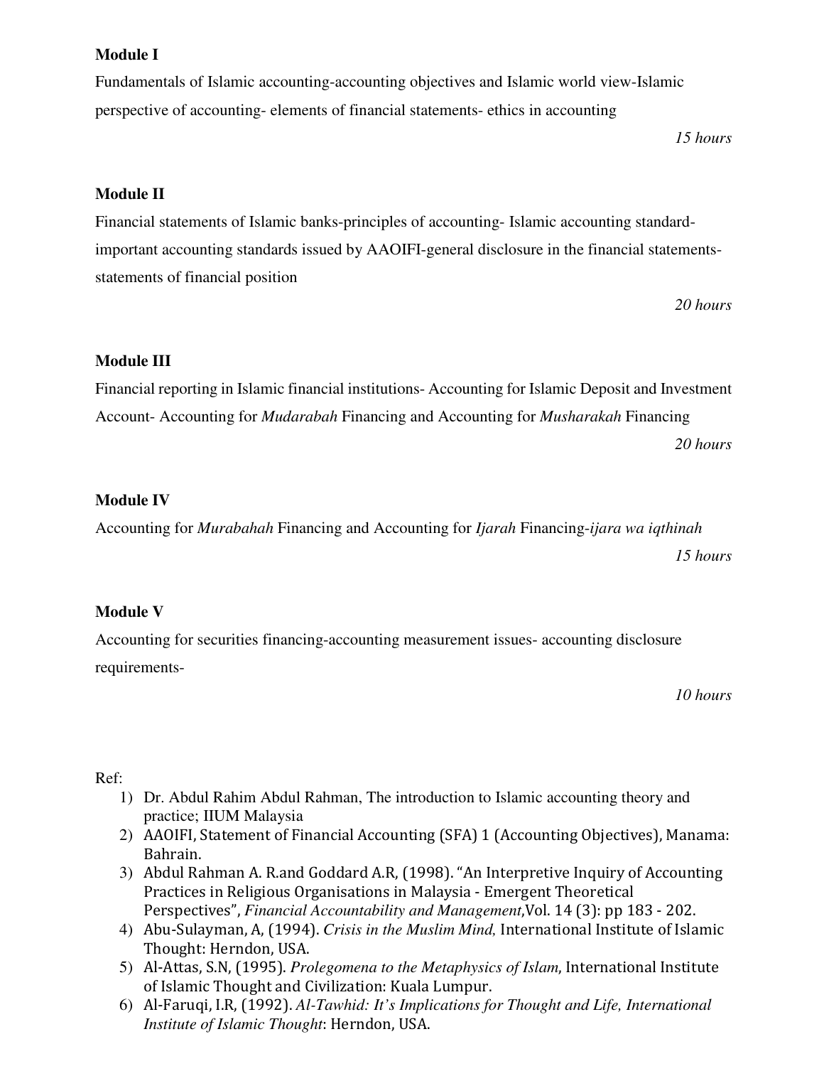**Module I**

Fundamentals of Islamic accounting-accounting objectives and Islamic world view-Islamic perspective of accounting- elements of financial statements- ethics in accounting

*15 hours*

**Module II**

Financial statements of Islamic banks-principles of accounting- Islamic accounting standard-important accounting standards issued by AAOIFI-general disclosure in the financial statements-statements of financial position

*20 hours*

**Module III**

Financial reporting in Islamic financial institutions- Accounting for Islamic Deposit and Investment Account- Accounting for *Mudarabah* Financing and Accounting for *Musharakah* Financing

*20 hours*

**Module IV**

Accounting for *Murabahah* Financing and Accounting for *Ijarah* Financing-*ijara wa iqthinah*

*15 hours*

**Module V**

Accounting for securities financing-accounting measurement issues- accounting disclosure requirements-

*10 hours*

Ref:

1) Dr. Abdul Rahim Abdul Rahman, The introduction to Islamic accounting theory and practice; IIUM Malaysia
2) AAOIFI, Statement of Financial Accounting (SFA) 1 (Accounting Objectives), Manama: Bahrain.
3) Abdul Rahman A. R.and Goddard A.R, (1998). "An Interpretive Inquiry of Accounting Practices in Religious Organisations in Malaysia - Emergent Theoretical Perspectives", *Financial Accountability and Management*,Vol. 14 (3): pp 183 - 202.
4) Abu-Sulayman, A, (1994). *Crisis in the Muslim Mind,* International Institute of Islamic Thought: Herndon, USA.
5) Al-Attas, S.N, (1995). *Prolegomena to the Metaphysics of Islam*, International Institute of Islamic Thought and Civilization: Kuala Lumpur.
6) Al-Faruqi, I.R, (1992). *Al-Tawhid: It's Implications for Thought and Life, International Institute of Islamic Thought*: Herndon, USA.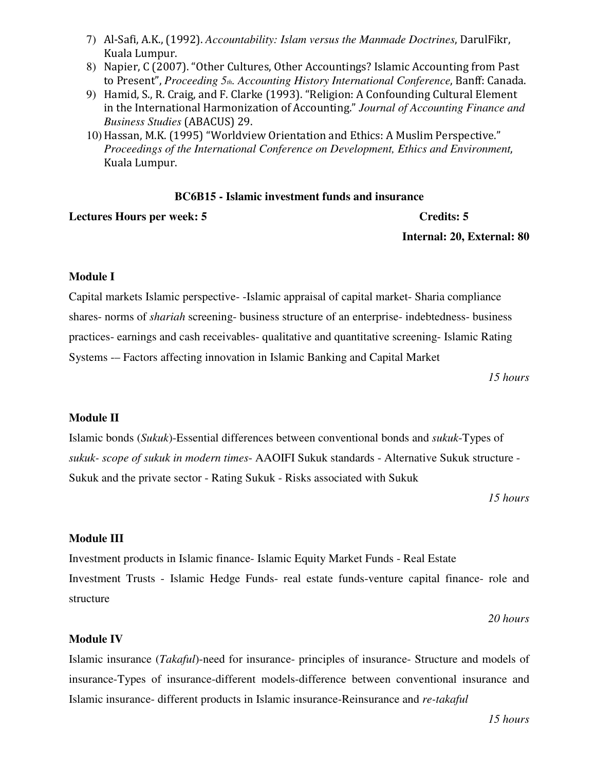7) Al-Safi, A.K., (1992). *Accountability: Islam versus the Manmade Doctrines*, DarulFikr, Kuala Lumpur.
8) Napier, C (2007). "Other Cultures, Other Accountings? Islamic Accounting from Past to Present", *Proceeding 5th. Accounting History International Conference*, Banff: Canada.
9) Hamid, S., R. Craig, and F. Clarke (1993). "Religion: A Confounding Cultural Element in the International Harmonization of Accounting." *Journal of Accounting Finance and Business Studies* (ABACUS) 29.
10) Hassan, M.K. (1995) "Worldview Orientation and Ethics: A Muslim Perspective." *Proceedings of the International Conference on Development, Ethics and Environment*, Kuala Lumpur.

## BC6B15 - Islamic investment funds and insurance

**Lectures Hours per week: 5** **Credits: 5**

**Internal: 20, External: 80**

### Module I

Capital markets Islamic perspective- -Islamic appraisal of capital market- Sharia compliance shares- norms of *shariah* screening- business structure of an enterprise- indebtedness- business practices- earnings and cash receivables- qualitative and quantitative screening- Islamic Rating Systems -– Factors affecting innovation in Islamic Banking and Capital Market

*15 hours*

### Module II

Islamic bonds (*Sukuk*)-Essential differences between conventional bonds and *sukuk*-Types of *sukuk- scope of sukuk in modern times*- AAOIFI Sukuk standards - Alternative Sukuk structure - Sukuk and the private sector - Rating Sukuk - Risks associated with Sukuk

*15 hours*

### Module III

Investment products in Islamic finance- Islamic Equity Market Funds - Real Estate Investment Trusts - Islamic Hedge Funds- real estate funds-venture capital finance- role and structure

*20 hours*

### Module IV

Islamic insurance (*Takaful*)-need for insurance- principles of insurance- Structure and models of insurance-Types of insurance-different models-difference between conventional insurance and Islamic insurance- different products in Islamic insurance-Reinsurance and *re-takaful*

*15 hours*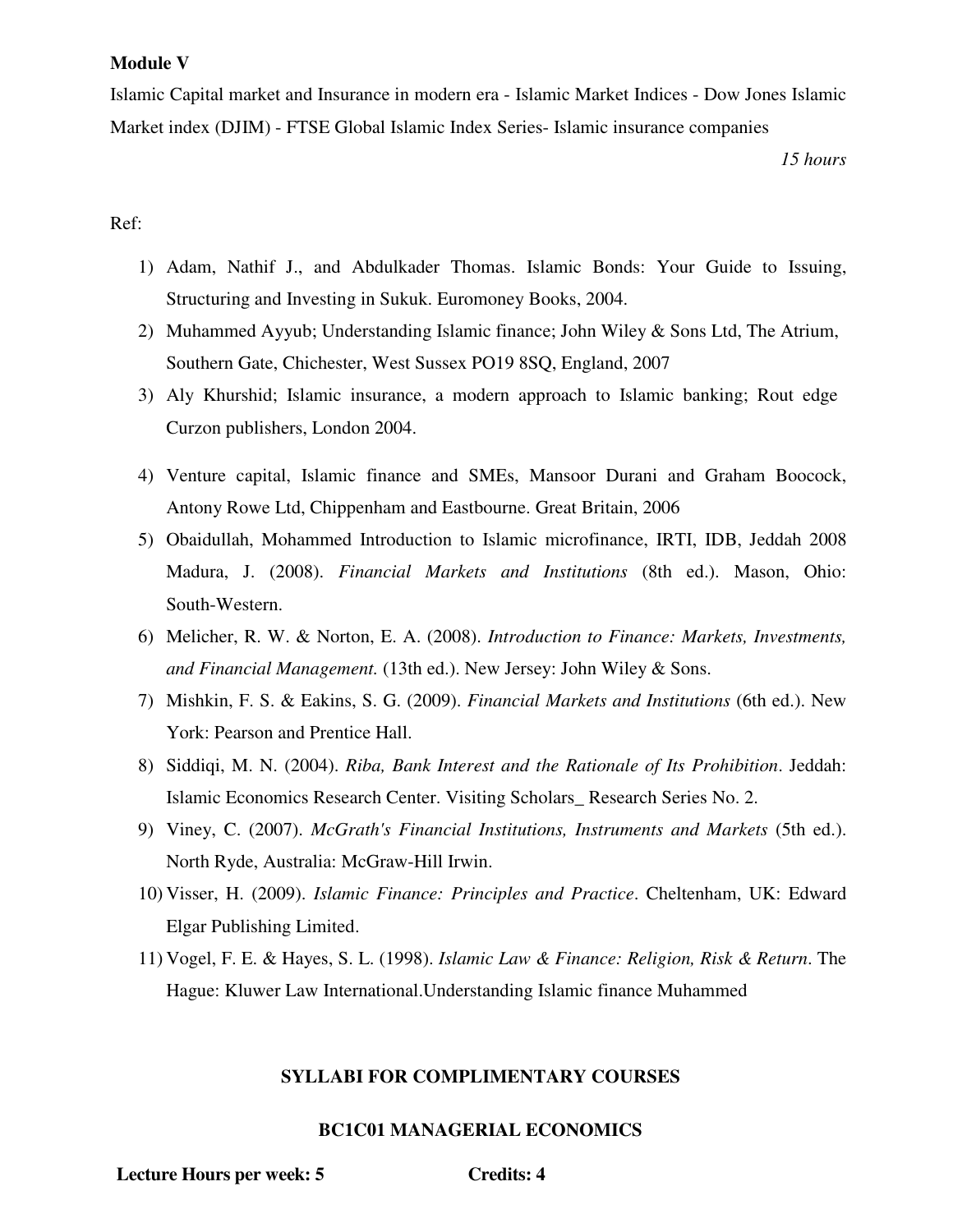**Module V**

Islamic Capital market and Insurance in modern era - Islamic Market Indices - Dow Jones Islamic Market index (DJIM) - FTSE Global Islamic Index Series- Islamic insurance companies

*15 hours*

Ref:

1) Adam, Nathif J., and Abdulkader Thomas. Islamic Bonds: Your Guide to Issuing, Structuring and Investing in Sukuk. Euromoney Books, 2004.
2) Muhammed Ayyub; Understanding Islamic finance; John Wiley & Sons Ltd, The Atrium, Southern Gate, Chichester, West Sussex PO19 8SQ, England, 2007
3) Aly Khurshid; Islamic insurance, a modern approach to Islamic banking; Rout edge Curzon publishers, London 2004.
4) Venture capital, Islamic finance and SMEs, Mansoor Durani and Graham Boocock, Antony Rowe Ltd, Chippenham and Eastbourne. Great Britain, 2006
5) Obaidullah, Mohammed Introduction to Islamic microfinance, IRTI, IDB, Jeddah 2008 Madura, J. (2008). *Financial Markets and Institutions* (8th ed.). Mason, Ohio: South-Western.
6) Melicher, R. W. & Norton, E. A. (2008). *Introduction to Finance: Markets, Investments, and Financial Management.* (13th ed.). New Jersey: John Wiley & Sons.
7) Mishkin, F. S. & Eakins, S. G. (2009). *Financial Markets and Institutions* (6th ed.). New York: Pearson and Prentice Hall.
8) Siddiqi, M. N. (2004). *Riba, Bank Interest and the Rationale of Its Prohibition*. Jeddah: Islamic Economics Research Center. Visiting Scholars_ Research Series No. 2.
9) Viney, C. (2007). *McGrath's Financial Institutions, Instruments and Markets* (5th ed.). North Ryde, Australia: McGraw-Hill Irwin.
10) Visser, H. (2009). *Islamic Finance: Principles and Practice*. Cheltenham, UK: Edward Elgar Publishing Limited.
11) Vogel, F. E. & Hayes, S. L. (1998). *Islamic Law & Finance: Religion, Risk & Return*. The Hague: Kluwer Law International.Understanding Islamic finance Muhammed

## SYLLABI FOR COMPLIMENTARY COURSES

### BC1C01 MANAGERIAL ECONOMICS

**Lecture Hours per week: 5** **Credits: 4**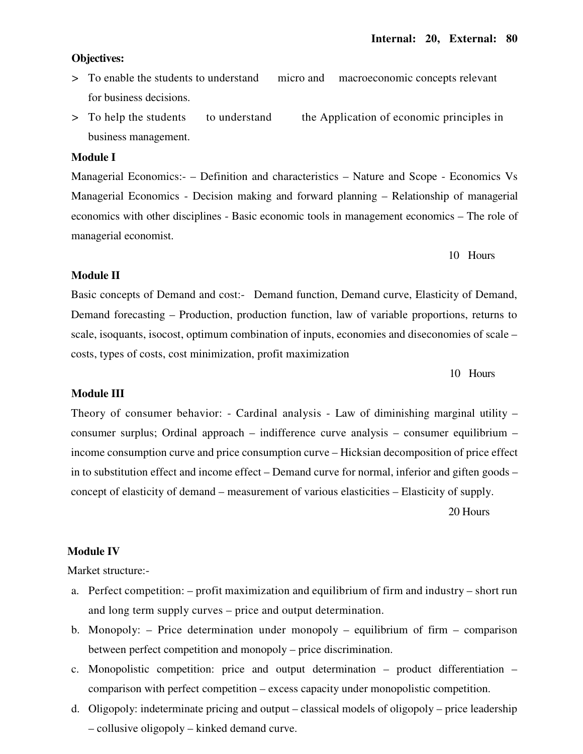**Internal: 20, External: 80**

**Objectives:**

> To enable the students to understand micro and macroeconomic concepts relevant for business decisions.

> To help the students to understand the Application of economic principles in business management.

**Module I**

Managerial Economics:- – Definition and characteristics – Nature and Scope - Economics Vs Managerial Economics - Decision making and forward planning – Relationship of managerial economics with other disciplines - Basic economic tools in management economics – The role of managerial economist.

10 Hours

**Module II**

Basic concepts of Demand and cost:- Demand function, Demand curve, Elasticity of Demand, Demand forecasting – Production, production function, law of variable proportions, returns to scale, isoquants, isocost, optimum combination of inputs, economies and diseconomies of scale – costs, types of costs, cost minimization, profit maximization

10 Hours

**Module III**

Theory of consumer behavior: - Cardinal analysis - Law of diminishing marginal utility – consumer surplus; Ordinal approach – indifference curve analysis – consumer equilibrium – income consumption curve and price consumption curve – Hicksian decomposition of price effect in to substitution effect and income effect – Demand curve for normal, inferior and giften goods – concept of elasticity of demand – measurement of various elasticities – Elasticity of supply.

20 Hours

**Module IV**

Market structure:-

a. Perfect competition: – profit maximization and equilibrium of firm and industry – short run and long term supply curves – price and output determination.
b. Monopoly: – Price determination under monopoly – equilibrium of firm – comparison between perfect competition and monopoly – price discrimination.
c. Monopolistic competition: price and output determination – product differentiation – comparison with perfect competition – excess capacity under monopolistic competition.
d. Oligopoly: indeterminate pricing and output – classical models of oligopoly – price leadership – collusive oligopoly – kinked demand curve.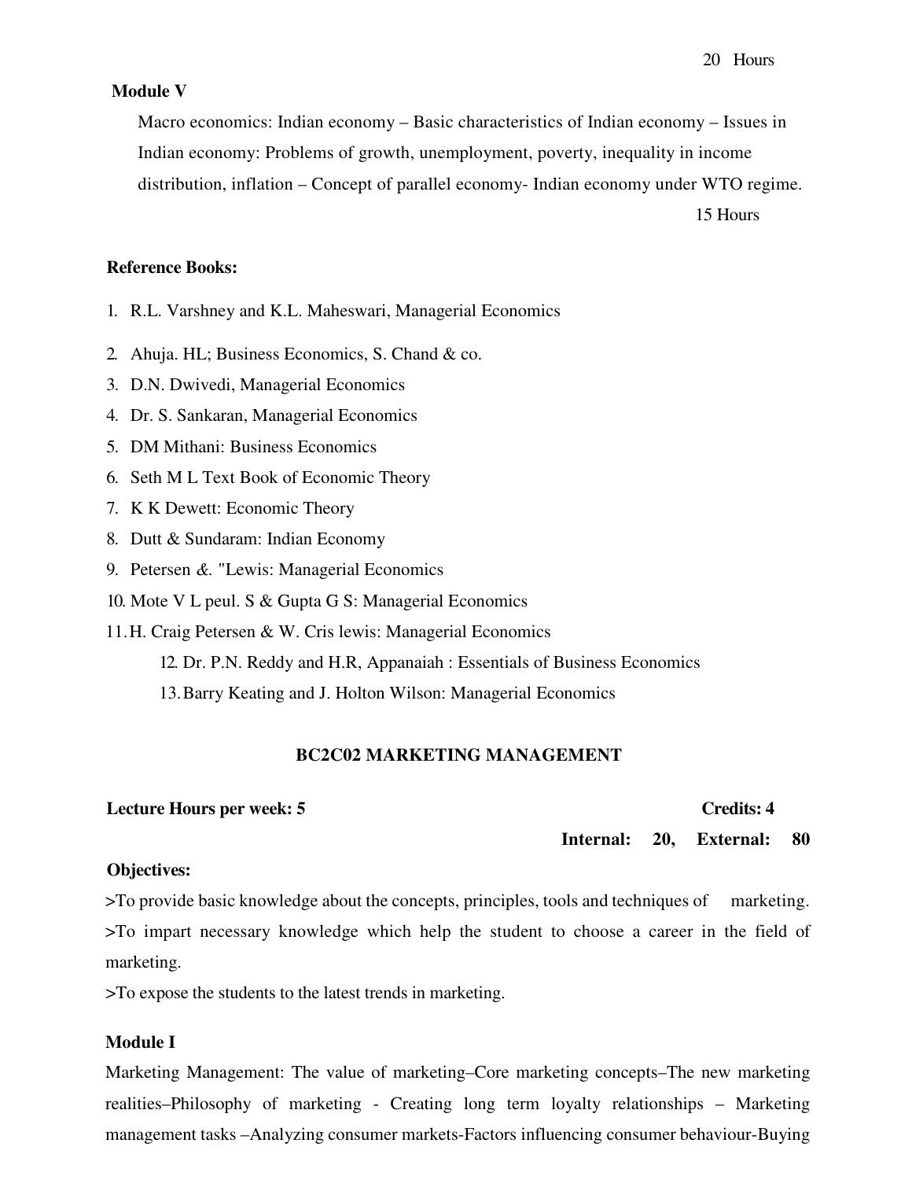20 Hours

**Module V**

Macro economics: Indian economy – Basic characteristics of Indian economy – Issues in Indian economy: Problems of growth, unemployment, poverty, inequality in income distribution, inflation – Concept of parallel economy- Indian economy under WTO regime.

15 Hours

**Reference Books:**

1. R.L. Varshney and K.L. Maheswari, Managerial Economics
2. Ahuja. HL; Business Economics, S. Chand & co.
3. D.N. Dwivedi, Managerial Economics
4. Dr. S. Sankaran, Managerial Economics
5. DM Mithani: Business Economics
6. Seth M L Text Book of Economic Theory
7. K K Dewett: Economic Theory
8. Dutt & Sundaram: Indian Economy
9. Petersen &. "Lewis: Managerial Economics
10. Mote V L peul. S & Gupta G S: Managerial Economics
11. H. Craig Petersen & W. Cris lewis: Managerial Economics
12. Dr. P.N. Reddy and H.R, Appanaiah : Essentials of Business Economics
13. Barry Keating and J. Holton Wilson: Managerial Economics

## BC2C02 MARKETING MANAGEMENT

**Lecture Hours per week: 5** **Credits: 4**

**Internal: 20, External: 80**

**Objectives:**

>To provide basic knowledge about the concepts, principles, tools and techniques of marketing.
>To impart necessary knowledge which help the student to choose a career in the field of marketing.
>To expose the students to the latest trends in marketing.

**Module I**

Marketing Management: The value of marketing–Core marketing concepts–The new marketing realities–Philosophy of marketing - Creating long term loyalty relationships – Marketing management tasks –Analyzing consumer markets-Factors influencing consumer behaviour-Buying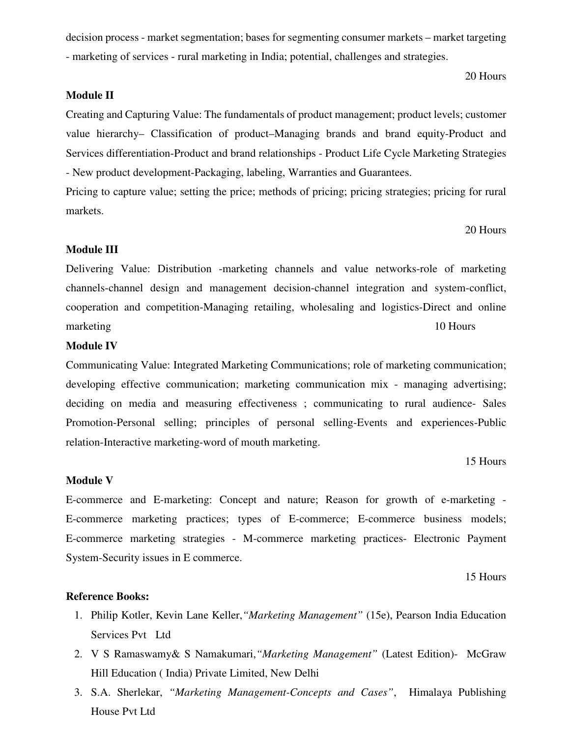decision process - market segmentation; bases for segmenting consumer markets – market targeting - marketing of services - rural marketing in India; potential, challenges and strategies.

20 Hours

**Module II**

Creating and Capturing Value: The fundamentals of product management; product levels; customer value hierarchy– Classification of product–Managing brands and brand equity-Product and Services differentiation-Product and brand relationships - Product Life Cycle Marketing Strategies - New product development-Packaging, labeling, Warranties and Guarantees.

Pricing to capture value; setting the price; methods of pricing; pricing strategies; pricing for rural markets.

20 Hours

**Module III**

Delivering Value: Distribution -marketing channels and value networks-role of marketing channels-channel design and management decision-channel integration and system-conflict, cooperation and competition-Managing retailing, wholesaling and logistics-Direct and online marketing

10 Hours

**Module IV**

Communicating Value: Integrated Marketing Communications; role of marketing communication; developing effective communication; marketing communication mix - managing advertising; deciding on media and measuring effectiveness ; communicating to rural audience- Sales Promotion-Personal selling; principles of personal selling-Events and experiences-Public relation-Interactive marketing-word of mouth marketing.

15 Hours

**Module V**

E-commerce and E-marketing: Concept and nature; Reason for growth of e-marketing - E-commerce marketing practices; types of E-commerce; E-commerce business models; E-commerce marketing strategies - M-commerce marketing practices- Electronic Payment System-Security issues in E commerce.

15 Hours

**Reference Books:**

1. Philip Kotler, Kevin Lane Keller,*"Marketing Management"* (15e), Pearson India Education Services Pvt Ltd
2. V S Ramaswamy& S Namakumari,*"Marketing Management"* (Latest Edition)- McGraw Hill Education ( India) Private Limited, New Delhi
3. S.A. Sherlekar, *"Marketing Management-Concepts and Cases"*, Himalaya Publishing House Pvt Ltd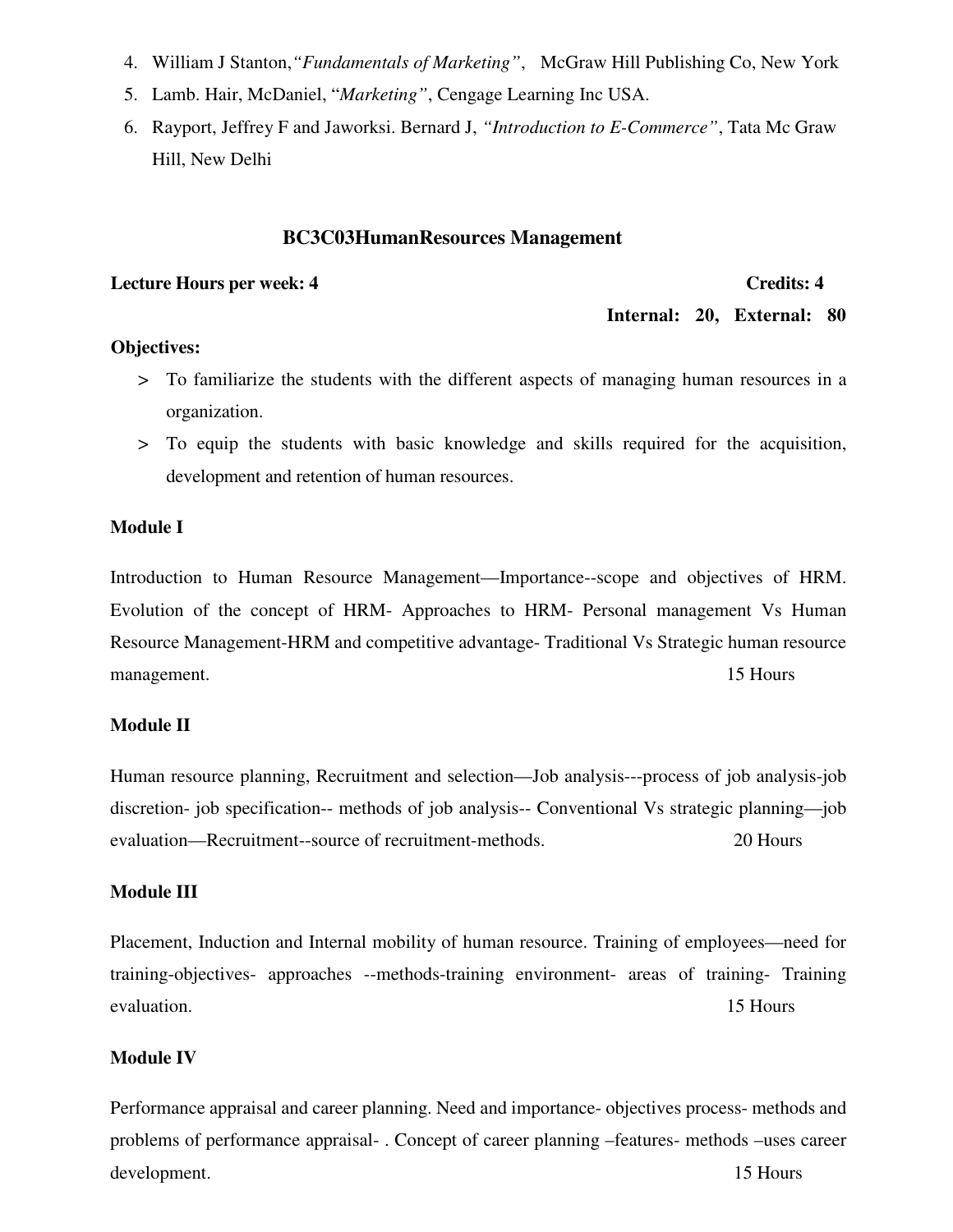4. William J Stanton, *"Fundamentals of Marketing"*, McGraw Hill Publishing Co, New York
5. Lamb. Hair, McDaniel, "*Marketing"*, Cengage Learning Inc USA.
6. Rayport, Jeffrey F and Jaworksi. Bernard J, *"Introduction to E-Commerce"*, Tata Mc Graw Hill, New Delhi

## BC3C03HumanResources Management

**Lecture Hours per week: 4** **Credits: 4**

**Internal: 20, External: 80**

**Objectives:**

> To familiarize the students with the different aspects of managing human resources in a organization.

> To equip the students with basic knowledge and skills required for the acquisition, development and retention of human resources.

**Module I**

Introduction to Human Resource Management—Importance--scope and objectives of HRM. Evolution of the concept of HRM- Approaches to HRM- Personal management Vs Human Resource Management-HRM and competitive advantage- Traditional Vs Strategic human resource management. 15 Hours

**Module II**

Human resource planning, Recruitment and selection—Job analysis---process of job analysis-job discretion- job specification-- methods of job analysis-- Conventional Vs strategic planning—job evaluation—Recruitment--source of recruitment-methods. 20 Hours

**Module III**

Placement, Induction and Internal mobility of human resource. Training of employees—need for training-objectives- approaches --methods-training environment- areas of training- Training evaluation. 15 Hours

**Module IV**

Performance appraisal and career planning. Need and importance- objectives process- methods and problems of performance appraisal- . Concept of career planning –features- methods –uses career development. 15 Hours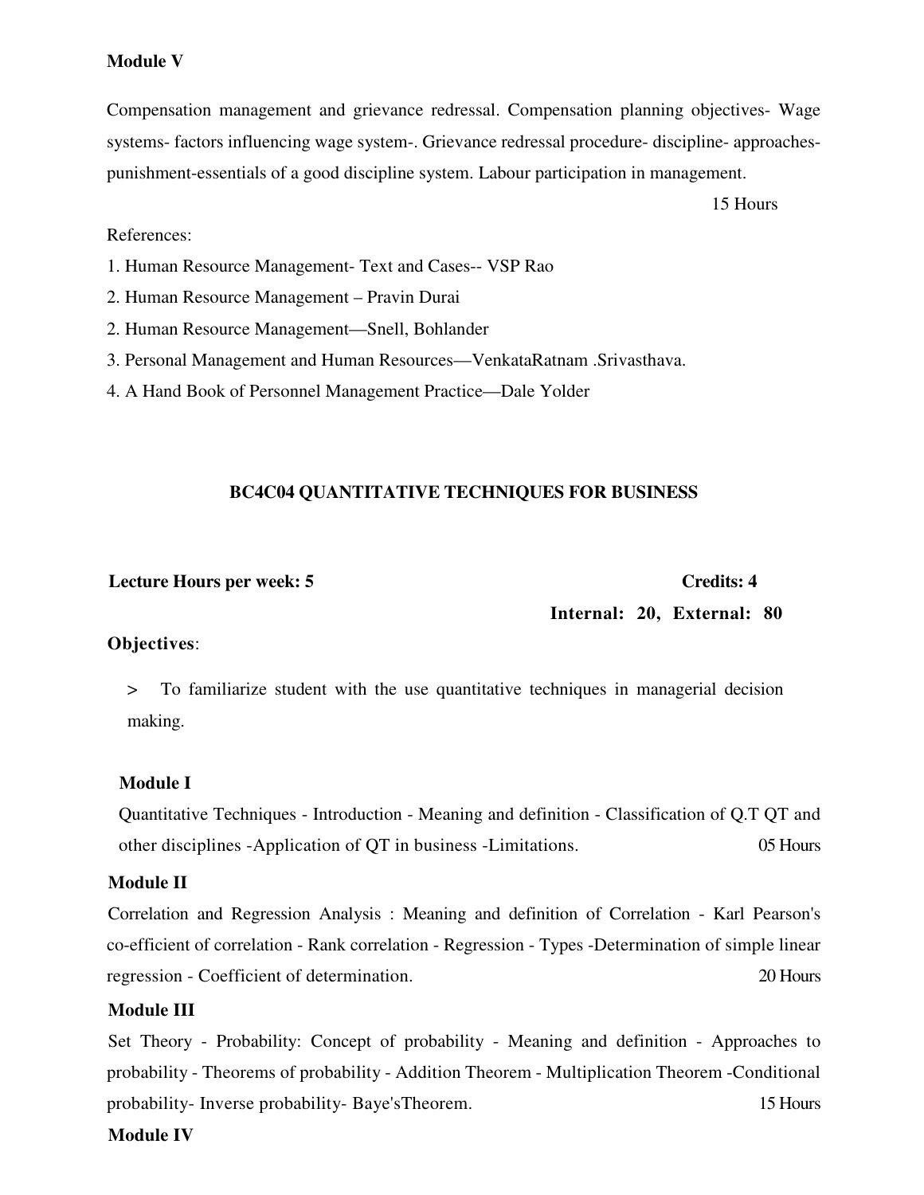**Module V**

Compensation management and grievance redressal. Compensation planning objectives- Wage systems- factors influencing wage system-. Grievance redressal procedure- discipline- approaches-punishment-essentials of a good discipline system. Labour participation in management.

15 Hours

References:

1. Human Resource Management- Text and Cases-- VSP Rao
2. Human Resource Management – Pravin Durai
2. Human Resource Management—Snell, Bohlander
3. Personal Management and Human Resources—VenkataRatnam .Srivasthava.
4. A Hand Book of Personnel Management Practice—Dale Yolder

## BC4C04 QUANTITATIVE TECHNIQUES FOR BUSINESS

**Lecture Hours per week: 5** **Credits: 4**

**Internal: 20, External: 80**

**Objectives**:

> To familiarize student with the use quantitative techniques in managerial decision making.

**Module I**

Quantitative Techniques - Introduction - Meaning and definition - Classification of Q.T QT and other disciplines -Application of QT in business -Limitations. 05 Hours

**Module II**

Correlation and Regression Analysis : Meaning and definition of Correlation - Karl Pearson's co-efficient of correlation - Rank correlation - Regression - Types -Determination of simple linear regression - Coefficient of determination. 20 Hours

**Module III**

Set Theory - Probability: Concept of probability - Meaning and definition - Approaches to probability - Theorems of probability - Addition Theorem - Multiplication Theorem -Conditional probability- Inverse probability- Baye'sTheorem. 15 Hours

**Module IV**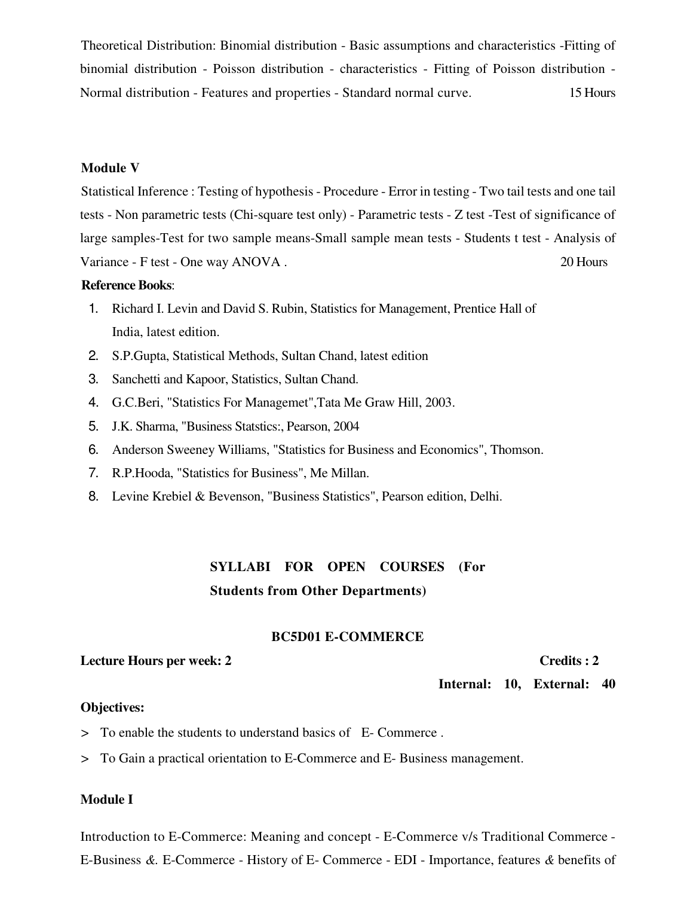Theoretical Distribution: Binomial distribution - Basic assumptions and characteristics -Fitting of binomial distribution - Poisson distribution - characteristics - Fitting of Poisson distribution - Normal distribution - Features and properties - Standard normal curve. 15 Hours

**Module V**

Statistical Inference : Testing of hypothesis - Procedure - Error in testing - Two tail tests and one tail tests - Non parametric tests (Chi-square test only) - Parametric tests - Z test -Test of significance of large samples-Test for two sample means-Small sample mean tests - Students t test - Analysis of Variance - F test - One way ANOVA . 20 Hours

**Reference Books**:

1. Richard I. Levin and David S. Rubin, Statistics for Management, Prentice Hall of India, latest edition.
2. S.P.Gupta, Statistical Methods, Sultan Chand, latest edition
3. Sanchetti and Kapoor, Statistics, Sultan Chand.
4. G.C.Beri, "Statistics For Managemet",Tata Me Graw Hill, 2003.
5. J.K. Sharma, "Business Statstics:, Pearson, 2004
6. Anderson Sweeney Williams, "Statistics for Business and Economics", Thomson.
7. R.P.Hooda, "Statistics for Business", Me Millan.
8. Levine Krebiel & Bevenson, "Business Statistics", Pearson edition, Delhi.

## SYLLABI FOR OPEN COURSES (For Students from Other Departments)

### BC5D01 E-COMMERCE

**Lecture Hours per week: 2** **Credits : 2**

**Internal: 10, External: 40**

**Objectives:**

> To enable the students to understand basics of E- Commerce .

> To Gain a practical orientation to E-Commerce and E- Business management.

**Module I**

Introduction to E-Commerce: Meaning and concept - E-Commerce v/s Traditional Commerce - E-Business &. E-Commerce - History of E- Commerce - EDI - Importance, features & benefits of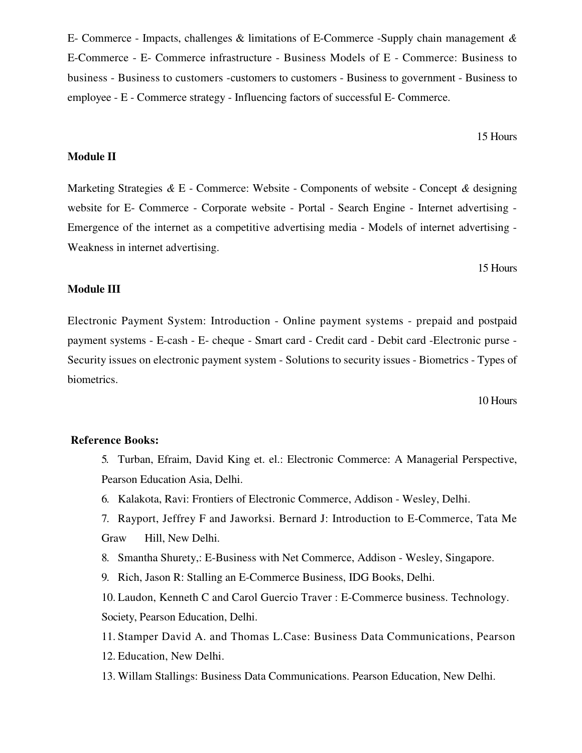E- Commerce - Impacts, challenges & limitations of E-Commerce -Supply chain management & E-Commerce - E- Commerce infrastructure - Business Models of E - Commerce: Business to business - Business to customers -customers to customers - Business to government - Business to employee - E - Commerce strategy - Influencing factors of successful E- Commerce.

15 Hours

**Module II**

Marketing Strategies & E - Commerce: Website - Components of website - Concept & designing website for E- Commerce - Corporate website - Portal - Search Engine - Internet advertising - Emergence of the internet as a competitive advertising media - Models of internet advertising - Weakness in internet advertising.

15 Hours

**Module III**

Electronic Payment System: Introduction - Online payment systems - prepaid and postpaid payment systems - E-cash - E- cheque - Smart card - Credit card - Debit card -Electronic purse - Security issues on electronic payment system - Solutions to security issues - Biometrics - Types of biometrics.

10 Hours

**Reference Books:**

5. Turban, Efraim, David King et. el.: Electronic Commerce: A Managerial Perspective, Pearson Education Asia, Delhi.
6. Kalakota, Ravi: Frontiers of Electronic Commerce, Addison - Wesley, Delhi.
7. Rayport, Jeffrey F and Jaworksi. Bernard J: Introduction to E-Commerce, Tata Me Graw Hill, New Delhi.
8. Smantha Shurety,: E-Business with Net Commerce, Addison - Wesley, Singapore.
9. Rich, Jason R: Stalling an E-Commerce Business, IDG Books, Delhi.
10. Laudon, Kenneth C and Carol Guercio Traver : E-Commerce business. Technology. Society, Pearson Education, Delhi.
11. Stamper David A. and Thomas L.Case: Business Data Communications, Pearson
12. Education, New Delhi.
13. Willam Stallings: Business Data Communications. Pearson Education, New Delhi.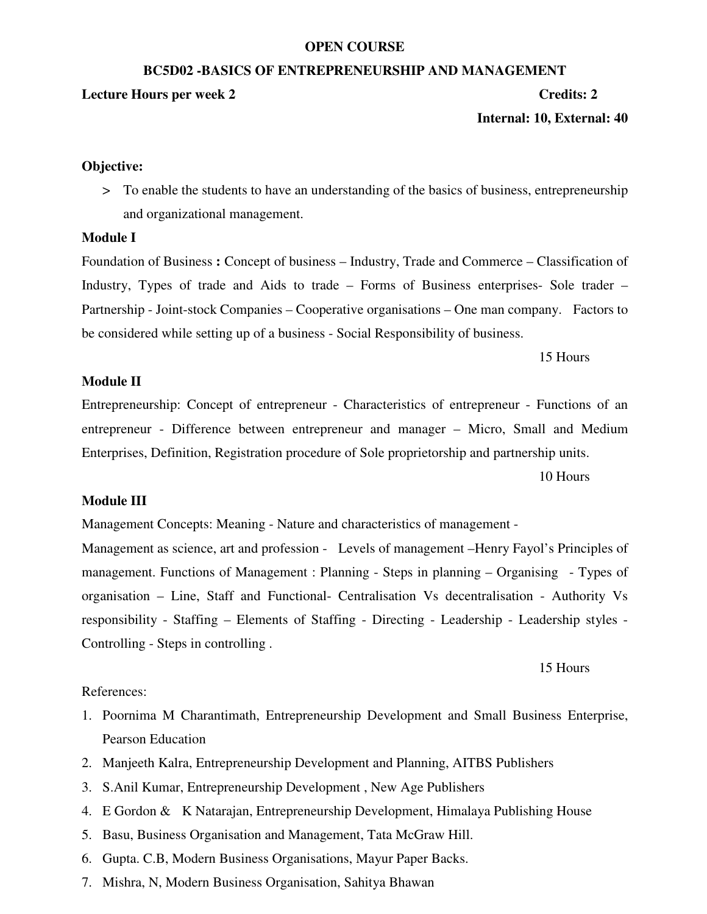## OPEN COURSE

## BC5D02 -BASICS OF ENTREPRENEURSHIP AND MANAGEMENT

**Lecture Hours per week 2** **Credits: 2**

**Internal: 10, External: 40**

**Objective:**

> To enable the students to have an understanding of the basics of business, entrepreneurship and organizational management.

**Module I**

Foundation of Business **:** Concept of business – Industry, Trade and Commerce – Classification of Industry, Types of trade and Aids to trade – Forms of Business enterprises- Sole trader – Partnership - Joint-stock Companies – Cooperative organisations – One man company. Factors to be considered while setting up of a business - Social Responsibility of business.

15 Hours

**Module II**

Entrepreneurship: Concept of entrepreneur - Characteristics of entrepreneur - Functions of an entrepreneur - Difference between entrepreneur and manager – Micro, Small and Medium Enterprises, Definition, Registration procedure of Sole proprietorship and partnership units.

10 Hours

**Module III**

Management Concepts: Meaning - Nature and characteristics of management -

Management as science, art and profession - Levels of management –Henry Fayol's Principles of management. Functions of Management : Planning - Steps in planning – Organising - Types of organisation – Line, Staff and Functional- Centralisation Vs decentralisation - Authority Vs responsibility - Staffing – Elements of Staffing - Directing - Leadership - Leadership styles - Controlling - Steps in controlling .

15 Hours

References:

1. Poornima M Charantimath, Entrepreneurship Development and Small Business Enterprise, Pearson Education
2. Manjeeth Kalra, Entrepreneurship Development and Planning, AITBS Publishers
3. S.Anil Kumar, Entrepreneurship Development , New Age Publishers
4. E Gordon & K Natarajan, Entrepreneurship Development, Himalaya Publishing House
5. Basu, Business Organisation and Management, Tata McGraw Hill.
6. Gupta. C.B, Modern Business Organisations, Mayur Paper Backs.
7. Mishra, N, Modern Business Organisation, Sahitya Bhawan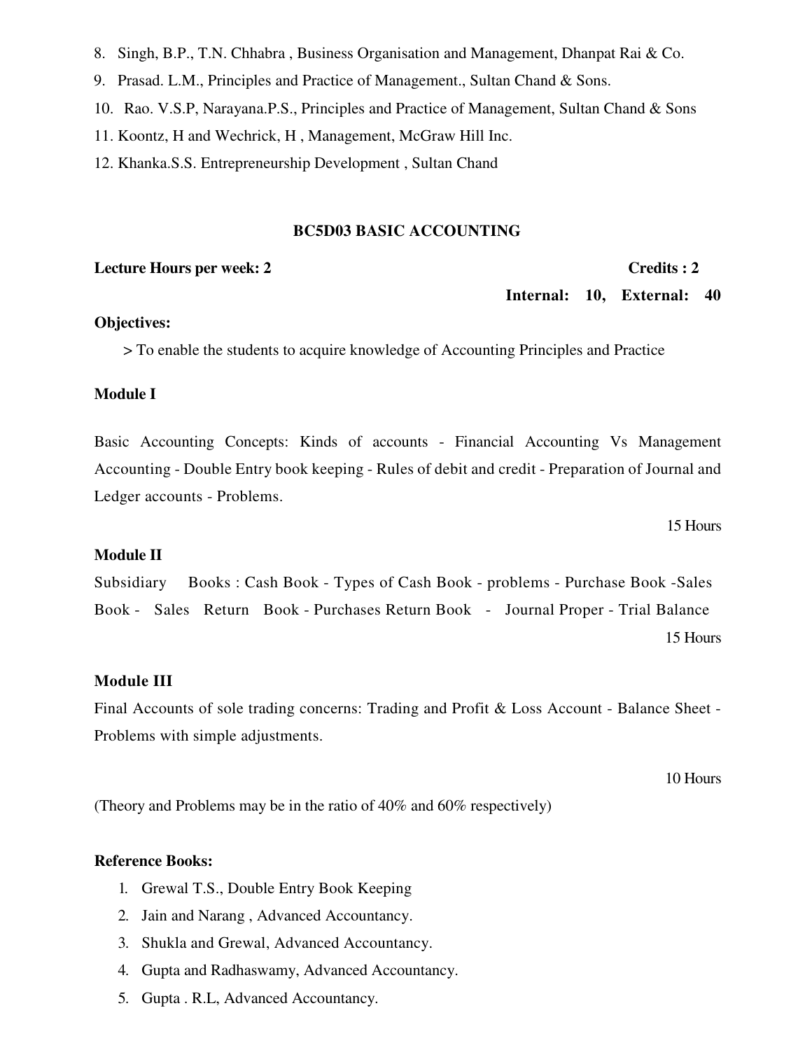8. Singh, B.P., T.N. Chhabra , Business Organisation and Management, Dhanpat Rai & Co.
9. Prasad. L.M., Principles and Practice of Management., Sultan Chand & Sons.
10. Rao. V.S.P, Narayana.P.S., Principles and Practice of Management, Sultan Chand & Sons
11. Koontz, H and Wechrick, H , Management, McGraw Hill Inc.
12. Khanka.S.S. Entrepreneurship Development , Sultan Chand

## BC5D03 BASIC ACCOUNTING

**Lecture Hours per week: 2** **Credits : 2**

**Internal: 10, External: 40**

**Objectives:**

> To enable the students to acquire knowledge of Accounting Principles and Practice

**Module I**

Basic Accounting Concepts: Kinds of accounts - Financial Accounting Vs Management Accounting - Double Entry book keeping - Rules of debit and credit - Preparation of Journal and Ledger accounts - Problems.

15 Hours

**Module II**

Subsidiary Books : Cash Book - Types of Cash Book - problems - Purchase Book -Sales Book - Sales Return Book - Purchases Return Book - Journal Proper - Trial Balance

15 Hours

**Module III**

Final Accounts of sole trading concerns: Trading and Profit & Loss Account - Balance Sheet - Problems with simple adjustments.

10 Hours

(Theory and Problems may be in the ratio of 40% and 60% respectively)

**Reference Books:**

1. Grewal T.S., Double Entry Book Keeping
2. Jain and Narang , Advanced Accountancy.
3. Shukla and Grewal, Advanced Accountancy.
4. Gupta and Radhaswamy, Advanced Accountancy.
5. Gupta . R.L, Advanced Accountancy.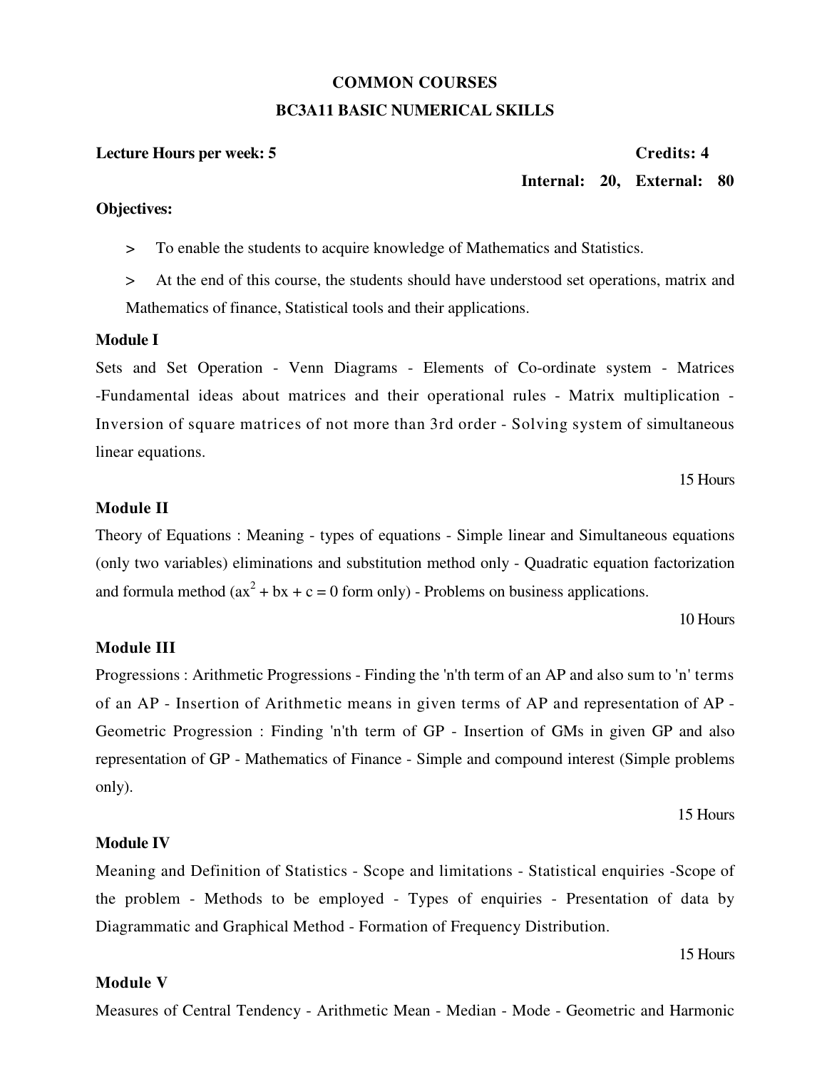## COMMON COURSES

## BC3A11 BASIC NUMERICAL SKILLS

**Lecture Hours per week: 5** **Credits: 4**

**Internal: 20, External: 80**

**Objectives:**

> To enable the students to acquire knowledge of Mathematics and Statistics.

> At the end of this course, the students should have understood set operations, matrix and Mathematics of finance, Statistical tools and their applications.

**Module I**

Sets and Set Operation - Venn Diagrams - Elements of Co-ordinate system - Matrices -Fundamental ideas about matrices and their operational rules - Matrix multiplication - Inversion of square matrices of not more than 3rd order - Solving system of simultaneous linear equations.

15 Hours

**Module II**

Theory of Equations : Meaning - types of equations - Simple linear and Simultaneous equations (only two variables) eliminations and substitution method only - Quadratic equation factorization and formula method ($ax^2 + bx + c = 0$ form only) - Problems on business applications.

10 Hours

**Module III**

Progressions : Arithmetic Progressions - Finding the 'n'th term of an AP and also sum to 'n' terms of an AP - Insertion of Arithmetic means in given terms of AP and representation of AP - Geometric Progression : Finding 'n'th term of GP - Insertion of GMs in given GP and also representation of GP - Mathematics of Finance - Simple and compound interest (Simple problems only).

15 Hours

**Module IV**

Meaning and Definition of Statistics - Scope and limitations - Statistical enquiries -Scope of the problem - Methods to be employed - Types of enquiries - Presentation of data by Diagrammatic and Graphical Method - Formation of Frequency Distribution.

15 Hours

**Module V**

Measures of Central Tendency - Arithmetic Mean - Median - Mode - Geometric and Harmonic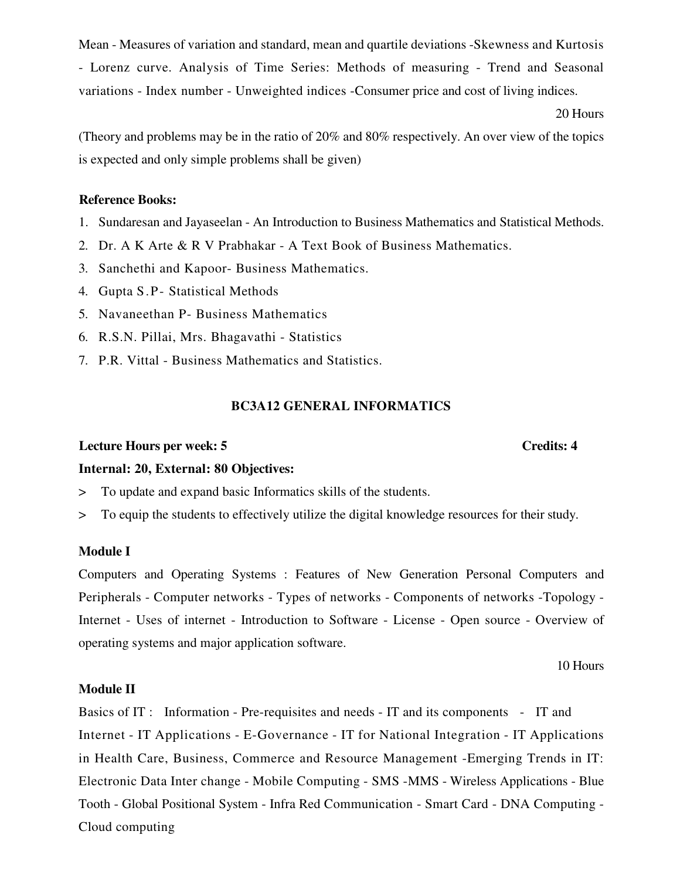Mean - Measures of variation and standard, mean and quartile deviations -Skewness and Kurtosis - Lorenz curve. Analysis of Time Series: Methods of measuring - Trend and Seasonal variations - Index number - Unweighted indices -Consumer price and cost of living indices.

20 Hours

(Theory and problems may be in the ratio of 20% and 80% respectively. An over view of the topics is expected and only simple problems shall be given)

**Reference Books:**

1. Sundaresan and Jayaseelan - An Introduction to Business Mathematics and Statistical Methods.
2. Dr. A K Arte & R V Prabhakar - A Text Book of Business Mathematics.
3. Sanchethi and Kapoor- Business Mathematics.
4. Gupta S.P- Statistical Methods
5. Navaneethan P- Business Mathematics
6. R.S.N. Pillai, Mrs. Bhagavathi - Statistics
7. P.R. Vittal - Business Mathematics and Statistics.

## BC3A12 GENERAL INFORMATICS

**Lecture Hours per week: 5** **Credits: 4**

**Internal: 20, External: 80 Objectives:**

> To update and expand basic Informatics skills of the students.

> To equip the students to effectively utilize the digital knowledge resources for their study.

**Module I**

Computers and Operating Systems : Features of New Generation Personal Computers and Peripherals - Computer networks - Types of networks - Components of networks -Topology - Internet - Uses of internet - Introduction to Software - License - Open source - Overview of operating systems and major application software.

10 Hours

**Module II**

Basics of IT : Information - Pre-requisites and needs - IT and its components - IT and Internet - IT Applications - E-Governance - IT for National Integration - IT Applications in Health Care, Business, Commerce and Resource Management -Emerging Trends in IT: Electronic Data Inter change - Mobile Computing - SMS -MMS - Wireless Applications - Blue Tooth - Global Positional System - Infra Red Communication - Smart Card - DNA Computing - Cloud computing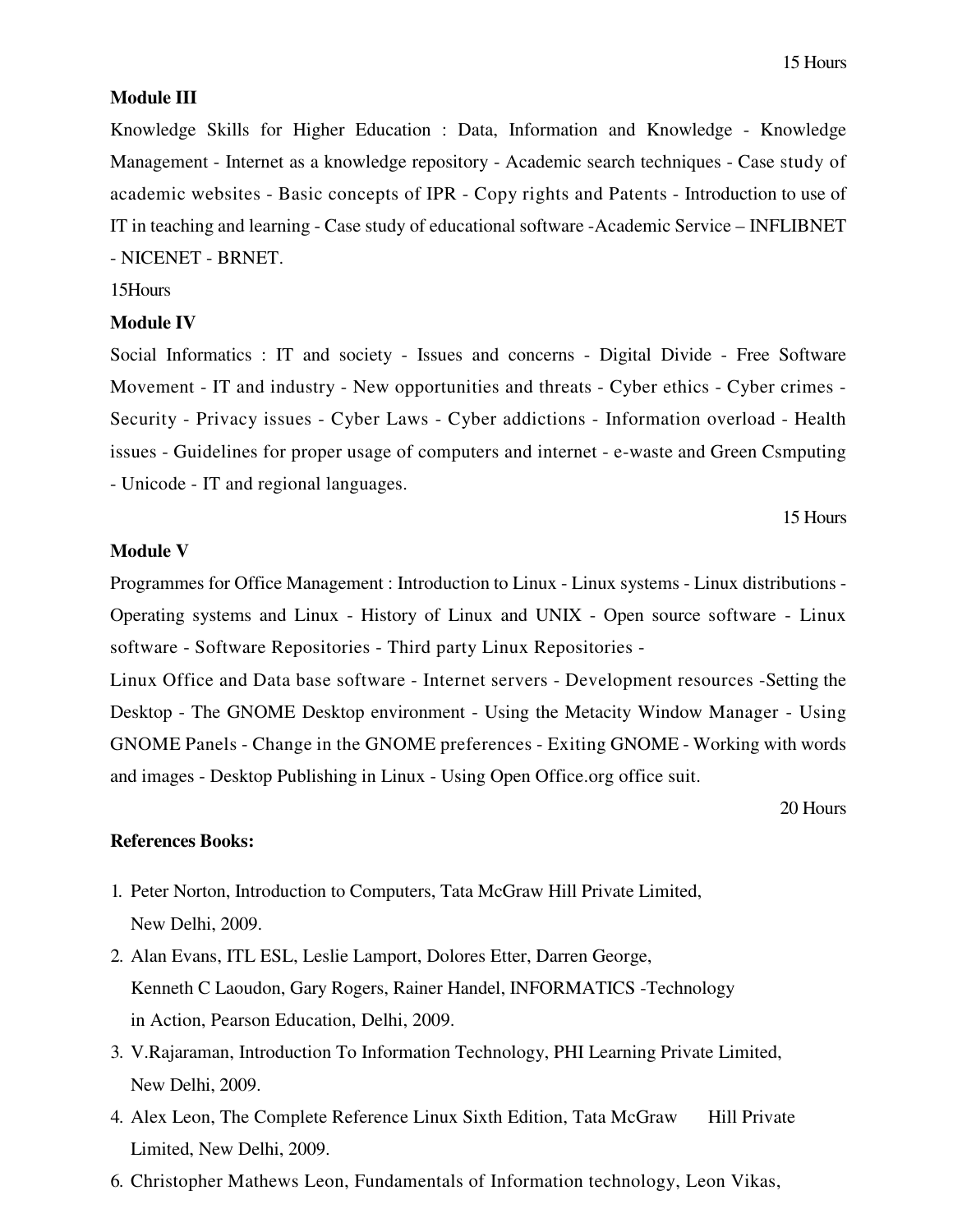15 Hours

**Module III**

Knowledge Skills for Higher Education : Data, Information and Knowledge - Knowledge Management - Internet as a knowledge repository - Academic search techniques - Case study of academic websites - Basic concepts of IPR - Copy rights and Patents - Introduction to use of IT in teaching and learning - Case study of educational software -Academic Service – INFLIBNET - NICENET - BRNET.

15Hours

**Module IV**

Social Informatics : IT and society - Issues and concerns - Digital Divide - Free Software Movement - IT and industry - New opportunities and threats - Cyber ethics - Cyber crimes - Security - Privacy issues - Cyber Laws - Cyber addictions - Information overload - Health issues - Guidelines for proper usage of computers and internet - e-waste and Green Csmputing - Unicode - IT and regional languages.

15 Hours

**Module V**

Programmes for Office Management : Introduction to Linux - Linux systems - Linux distributions - Operating systems and Linux - History of Linux and UNIX - Open source software - Linux software - Software Repositories - Third party Linux Repositories -

Linux Office and Data base software - Internet servers - Development resources -Setting the Desktop - The GNOME Desktop environment - Using the Metacity Window Manager - Using GNOME Panels - Change in the GNOME preferences - Exiting GNOME - Working with words and images - Desktop Publishing in Linux - Using Open Office.org office suit.

20 Hours

**References Books:**

1. Peter Norton, Introduction to Computers, Tata McGraw Hill Private Limited, New Delhi, 2009.
2. Alan Evans, ITL ESL, Leslie Lamport, Dolores Etter, Darren George, Kenneth C Laoudon, Gary Rogers, Rainer Handel, INFORMATICS -Technology in Action, Pearson Education, Delhi, 2009.
3. V.Rajaraman, Introduction To Information Technology, PHI Learning Private Limited, New Delhi, 2009.
4. Alex Leon, The Complete Reference Linux Sixth Edition, Tata McGraw Hill Private Limited, New Delhi, 2009.
6. Christopher Mathews Leon, Fundamentals of Information technology, Leon Vikas,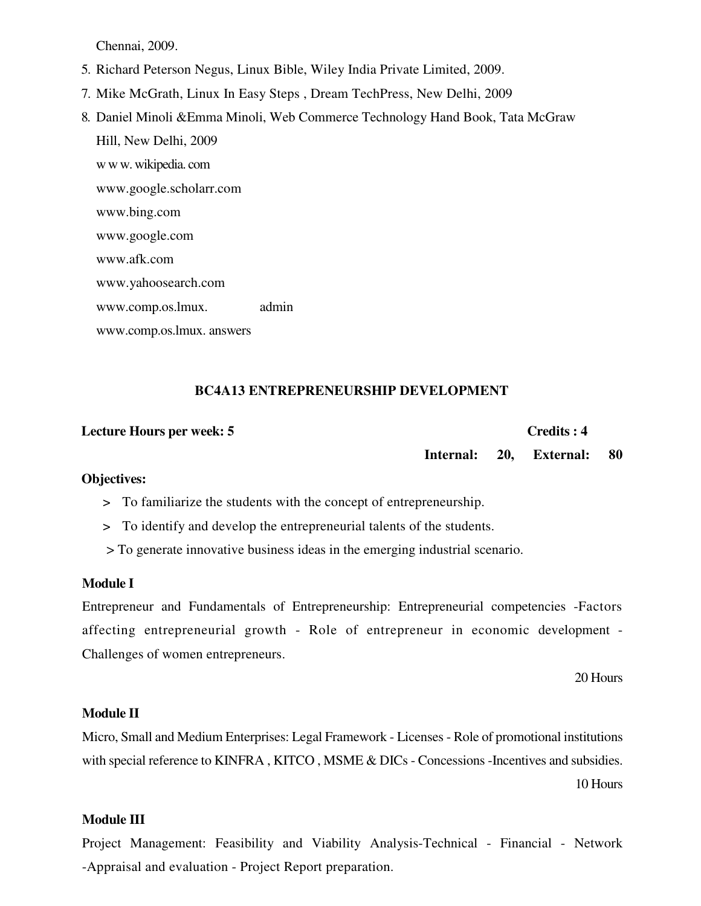Chennai, 2009.

5. Richard Peterson Negus, Linux Bible, Wiley India Private Limited, 2009.
7. Mike McGrath, Linux In Easy Steps , Dream TechPress, New Delhi, 2009
8. Daniel Minoli &Emma Minoli, Web Commerce Technology Hand Book, Tata McGraw Hill, New Delhi, 2009

w w w. wikipedia. com
www.google.scholarr.com
www.bing.com
www.google.com
www.afk.com
www.yahoosearch.com
www.comp.os.lmux. admin
www.comp.os.lmux. answers

## BC4A13 ENTREPRENEURSHIP DEVELOPMENT

**Lecture Hours per week: 5** **Credits : 4**

**Internal: 20, External: 80**

**Objectives:**

> To familiarize the students with the concept of entrepreneurship.
> To identify and develop the entrepreneurial talents of the students.
> To generate innovative business ideas in the emerging industrial scenario.

**Module I**

Entrepreneur and Fundamentals of Entrepreneurship: Entrepreneurial competencies -Factors affecting entrepreneurial growth - Role of entrepreneur in economic development - Challenges of women entrepreneurs.

20 Hours

**Module II**

Micro, Small and Medium Enterprises: Legal Framework - Licenses - Role of promotional institutions with special reference to KINFRA , KITCO , MSME & DICs - Concessions -Incentives and subsidies.

10 Hours

**Module III**

Project Management: Feasibility and Viability Analysis-Technical - Financial - Network -Appraisal and evaluation - Project Report preparation.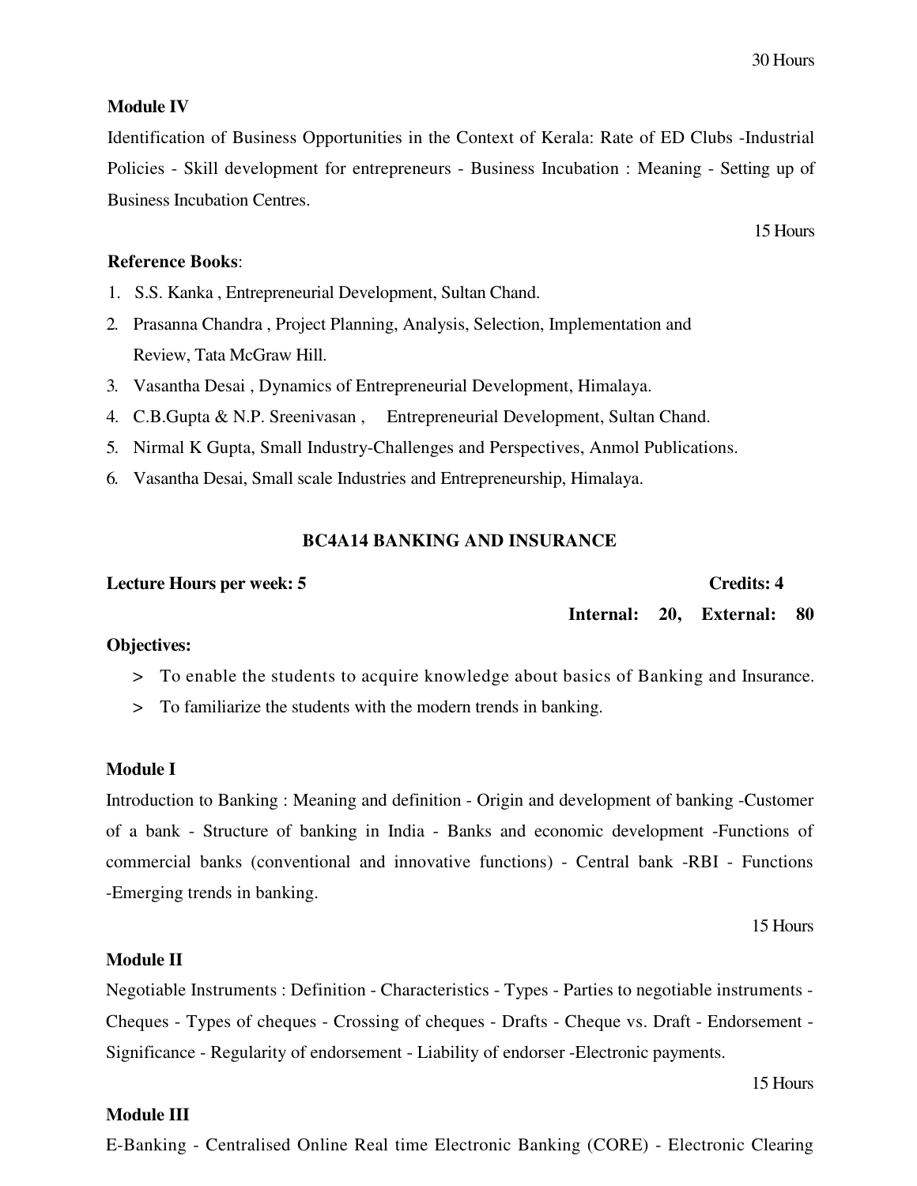30 Hours

**Module IV**

Identification of Business Opportunities in the Context of Kerala: Rate of ED Clubs -Industrial Policies - Skill development for entrepreneurs - Business Incubation : Meaning - Setting up of Business Incubation Centres.

15 Hours

**Reference Books**:

1. S.S. Kanka , Entrepreneurial Development, Sultan Chand.
2. Prasanna Chandra , Project Planning, Analysis, Selection, Implementation and Review, Tata McGraw Hill.
3. Vasantha Desai , Dynamics of Entrepreneurial Development, Himalaya.
4. C.B.Gupta & N.P. Sreenivasan , Entrepreneurial Development, Sultan Chand.
5. Nirmal K Gupta, Small Industry-Challenges and Perspectives, Anmol Publications.
6. Vasantha Desai, Small scale Industries and Entrepreneurship, Himalaya.

## BC4A14 BANKING AND INSURANCE

**Lecture Hours per week: 5** **Credits: 4**

**Internal: 20, External: 80**

**Objectives:**

> To enable the students to acquire knowledge about basics of Banking and Insurance.

> To familiarize the students with the modern trends in banking.

**Module I**

Introduction to Banking : Meaning and definition - Origin and development of banking -Customer of a bank - Structure of banking in India - Banks and economic development -Functions of commercial banks (conventional and innovative functions) - Central bank -RBI - Functions -Emerging trends in banking.

15 Hours

**Module II**

Negotiable Instruments : Definition - Characteristics - Types - Parties to negotiable instruments - Cheques - Types of cheques - Crossing of cheques - Drafts - Cheque vs. Draft - Endorsement - Significance - Regularity of endorsement - Liability of endorser -Electronic payments.

15 Hours

**Module III**

E-Banking - Centralised Online Real time Electronic Banking (CORE) - Electronic Clearing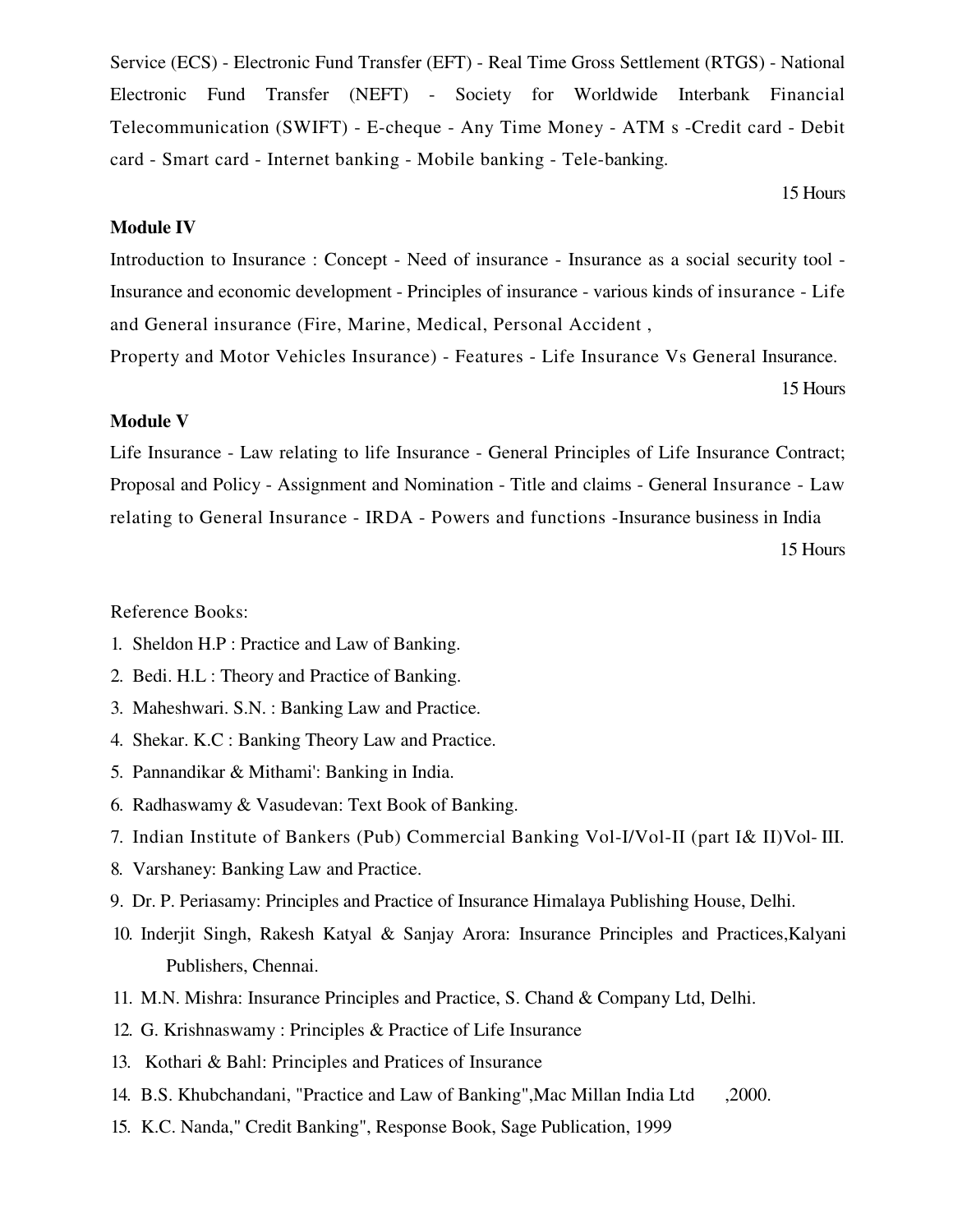Service (ECS) - Electronic Fund Transfer (EFT) - Real Time Gross Settlement (RTGS) - National Electronic Fund Transfer (NEFT) - Society for Worldwide Interbank Financial Telecommunication (SWIFT) - E-cheque - Any Time Money - ATM s -Credit card - Debit card - Smart card - Internet banking - Mobile banking - Tele-banking.

15 Hours

**Module IV**

Introduction to Insurance : Concept - Need of insurance - Insurance as a social security tool - Insurance and economic development - Principles of insurance - various kinds of insurance - Life and General insurance (Fire, Marine, Medical, Personal Accident , Property and Motor Vehicles Insurance) - Features - Life Insurance Vs General Insurance.

15 Hours

**Module V**

Life Insurance - Law relating to life Insurance - General Principles of Life Insurance Contract; Proposal and Policy - Assignment and Nomination - Title and claims - General Insurance - Law relating to General Insurance - IRDA - Powers and functions -Insurance business in India

15 Hours

Reference Books:

1. Sheldon H.P : Practice and Law of Banking.
2. Bedi. H.L : Theory and Practice of Banking.
3. Maheshwari. S.N. : Banking Law and Practice.
4. Shekar. K.C : Banking Theory Law and Practice.
5. Pannandikar & Mithami': Banking in India.
6. Radhaswamy & Vasudevan: Text Book of Banking.
7. Indian Institute of Bankers (Pub) Commercial Banking Vol-I/Vol-II (part I& II)Vol- III.
8. Varshaney: Banking Law and Practice.
9. Dr. P. Periasamy: Principles and Practice of Insurance Himalaya Publishing House, Delhi.
10. Inderjit Singh, Rakesh Katyal & Sanjay Arora: Insurance Principles and Practices,Kalyani Publishers, Chennai.
11. M.N. Mishra: Insurance Principles and Practice, S. Chand & Company Ltd, Delhi.
12. G. Krishnaswamy : Principles & Practice of Life Insurance
13. Kothari & Bahl: Principles and Pratices of Insurance
14. B.S. Khubchandani, "Practice and Law of Banking",Mac Millan India Ltd ,2000.
15. K.C. Nanda," Credit Banking", Response Book, Sage Publication, 1999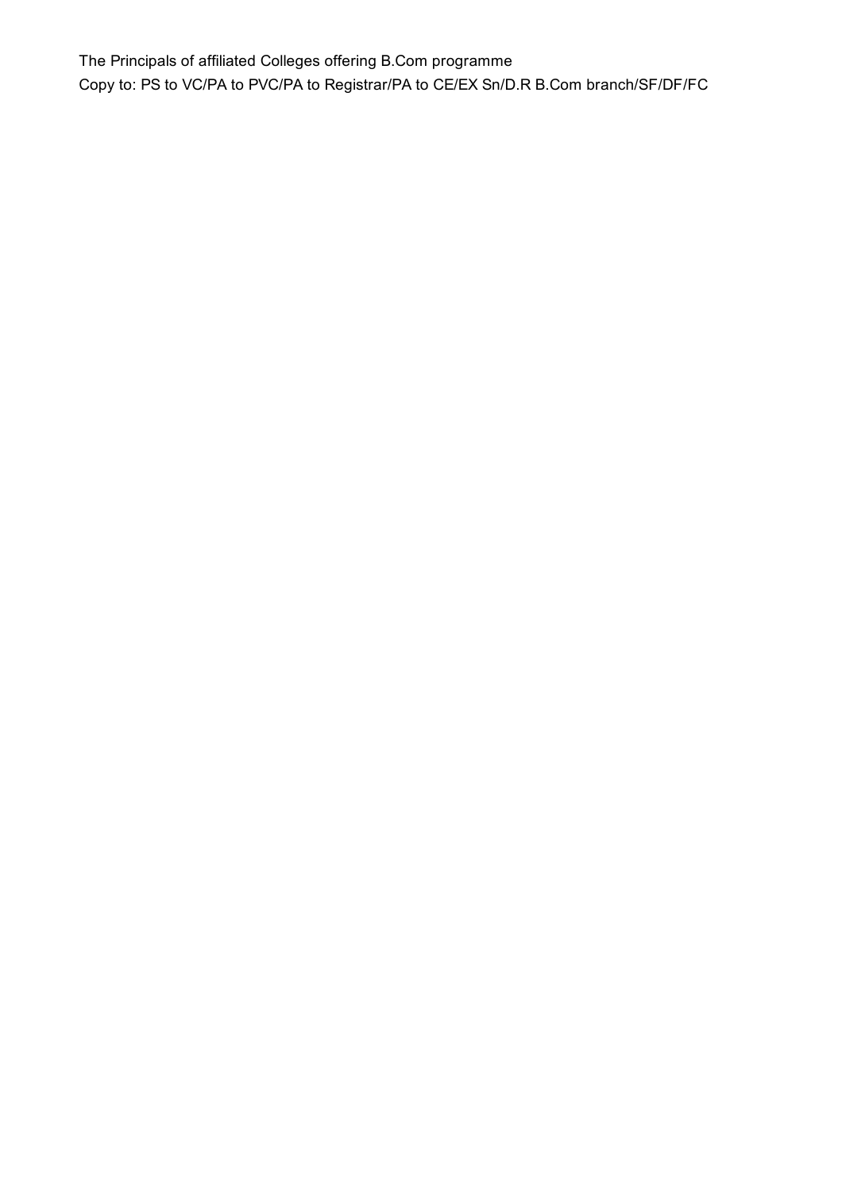The Principals of affiliated Colleges offering B.Com programme

Copy to: PS to VC/PA to PVC/PA to Registrar/PA to CE/EX Sn/D.R B.Com branch/SF/DF/FC